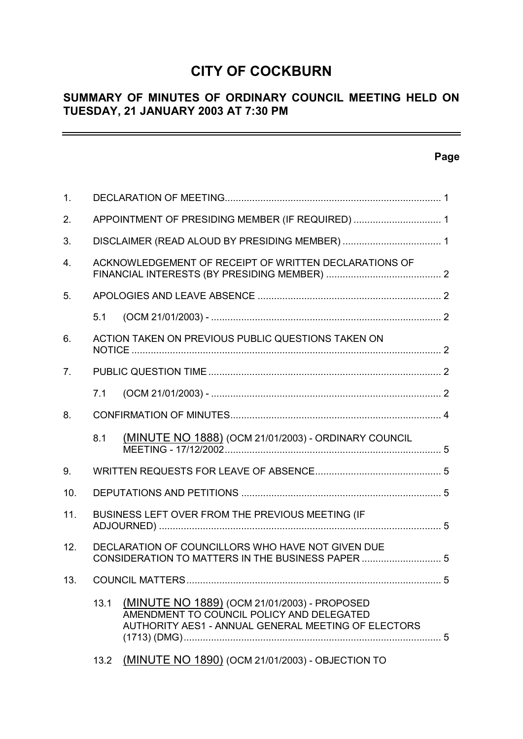# CITY OF COCKBURN

## SUMMARY OF MINUTES OF ORDINARY COUNCIL MEETING HELD ON TUESDAY, 21 JANUARY 2003 AT 7:30 PM

---

**Page**

| | | Page |
|---|---|---|
| 1. | DECLARATION OF MEETING | 1 |
| 2. | APPOINTMENT OF PRESIDING MEMBER (IF REQUIRED) | 1 |
| 3. | DISCLAIMER (READ ALOUD BY PRESIDING MEMBER) | 1 |
| 4. | ACKNOWLEDGEMENT OF RECEIPT OF WRITTEN DECLARATIONS OF FINANCIAL INTERESTS (BY PRESIDING MEMBER) | 2 |
| 5. | APOLOGIES AND LEAVE ABSENCE | 2 |
| | 5.1 (OCM 21/01/2003) - | 2 |
| 6. | ACTION TAKEN ON PREVIOUS PUBLIC QUESTIONS TAKEN ON NOTICE | 2 |
| 7. | PUBLIC QUESTION TIME | 2 |
| | 7.1 (OCM 21/01/2003) - | 2 |
| 8. | CONFIRMATION OF MINUTES | 4 |
| | 8.1 (MINUTE NO 1888) (OCM 21/01/2003) - ORDINARY COUNCIL MEETING - 17/12/2002 | 5 |
| 9. | WRITTEN REQUESTS FOR LEAVE OF ABSENCE | 5 |
| 10. | DEPUTATIONS AND PETITIONS | 5 |
| 11. | BUSINESS LEFT OVER FROM THE PREVIOUS MEETING (IF ADJOURNED) | 5 |
| 12. | DECLARATION OF COUNCILLORS WHO HAVE NOT GIVEN DUE CONSIDERATION TO MATTERS IN THE BUSINESS PAPER | 5 |
| 13. | COUNCIL MATTERS | 5 |
| | 13.1 (MINUTE NO 1889) (OCM 21/01/2003) - PROPOSED AMENDMENT TO COUNCIL POLICY AND DELEGATED AUTHORITY AES1 - ANNUAL GENERAL MEETING OF ELECTORS (1713) (DMG) | 5 |
| | 13.2 (MINUTE NO 1890) (OCM 21/01/2003) - OBJECTION TO | |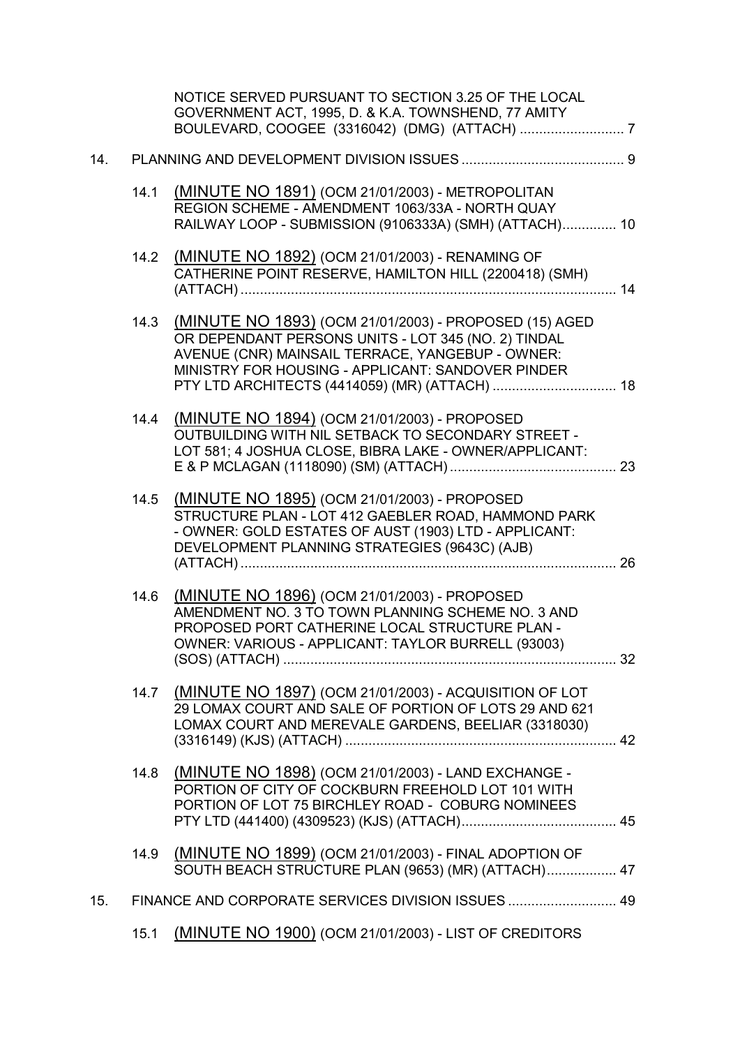NOTICE SERVED PURSUANT TO SECTION 3.25 OF THE LOCAL GOVERNMENT ACT, 1995, D. & K.A. TOWNSHEND, 77 AMITY BOULEVARD, COOGEE (3316042) (DMG) (ATTACH) ........................... 7

14. PLANNING AND DEVELOPMENT DIVISION ISSUES .......................................... 9

14.1 (MINUTE NO 1891) (OCM 21/01/2003) - METROPOLITAN REGION SCHEME - AMENDMENT 1063/33A - NORTH QUAY RAILWAY LOOP - SUBMISSION (9106333A) (SMH) (ATTACH).............. 10

14.2 (MINUTE NO 1892) (OCM 21/01/2003) - RENAMING OF CATHERINE POINT RESERVE, HAMILTON HILL (2200418) (SMH) (ATTACH) ................................................................................................. 14

14.3 (MINUTE NO 1893) (OCM 21/01/2003) - PROPOSED (15) AGED OR DEPENDANT PERSONS UNITS - LOT 345 (NO. 2) TINDAL AVENUE (CNR) MAINSAIL TERRACE, YANGEBUP - OWNER: MINISTRY FOR HOUSING - APPLICANT: SANDOVER PINDER PTY LTD ARCHITECTS (4414059) (MR) (ATTACH) ................................ 18

14.4 (MINUTE NO 1894) (OCM 21/01/2003) - PROPOSED OUTBUILDING WITH NIL SETBACK TO SECONDARY STREET - LOT 581; 4 JOSHUA CLOSE, BIBRA LAKE - OWNER/APPLICANT: E & P MCLAGAN (1118090) (SM) (ATTACH)........................................... 23

14.5 (MINUTE NO 1895) (OCM 21/01/2003) - PROPOSED STRUCTURE PLAN - LOT 412 GAEBLER ROAD, HAMMOND PARK - OWNER: GOLD ESTATES OF AUST (1903) LTD - APPLICANT: DEVELOPMENT PLANNING STRATEGIES (9643C) (AJB) (ATTACH) ................................................................................................. 26

14.6 (MINUTE NO 1896) (OCM 21/01/2003) - PROPOSED AMENDMENT NO. 3 TO TOWN PLANNING SCHEME NO. 3 AND PROPOSED PORT CATHERINE LOCAL STRUCTURE PLAN - OWNER: VARIOUS - APPLICANT: TAYLOR BURRELL (93003) (SOS) (ATTACH) ...................................................................................... 32

14.7 (MINUTE NO 1897) (OCM 21/01/2003) - ACQUISITION OF LOT 29 LOMAX COURT AND SALE OF PORTION OF LOTS 29 AND 621 LOMAX COURT AND MEREVALE GARDENS, BEELIAR (3318030) (3316149) (KJS) (ATTACH) ...................................................................... 42

14.8 (MINUTE NO 1898) (OCM 21/01/2003) - LAND EXCHANGE - PORTION OF CITY OF COCKBURN FREEHOLD LOT 101 WITH PORTION OF LOT 75 BIRCHLEY ROAD - COBURG NOMINEES PTY LTD (441400) (4309523) (KJS) (ATTACH)........................................ 45

14.9 (MINUTE NO 1899) (OCM 21/01/2003) - FINAL ADOPTION OF SOUTH BEACH STRUCTURE PLAN (9653) (MR) (ATTACH).................. 47

15. FINANCE AND CORPORATE SERVICES DIVISION ISSUES ............................ 49

15.1 (MINUTE NO 1900) (OCM 21/01/2003) - LIST OF CREDITORS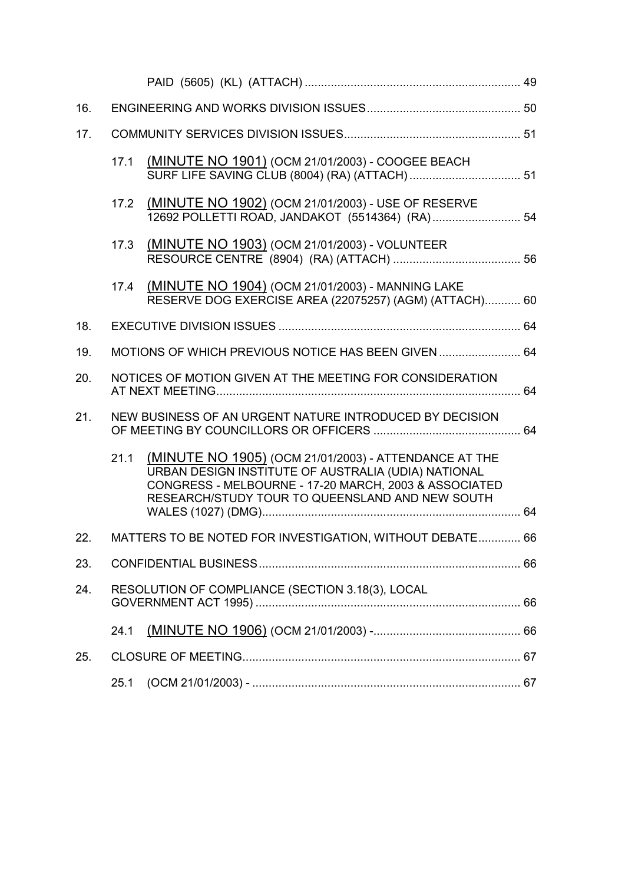PAID (5605) (KL) (ATTACH) ................................................................ 49

16. ENGINEERING AND WORKS DIVISION ISSUES ............................................ 50

17. COMMUNITY SERVICES DIVISION ISSUES ..................................................... 51

  17.1 (MINUTE NO 1901) (OCM 21/01/2003) - COOGEE BEACH SURF LIFE SAVING CLUB (8004) (RA) (ATTACH) .................................. 51

  17.2 (MINUTE NO 1902) (OCM 21/01/2003) - USE OF RESERVE 12692 POLLETTI ROAD, JANDAKOT (5514364) (RA) ........................... 54

  17.3 (MINUTE NO 1903) (OCM 21/01/2003) - VOLUNTEER RESOURCE CENTRE (8904) (RA) (ATTACH) ....................................... 56

  17.4 (MINUTE NO 1904) (OCM 21/01/2003) - MANNING LAKE RESERVE DOG EXERCISE AREA (22075257) (AGM) (ATTACH) ........... 60

18. EXECUTIVE DIVISION ISSUES ......................................................................... 64

19. MOTIONS OF WHICH PREVIOUS NOTICE HAS BEEN GIVEN ......................... 64

20. NOTICES OF MOTION GIVEN AT THE MEETING FOR CONSIDERATION AT NEXT MEETING ............................................................................................ 64

21. NEW BUSINESS OF AN URGENT NATURE INTRODUCED BY DECISION OF MEETING BY COUNCILLORS OR OFFICERS ............................................ 64

  21.1 (MINUTE NO 1905) (OCM 21/01/2003) - ATTENDANCE AT THE URBAN DESIGN INSTITUTE OF AUSTRALIA (UDIA) NATIONAL CONGRESS - MELBOURNE - 17-20 MARCH, 2003 & ASSOCIATED RESEARCH/STUDY TOUR TO QUEENSLAND AND NEW SOUTH WALES (1027) (DMG) .............................................................................. 64

22. MATTERS TO BE NOTED FOR INVESTIGATION, WITHOUT DEBATE ............ 66

23. CONFIDENTIAL BUSINESS ............................................................................... 66

24. RESOLUTION OF COMPLIANCE (SECTION 3.18(3), LOCAL GOVERNMENT ACT 1995) ................................................................................ 66

  24.1 (MINUTE NO 1906) (OCM 21/01/2003) - ............................................ 66

25. CLOSURE OF MEETING .................................................................................... 67

  25.1 (OCM 21/01/2003) - ................................................................................ 67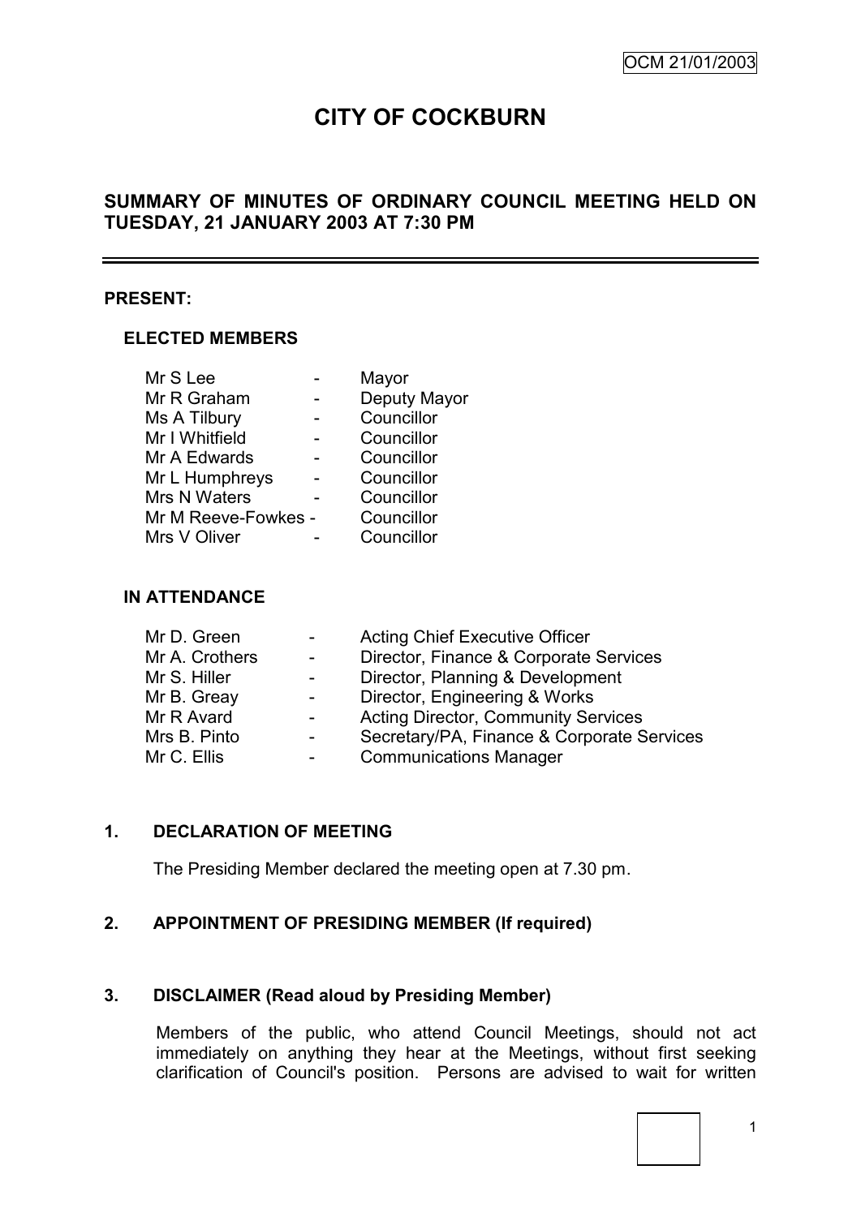# CITY OF COCKBURN

## SUMMARY OF MINUTES OF ORDINARY COUNCIL MEETING HELD ON TUESDAY, 21 JANUARY 2003 AT 7:30 PM

---

**PRESENT:**

**ELECTED MEMBERS**

| | | |
|---|---|---|
| Mr S Lee | - | Mayor |
| Mr R Graham | - | Deputy Mayor |
| Ms A Tilbury | - | Councillor |
| Mr I Whitfield | - | Councillor |
| Mr A Edwards | - | Councillor |
| Mr L Humphreys | - | Councillor |
| Mrs N Waters | - | Councillor |
| Mr M Reeve-Fowkes | - | Councillor |
| Mrs V Oliver | - | Councillor |

**IN ATTENDANCE**

| | | |
|---|---|---|
| Mr D. Green | - | Acting Chief Executive Officer |
| Mr A. Crothers | - | Director, Finance & Corporate Services |
| Mr S. Hiller | - | Director, Planning & Development |
| Mr B. Greay | - | Director, Engineering & Works |
| Mr R Avard | - | Acting Director, Community Services |
| Mrs B. Pinto | - | Secretary/PA, Finance & Corporate Services |
| Mr C. Ellis | - | Communications Manager |

### 1. DECLARATION OF MEETING

The Presiding Member declared the meeting open at 7.30 pm.

### 2. APPOINTMENT OF PRESIDING MEMBER (If required)

### 3. DISCLAIMER (Read aloud by Presiding Member)

Members of the public, who attend Council Meetings, should not act immediately on anything they hear at the Meetings, without first seeking clarification of Council's position. Persons are advised to wait for written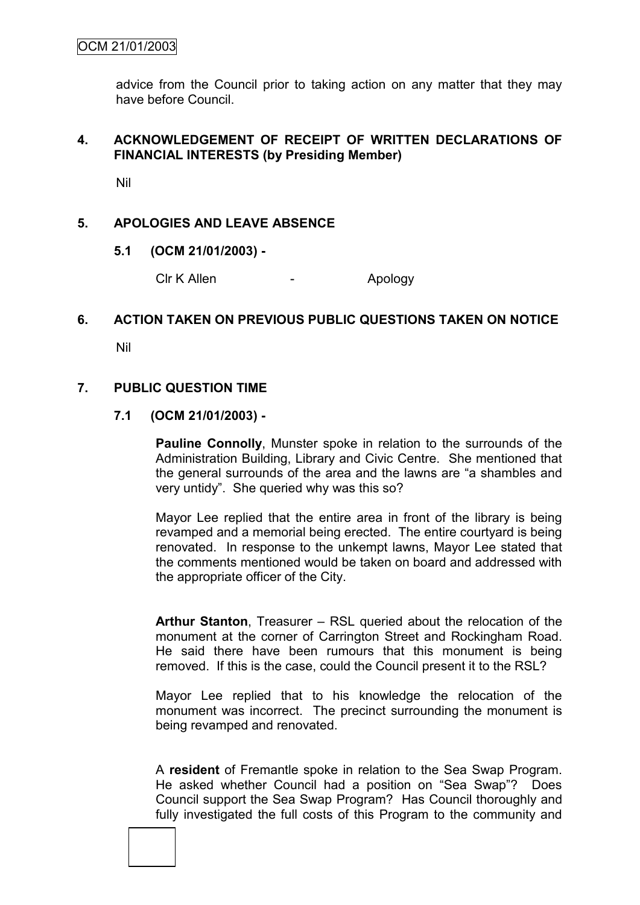advice from the Council prior to taking action on any matter that they may have before Council.

## 4. ACKNOWLEDGEMENT OF RECEIPT OF WRITTEN DECLARATIONS OF FINANCIAL INTERESTS (by Presiding Member)

Nil

## 5. APOLOGIES AND LEAVE ABSENCE

### 5.1 (OCM 21/01/2003) -

Clr K Allen - Apology

## 6. ACTION TAKEN ON PREVIOUS PUBLIC QUESTIONS TAKEN ON NOTICE

Nil

## 7. PUBLIC QUESTION TIME

### 7.1 (OCM 21/01/2003) -

**Pauline Connolly**, Munster spoke in relation to the surrounds of the Administration Building, Library and Civic Centre. She mentioned that the general surrounds of the area and the lawns are "a shambles and very untidy". She queried why was this so?

Mayor Lee replied that the entire area in front of the library is being revamped and a memorial being erected. The entire courtyard is being renovated. In response to the unkempt lawns, Mayor Lee stated that the comments mentioned would be taken on board and addressed with the appropriate officer of the City.

**Arthur Stanton**, Treasurer – RSL queried about the relocation of the monument at the corner of Carrington Street and Rockingham Road. He said there have been rumours that this monument is being removed. If this is the case, could the Council present it to the RSL?

Mayor Lee replied that to his knowledge the relocation of the monument was incorrect. The precinct surrounding the monument is being revamped and renovated.

A **resident** of Fremantle spoke in relation to the Sea Swap Program. He asked whether Council had a position on "Sea Swap"? Does Council support the Sea Swap Program? Has Council thoroughly and fully investigated the full costs of this Program to the community and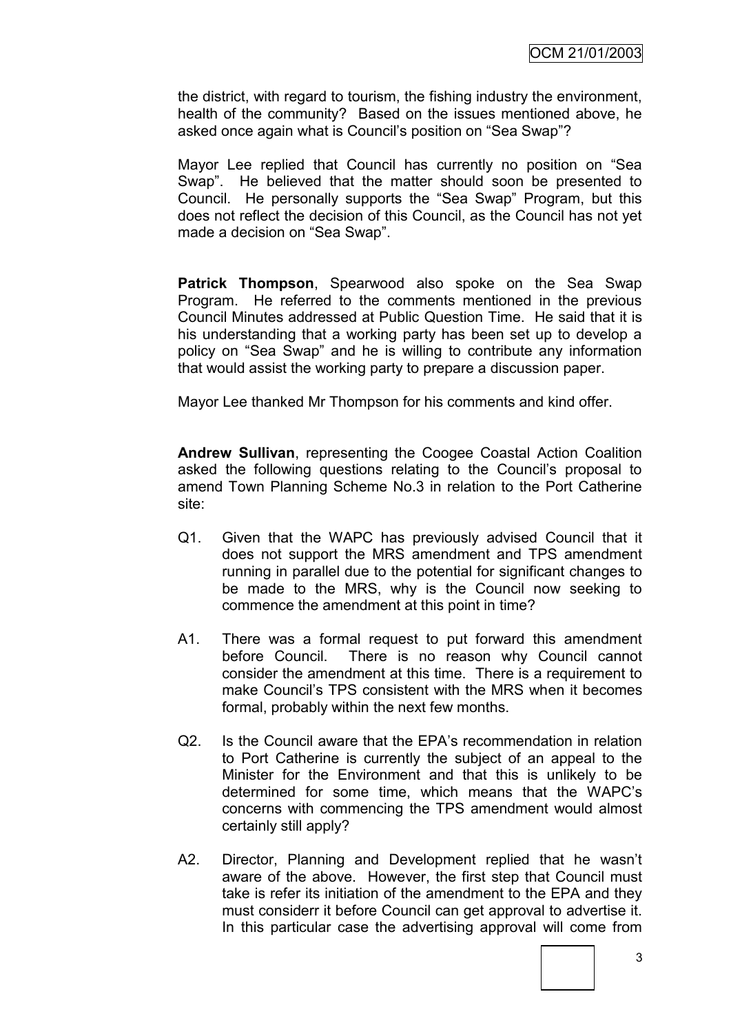the district, with regard to tourism, the fishing industry the environment, health of the community? Based on the issues mentioned above, he asked once again what is Council's position on "Sea Swap"?

Mayor Lee replied that Council has currently no position on "Sea Swap". He believed that the matter should soon be presented to Council. He personally supports the "Sea Swap" Program, but this does not reflect the decision of this Council, as the Council has not yet made a decision on "Sea Swap".

**Patrick Thompson**, Spearwood also spoke on the Sea Swap Program. He referred to the comments mentioned in the previous Council Minutes addressed at Public Question Time. He said that it is his understanding that a working party has been set up to develop a policy on "Sea Swap" and he is willing to contribute any information that would assist the working party to prepare a discussion paper.

Mayor Lee thanked Mr Thompson for his comments and kind offer.

**Andrew Sullivan**, representing the Coogee Coastal Action Coalition asked the following questions relating to the Council's proposal to amend Town Planning Scheme No.3 in relation to the Port Catherine site:

Q1. Given that the WAPC has previously advised Council that it does not support the MRS amendment and TPS amendment running in parallel due to the potential for significant changes to be made to the MRS, why is the Council now seeking to commence the amendment at this point in time?

A1. There was a formal request to put forward this amendment before Council. There is no reason why Council cannot consider the amendment at this time. There is a requirement to make Council's TPS consistent with the MRS when it becomes formal, probably within the next few months.

Q2. Is the Council aware that the EPA's recommendation in relation to Port Catherine is currently the subject of an appeal to the Minister for the Environment and that this is unlikely to be determined for some time, which means that the WAPC's concerns with commencing the TPS amendment would almost certainly still apply?

A2. Director, Planning and Development replied that he wasn't aware of the above. However, the first step that Council must take is refer its initiation of the amendment to the EPA and they must considerr it before Council can get approval to advertise it. In this particular case the advertising approval will come from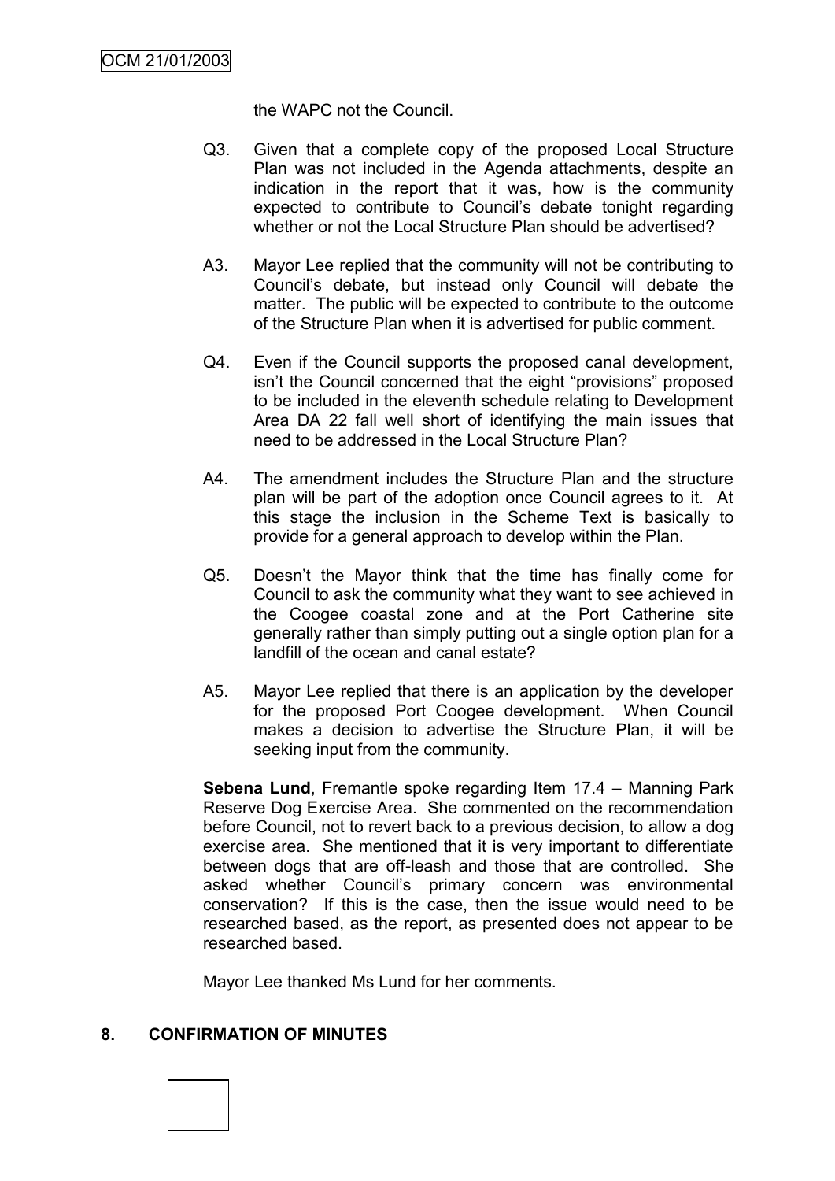the WAPC not the Council.

Q3. Given that a complete copy of the proposed Local Structure Plan was not included in the Agenda attachments, despite an indication in the report that it was, how is the community expected to contribute to Council's debate tonight regarding whether or not the Local Structure Plan should be advertised?

A3. Mayor Lee replied that the community will not be contributing to Council's debate, but instead only Council will debate the matter. The public will be expected to contribute to the outcome of the Structure Plan when it is advertised for public comment.

Q4. Even if the Council supports the proposed canal development, isn't the Council concerned that the eight "provisions" proposed to be included in the eleventh schedule relating to Development Area DA 22 fall well short of identifying the main issues that need to be addressed in the Local Structure Plan?

A4. The amendment includes the Structure Plan and the structure plan will be part of the adoption once Council agrees to it. At this stage the inclusion in the Scheme Text is basically to provide for a general approach to develop within the Plan.

Q5. Doesn't the Mayor think that the time has finally come for Council to ask the community what they want to see achieved in the Coogee coastal zone and at the Port Catherine site generally rather than simply putting out a single option plan for a landfill of the ocean and canal estate?

A5. Mayor Lee replied that there is an application by the developer for the proposed Port Coogee development. When Council makes a decision to advertise the Structure Plan, it will be seeking input from the community.

**Sebena Lund**, Fremantle spoke regarding Item 17.4 – Manning Park Reserve Dog Exercise Area. She commented on the recommendation before Council, not to revert back to a previous decision, to allow a dog exercise area. She mentioned that it is very important to differentiate between dogs that are off-leash and those that are controlled. She asked whether Council's primary concern was environmental conservation? If this is the case, then the issue would need to be researched based, as the report, as presented does not appear to be researched based.

Mayor Lee thanked Ms Lund for her comments.

## 8. CONFIRMATION OF MINUTES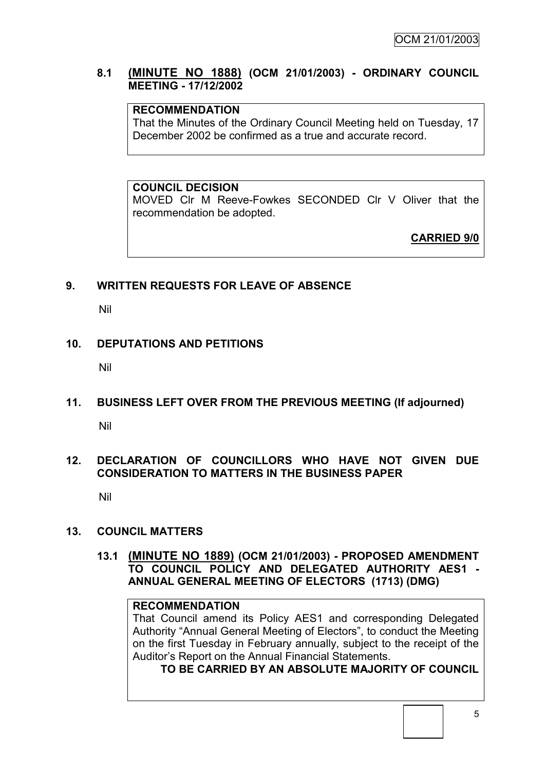### 8.1 (MINUTE NO 1888) (OCM 21/01/2003) - ORDINARY COUNCIL MEETING - 17/12/2002

**RECOMMENDATION**

That the Minutes of the Ordinary Council Meeting held on Tuesday, 17 December 2002 be confirmed as a true and accurate record.

**COUNCIL DECISION**

MOVED Clr M Reeve-Fowkes SECONDED Clr V Oliver that the recommendation be adopted.

**CARRIED 9/0**

## 9. WRITTEN REQUESTS FOR LEAVE OF ABSENCE

Nil

## 10. DEPUTATIONS AND PETITIONS

Nil

## 11. BUSINESS LEFT OVER FROM THE PREVIOUS MEETING (If adjourned)

Nil

## 12. DECLARATION OF COUNCILLORS WHO HAVE NOT GIVEN DUE CONSIDERATION TO MATTERS IN THE BUSINESS PAPER

Nil

## 13. COUNCIL MATTERS

### 13.1 (MINUTE NO 1889) (OCM 21/01/2003) - PROPOSED AMENDMENT TO COUNCIL POLICY AND DELEGATED AUTHORITY AES1 - ANNUAL GENERAL MEETING OF ELECTORS (1713) (DMG)

**RECOMMENDATION**

That Council amend its Policy AES1 and corresponding Delegated Authority "Annual General Meeting of Electors", to conduct the Meeting on the first Tuesday in February annually, subject to the receipt of the Auditor's Report on the Annual Financial Statements.

**TO BE CARRIED BY AN ABSOLUTE MAJORITY OF COUNCIL**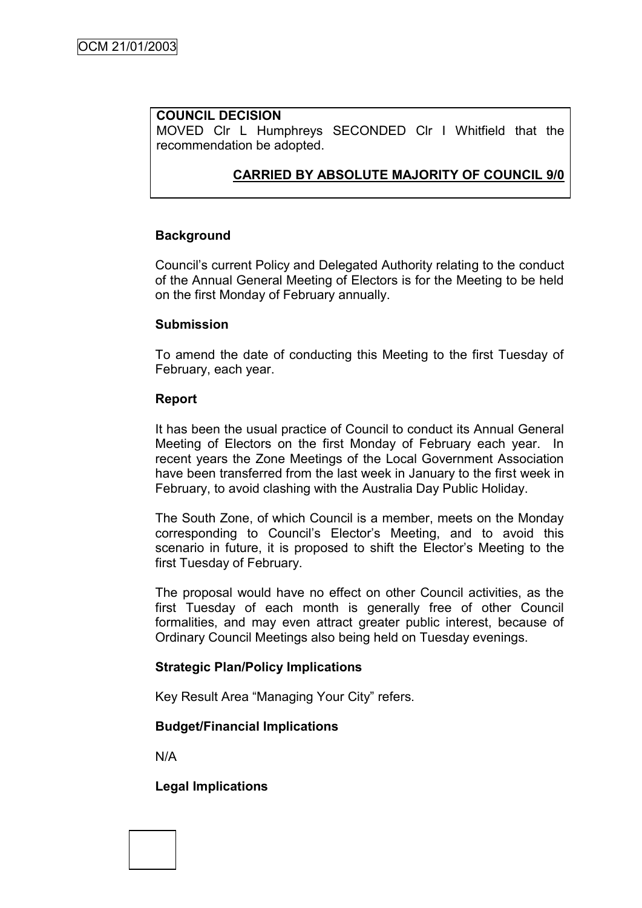**COUNCIL DECISION**
MOVED Clr L Humphreys SECONDED Clr I Whitfield that the recommendation be adopted.

**CARRIED BY ABSOLUTE MAJORITY OF COUNCIL 9/0**

**Background**

Council's current Policy and Delegated Authority relating to the conduct of the Annual General Meeting of Electors is for the Meeting to be held on the first Monday of February annually.

**Submission**

To amend the date of conducting this Meeting to the first Tuesday of February, each year.

**Report**

It has been the usual practice of Council to conduct its Annual General Meeting of Electors on the first Monday of February each year. In recent years the Zone Meetings of the Local Government Association have been transferred from the last week in January to the first week in February, to avoid clashing with the Australia Day Public Holiday.

The South Zone, of which Council is a member, meets on the Monday corresponding to Council's Elector's Meeting, and to avoid this scenario in future, it is proposed to shift the Elector's Meeting to the first Tuesday of February.

The proposal would have no effect on other Council activities, as the first Tuesday of each month is generally free of other Council formalities, and may even attract greater public interest, because of Ordinary Council Meetings also being held on Tuesday evenings.

**Strategic Plan/Policy Implications**

Key Result Area "Managing Your City" refers.

**Budget/Financial Implications**

N/A

**Legal Implications**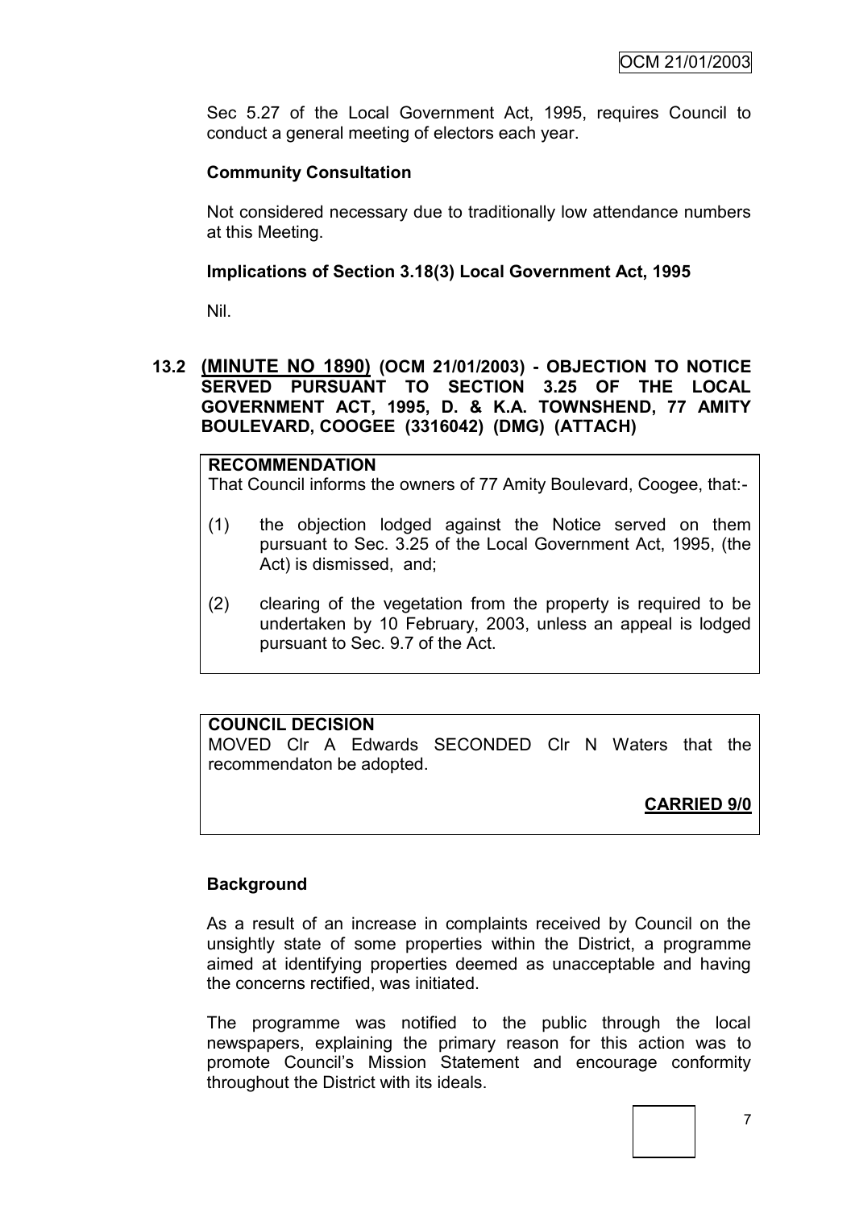Sec 5.27 of the Local Government Act, 1995, requires Council to conduct a general meeting of electors each year.

**Community Consultation**

Not considered necessary due to traditionally low attendance numbers at this Meeting.

**Implications of Section 3.18(3) Local Government Act, 1995**

Nil.

## 13.2 (MINUTE NO 1890) (OCM 21/01/2003) - OBJECTION TO NOTICE SERVED PURSUANT TO SECTION 3.25 OF THE LOCAL GOVERNMENT ACT, 1995, D. & K.A. TOWNSHEND, 77 AMITY BOULEVARD, COOGEE (3316042) (DMG) (ATTACH)

**RECOMMENDATION**

That Council informs the owners of 77 Amity Boulevard, Coogee, that:-

(1) the objection lodged against the Notice served on them pursuant to Sec. 3.25 of the Local Government Act, 1995, (the Act) is dismissed, and;

(2) clearing of the vegetation from the property is required to be undertaken by 10 February, 2003, unless an appeal is lodged pursuant to Sec. 9.7 of the Act.

**COUNCIL DECISION**

MOVED Clr A Edwards SECONDED Clr N Waters that the recommendaton be adopted.

**CARRIED 9/0**

**Background**

As a result of an increase in complaints received by Council on the unsightly state of some properties within the District, a programme aimed at identifying properties deemed as unacceptable and having the concerns rectified, was initiated.

The programme was notified to the public through the local newspapers, explaining the primary reason for this action was to promote Council's Mission Statement and encourage conformity throughout the District with its ideals.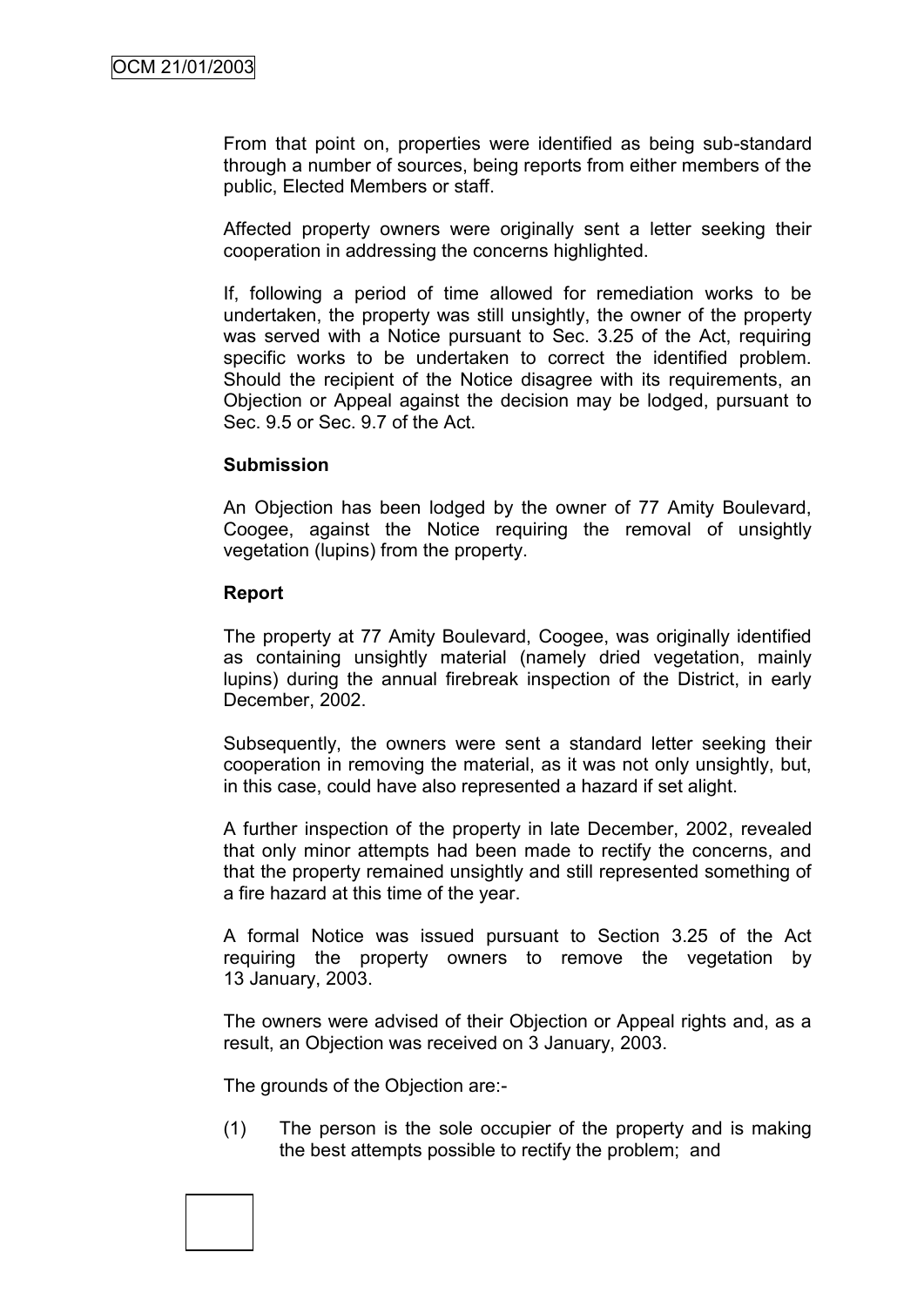From that point on, properties were identified as being sub-standard through a number of sources, being reports from either members of the public, Elected Members or staff.

Affected property owners were originally sent a letter seeking their cooperation in addressing the concerns highlighted.

If, following a period of time allowed for remediation works to be undertaken, the property was still unsightly, the owner of the property was served with a Notice pursuant to Sec. 3.25 of the Act, requiring specific works to be undertaken to correct the identified problem. Should the recipient of the Notice disagree with its requirements, an Objection or Appeal against the decision may be lodged, pursuant to Sec. 9.5 or Sec. 9.7 of the Act.

**Submission**

An Objection has been lodged by the owner of 77 Amity Boulevard, Coogee, against the Notice requiring the removal of unsightly vegetation (lupins) from the property.

**Report**

The property at 77 Amity Boulevard, Coogee, was originally identified as containing unsightly material (namely dried vegetation, mainly lupins) during the annual firebreak inspection of the District, in early December, 2002.

Subsequently, the owners were sent a standard letter seeking their cooperation in removing the material, as it was not only unsightly, but, in this case, could have also represented a hazard if set alight.

A further inspection of the property in late December, 2002, revealed that only minor attempts had been made to rectify the concerns, and that the property remained unsightly and still represented something of a fire hazard at this time of the year.

A formal Notice was issued pursuant to Section 3.25 of the Act requiring the property owners to remove the vegetation by 13 January, 2003.

The owners were advised of their Objection or Appeal rights and, as a result, an Objection was received on 3 January, 2003.

The grounds of the Objection are:-

(1) The person is the sole occupier of the property and is making the best attempts possible to rectify the problem; and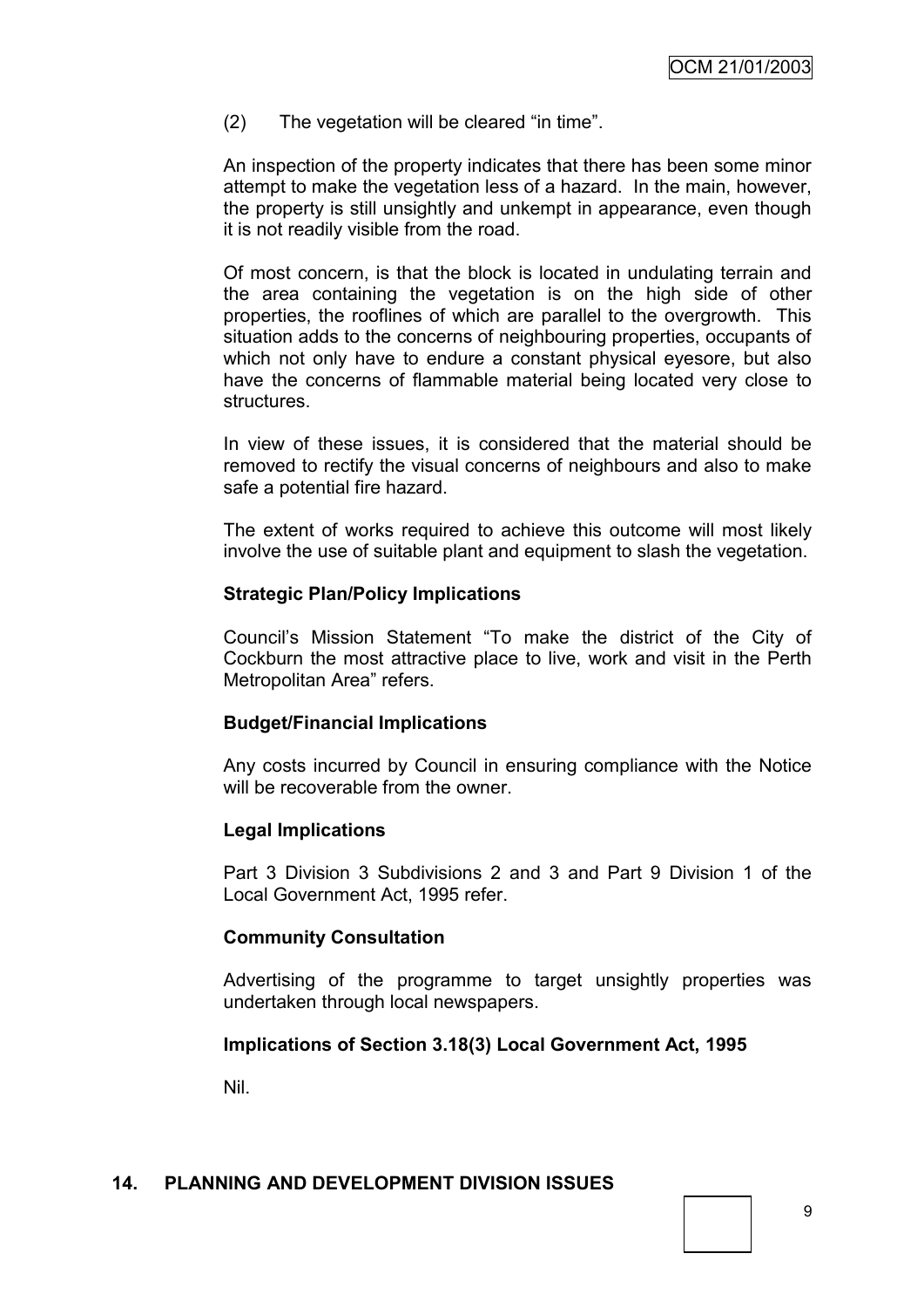(2) The vegetation will be cleared "in time".

An inspection of the property indicates that there has been some minor attempt to make the vegetation less of a hazard. In the main, however, the property is still unsightly and unkempt in appearance, even though it is not readily visible from the road.

Of most concern, is that the block is located in undulating terrain and the area containing the vegetation is on the high side of other properties, the rooflines of which are parallel to the overgrowth. This situation adds to the concerns of neighbouring properties, occupants of which not only have to endure a constant physical eyesore, but also have the concerns of flammable material being located very close to structures.

In view of these issues, it is considered that the material should be removed to rectify the visual concerns of neighbours and also to make safe a potential fire hazard.

The extent of works required to achieve this outcome will most likely involve the use of suitable plant and equipment to slash the vegetation.

**Strategic Plan/Policy Implications**

Council's Mission Statement "To make the district of the City of Cockburn the most attractive place to live, work and visit in the Perth Metropolitan Area" refers.

**Budget/Financial Implications**

Any costs incurred by Council in ensuring compliance with the Notice will be recoverable from the owner.

**Legal Implications**

Part 3 Division 3 Subdivisions 2 and 3 and Part 9 Division 1 of the Local Government Act, 1995 refer.

**Community Consultation**

Advertising of the programme to target unsightly properties was undertaken through local newspapers.

**Implications of Section 3.18(3) Local Government Act, 1995**

Nil.

## 14. PLANNING AND DEVELOPMENT DIVISION ISSUES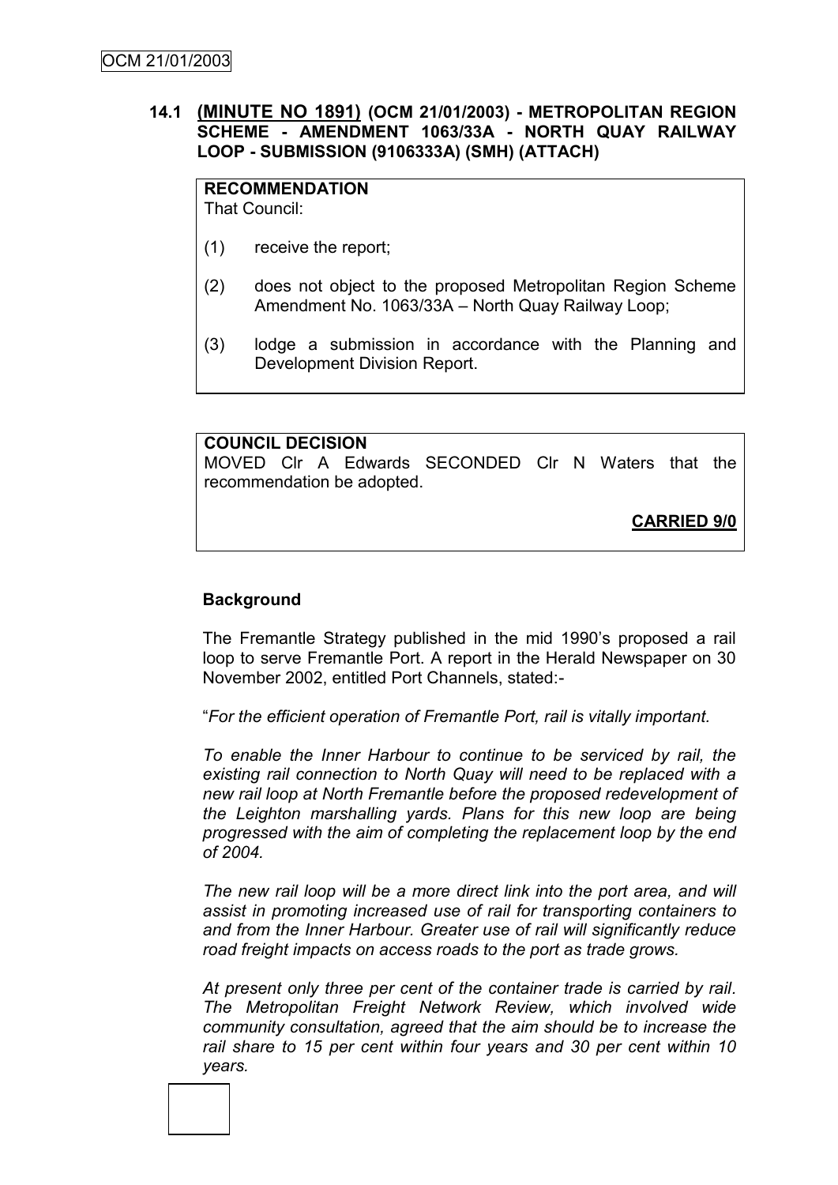## 14.1 (MINUTE NO 1891) (OCM 21/01/2003) - METROPOLITAN REGION SCHEME - AMENDMENT 1063/33A - NORTH QUAY RAILWAY LOOP - SUBMISSION (9106333A) (SMH) (ATTACH)

**RECOMMENDATION**
That Council:

(1) receive the report;

(2) does not object to the proposed Metropolitan Region Scheme Amendment No. 1063/33A – North Quay Railway Loop;

(3) lodge a submission in accordance with the Planning and Development Division Report.

**COUNCIL DECISION**
MOVED Clr A Edwards SECONDED Clr N Waters that the recommendation be adopted.

**CARRIED 9/0**

### Background

The Fremantle Strategy published in the mid 1990's proposed a rail loop to serve Fremantle Port. A report in the Herald Newspaper on 30 November 2002, entitled Port Channels, stated:-

"*For the efficient operation of Fremantle Port, rail is vitally important.*

*To enable the Inner Harbour to continue to be serviced by rail, the existing rail connection to North Quay will need to be replaced with a new rail loop at North Fremantle before the proposed redevelopment of the Leighton marshalling yards. Plans for this new loop are being progressed with the aim of completing the replacement loop by the end of 2004.*

*The new rail loop will be a more direct link into the port area, and will assist in promoting increased use of rail for transporting containers to and from the Inner Harbour. Greater use of rail will significantly reduce road freight impacts on access roads to the port as trade grows.*

*At present only three per cent of the container trade is carried by rail. The Metropolitan Freight Network Review, which involved wide community consultation, agreed that the aim should be to increase the rail share to 15 per cent within four years and 30 per cent within 10 years.*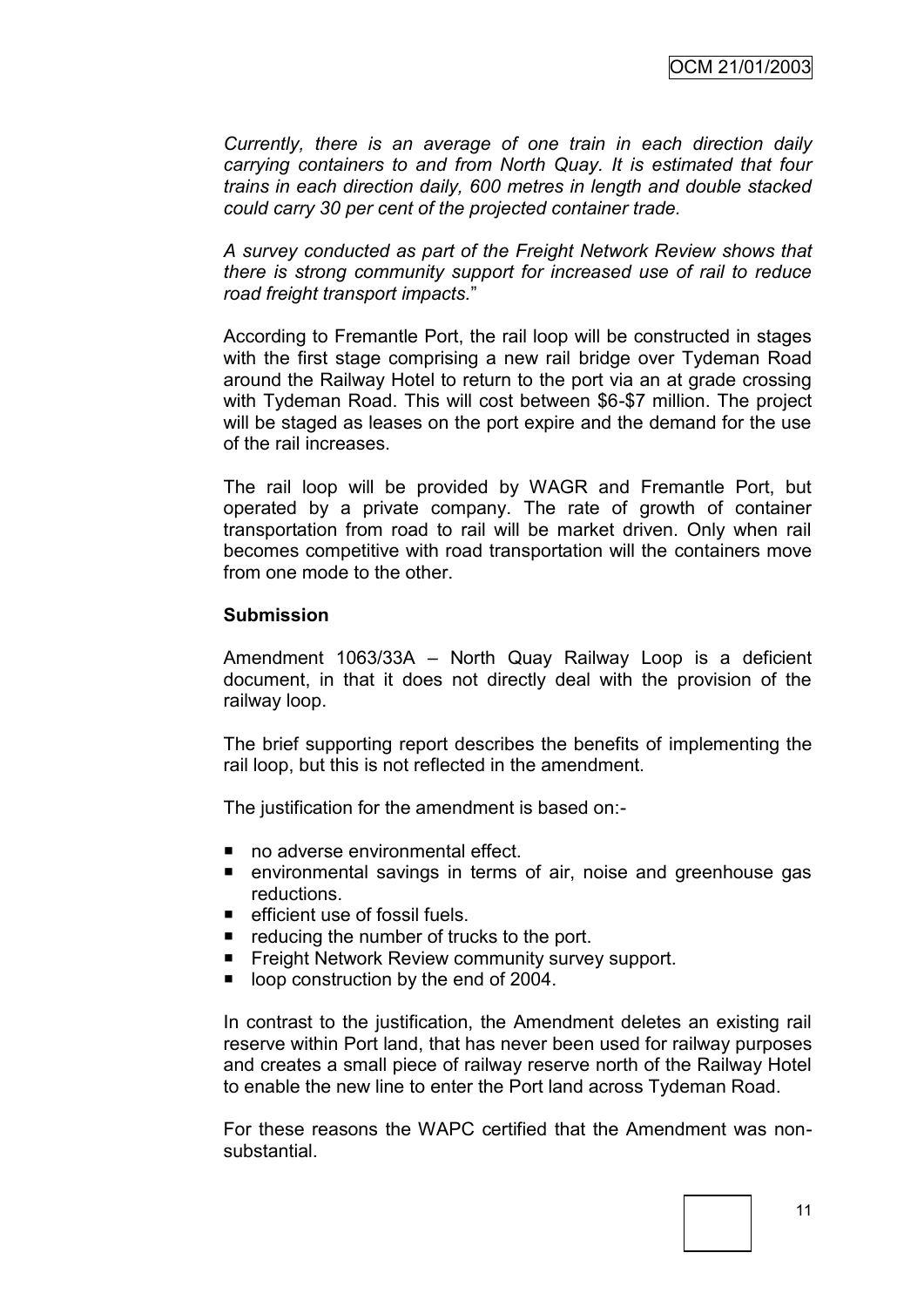*Currently, there is an average of one train in each direction daily carrying containers to and from North Quay. It is estimated that four trains in each direction daily, 600 metres in length and double stacked could carry 30 per cent of the projected container trade.*

*A survey conducted as part of the Freight Network Review shows that there is strong community support for increased use of rail to reduce road freight transport impacts.*"

According to Fremantle Port, the rail loop will be constructed in stages with the first stage comprising a new rail bridge over Tydeman Road around the Railway Hotel to return to the port via an at grade crossing with Tydeman Road. This will cost between $6-$7 million. The project will be staged as leases on the port expire and the demand for the use of the rail increases.

The rail loop will be provided by WAGR and Fremantle Port, but operated by a private company. The rate of growth of container transportation from road to rail will be market driven. Only when rail becomes competitive with road transportation will the containers move from one mode to the other.

**Submission**

Amendment 1063/33A – North Quay Railway Loop is a deficient document, in that it does not directly deal with the provision of the railway loop.

The brief supporting report describes the benefits of implementing the rail loop, but this is not reflected in the amendment.

The justification for the amendment is based on:-

- no adverse environmental effect.
- environmental savings in terms of air, noise and greenhouse gas reductions.
- efficient use of fossil fuels.
- reducing the number of trucks to the port.
- Freight Network Review community survey support.
- loop construction by the end of 2004.

In contrast to the justification, the Amendment deletes an existing rail reserve within Port land, that has never been used for railway purposes and creates a small piece of railway reserve north of the Railway Hotel to enable the new line to enter the Port land across Tydeman Road.

For these reasons the WAPC certified that the Amendment was non-substantial.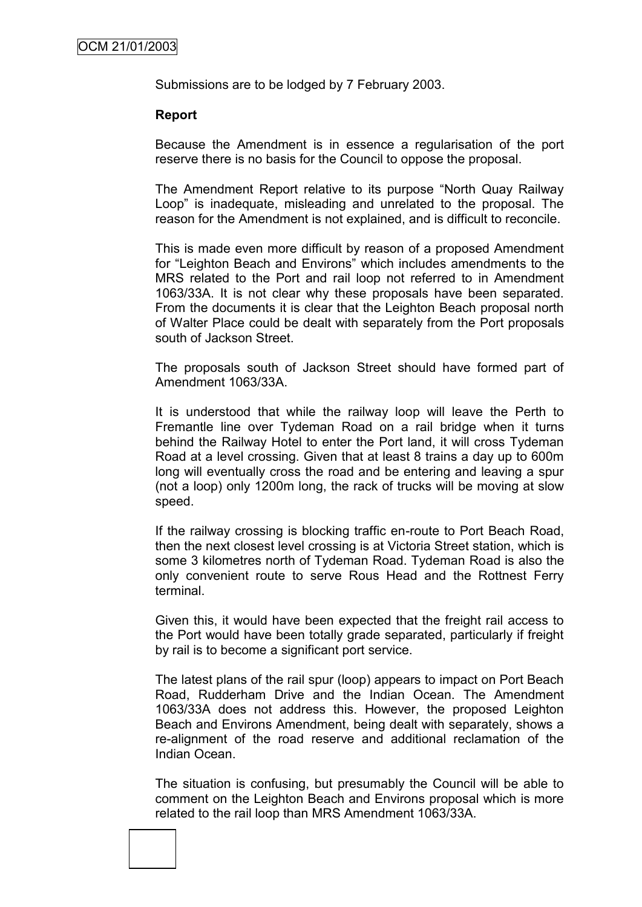Submissions are to be lodged by 7 February 2003.

**Report**

Because the Amendment is in essence a regularisation of the port reserve there is no basis for the Council to oppose the proposal.

The Amendment Report relative to its purpose "North Quay Railway Loop" is inadequate, misleading and unrelated to the proposal. The reason for the Amendment is not explained, and is difficult to reconcile.

This is made even more difficult by reason of a proposed Amendment for "Leighton Beach and Environs" which includes amendments to the MRS related to the Port and rail loop not referred to in Amendment 1063/33A. It is not clear why these proposals have been separated. From the documents it is clear that the Leighton Beach proposal north of Walter Place could be dealt with separately from the Port proposals south of Jackson Street.

The proposals south of Jackson Street should have formed part of Amendment 1063/33A.

It is understood that while the railway loop will leave the Perth to Fremantle line over Tydeman Road on a rail bridge when it turns behind the Railway Hotel to enter the Port land, it will cross Tydeman Road at a level crossing. Given that at least 8 trains a day up to 600m long will eventually cross the road and be entering and leaving a spur (not a loop) only 1200m long, the rack of trucks will be moving at slow speed.

If the railway crossing is blocking traffic en-route to Port Beach Road, then the next closest level crossing is at Victoria Street station, which is some 3 kilometres north of Tydeman Road. Tydeman Road is also the only convenient route to serve Rous Head and the Rottnest Ferry terminal.

Given this, it would have been expected that the freight rail access to the Port would have been totally grade separated, particularly if freight by rail is to become a significant port service.

The latest plans of the rail spur (loop) appears to impact on Port Beach Road, Rudderham Drive and the Indian Ocean. The Amendment 1063/33A does not address this. However, the proposed Leighton Beach and Environs Amendment, being dealt with separately, shows a re-alignment of the road reserve and additional reclamation of the Indian Ocean.

The situation is confusing, but presumably the Council will be able to comment on the Leighton Beach and Environs proposal which is more related to the rail loop than MRS Amendment 1063/33A.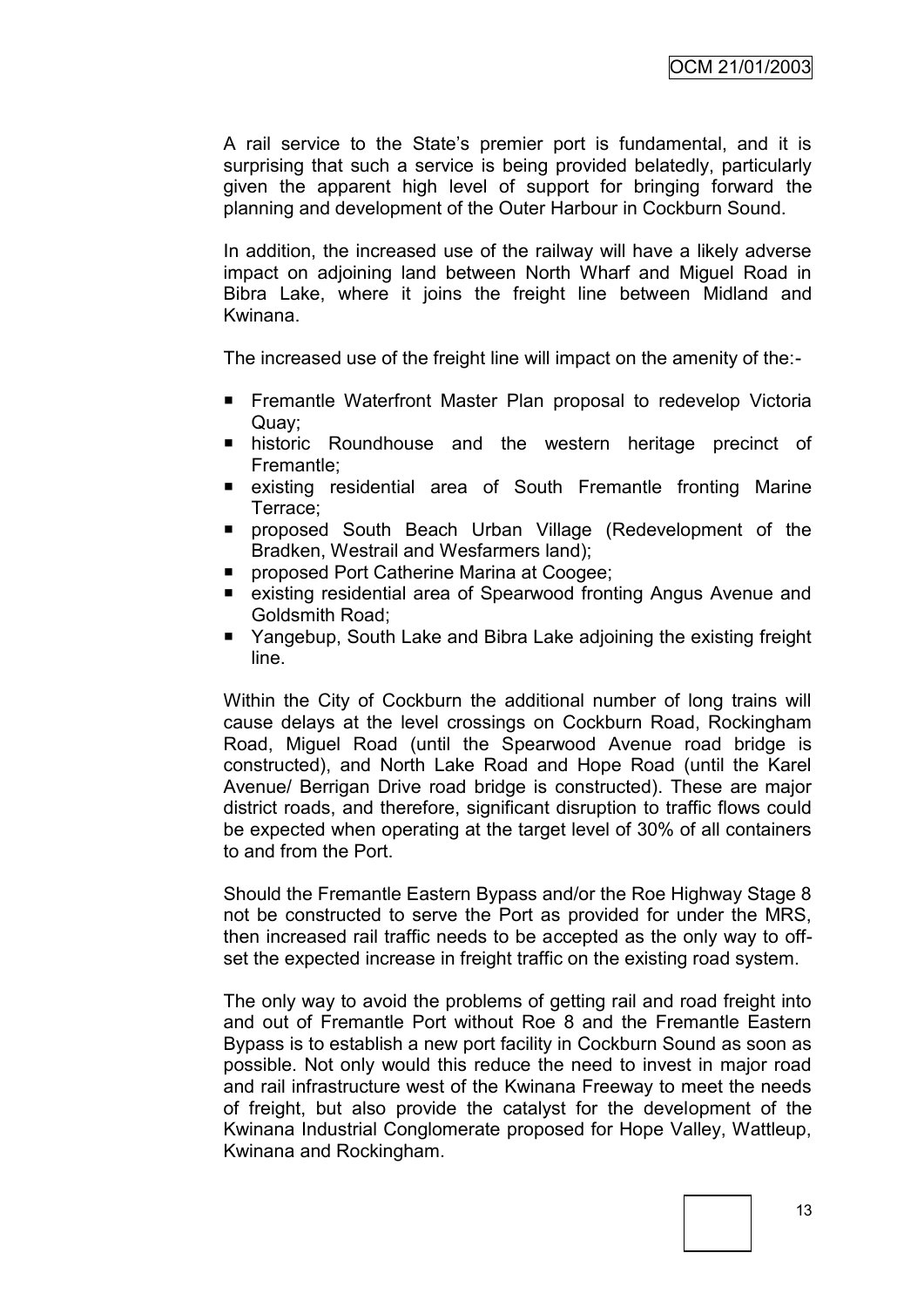A rail service to the State's premier port is fundamental, and it is surprising that such a service is being provided belatedly, particularly given the apparent high level of support for bringing forward the planning and development of the Outer Harbour in Cockburn Sound.

In addition, the increased use of the railway will have a likely adverse impact on adjoining land between North Wharf and Miguel Road in Bibra Lake, where it joins the freight line between Midland and Kwinana.

The increased use of the freight line will impact on the amenity of the:-

- Fremantle Waterfront Master Plan proposal to redevelop Victoria Quay;
- historic Roundhouse and the western heritage precinct of Fremantle;
- existing residential area of South Fremantle fronting Marine Terrace;
- proposed South Beach Urban Village (Redevelopment of the Bradken, Westrail and Wesfarmers land);
- proposed Port Catherine Marina at Coogee;
- existing residential area of Spearwood fronting Angus Avenue and Goldsmith Road;
- Yangebup, South Lake and Bibra Lake adjoining the existing freight line.

Within the City of Cockburn the additional number of long trains will cause delays at the level crossings on Cockburn Road, Rockingham Road, Miguel Road (until the Spearwood Avenue road bridge is constructed), and North Lake Road and Hope Road (until the Karel Avenue/ Berrigan Drive road bridge is constructed). These are major district roads, and therefore, significant disruption to traffic flows could be expected when operating at the target level of 30% of all containers to and from the Port.

Should the Fremantle Eastern Bypass and/or the Roe Highway Stage 8 not be constructed to serve the Port as provided for under the MRS, then increased rail traffic needs to be accepted as the only way to off-set the expected increase in freight traffic on the existing road system.

The only way to avoid the problems of getting rail and road freight into and out of Fremantle Port without Roe 8 and the Fremantle Eastern Bypass is to establish a new port facility in Cockburn Sound as soon as possible. Not only would this reduce the need to invest in major road and rail infrastructure west of the Kwinana Freeway to meet the needs of freight, but also provide the catalyst for the development of the Kwinana Industrial Conglomerate proposed for Hope Valley, Wattleup, Kwinana and Rockingham.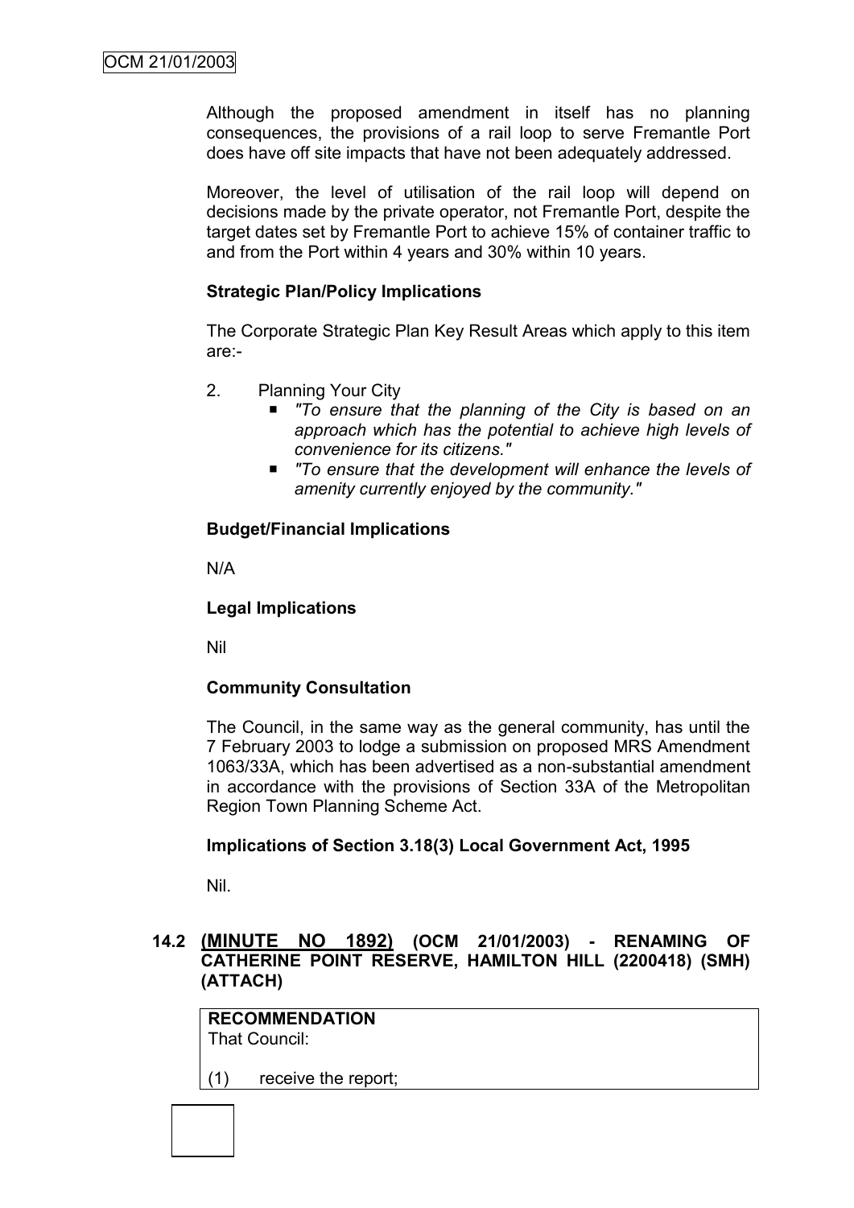Although the proposed amendment in itself has no planning consequences, the provisions of a rail loop to serve Fremantle Port does have off site impacts that have not been adequately addressed.

Moreover, the level of utilisation of the rail loop will depend on decisions made by the private operator, not Fremantle Port, despite the target dates set by Fremantle Port to achieve 15% of container traffic to and from the Port within 4 years and 30% within 10 years.

**Strategic Plan/Policy Implications**

The Corporate Strategic Plan Key Result Areas which apply to this item are:-

2. Planning Your City
   - *"To ensure that the planning of the City is based on an approach which has the potential to achieve high levels of convenience for its citizens."*
   - *"To ensure that the development will enhance the levels of amenity currently enjoyed by the community."*

**Budget/Financial Implications**

N/A

**Legal Implications**

Nil

**Community Consultation**

The Council, in the same way as the general community, has until the 7 February 2003 to lodge a submission on proposed MRS Amendment 1063/33A, which has been advertised as a non-substantial amendment in accordance with the provisions of Section 33A of the Metropolitan Region Town Planning Scheme Act.

**Implications of Section 3.18(3) Local Government Act, 1995**

Nil.

### 14.2 (MINUTE NO 1892) (OCM 21/01/2003) - RENAMING OF CATHERINE POINT RESERVE, HAMILTON HILL (2200418) (SMH) (ATTACH)

**RECOMMENDATION**
That Council:

(1) receive the report;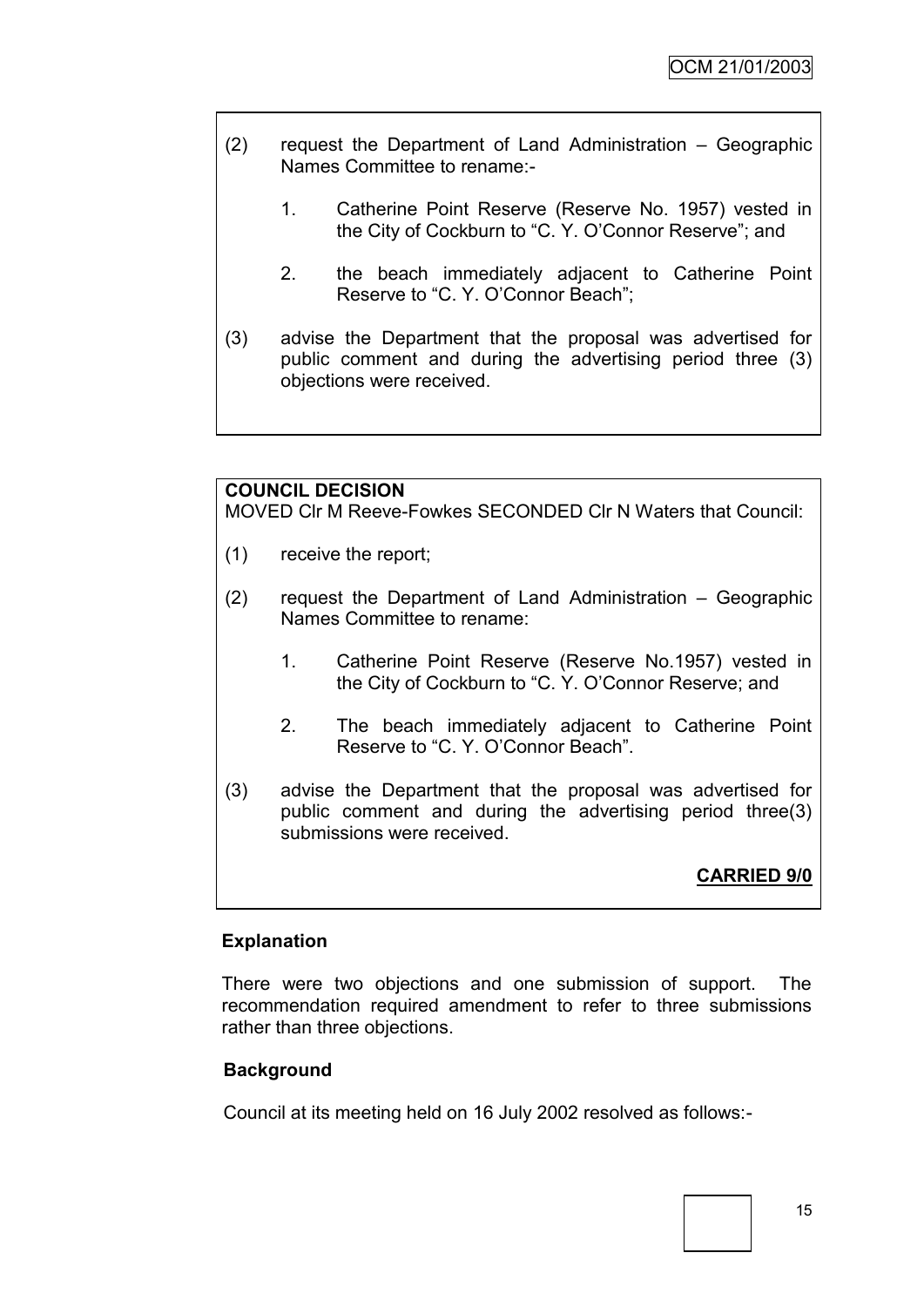(2) request the Department of Land Administration – Geographic Names Committee to rename:-

   1. Catherine Point Reserve (Reserve No. 1957) vested in the City of Cockburn to "C. Y. O'Connor Reserve"; and

   2. the beach immediately adjacent to Catherine Point Reserve to "C. Y. O'Connor Beach";

(3) advise the Department that the proposal was advertised for public comment and during the advertising period three (3) objections were received.

**COUNCIL DECISION**

MOVED Clr M Reeve-Fowkes SECONDED Clr N Waters that Council:

(1) receive the report;

(2) request the Department of Land Administration – Geographic Names Committee to rename:

   1. Catherine Point Reserve (Reserve No.1957) vested in the City of Cockburn to "C. Y. O'Connor Reserve; and

   2. The beach immediately adjacent to Catherine Point Reserve to "C. Y. O'Connor Beach".

(3) advise the Department that the proposal was advertised for public comment and during the advertising period three(3) submissions were received.

**CARRIED 9/0**

**Explanation**

There were two objections and one submission of support. The recommendation required amendment to refer to three submissions rather than three objections.

**Background**

Council at its meeting held on 16 July 2002 resolved as follows:-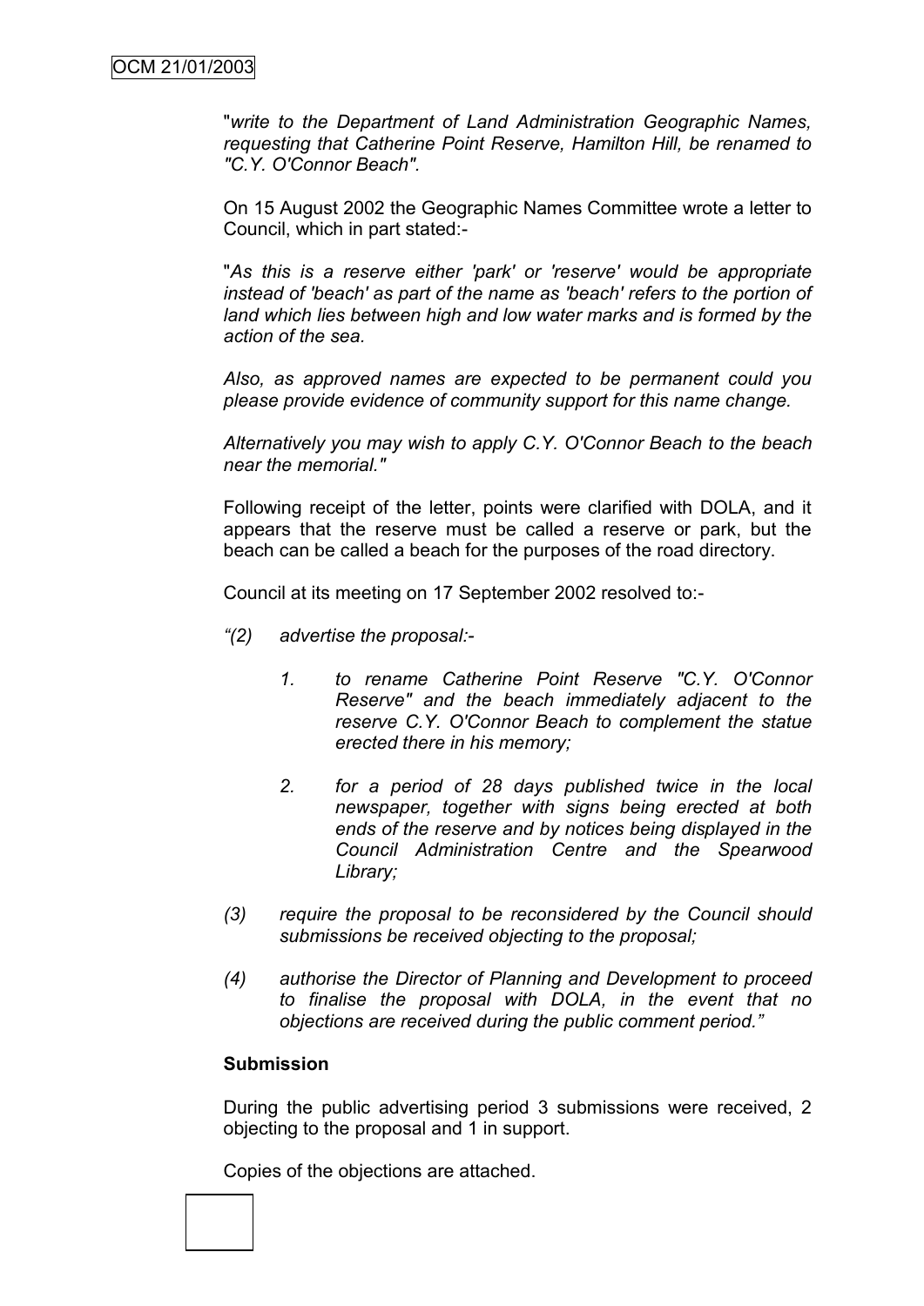"*write to the Department of Land Administration Geographic Names, requesting that Catherine Point Reserve, Hamilton Hill, be renamed to "C.Y. O'Connor Beach".*

On 15 August 2002 the Geographic Names Committee wrote a letter to Council, which in part stated:-

"*As this is a reserve either 'park' or 'reserve' would be appropriate instead of 'beach' as part of the name as 'beach' refers to the portion of land which lies between high and low water marks and is formed by the action of the sea.*

*Also, as approved names are expected to be permanent could you please provide evidence of community support for this name change.*

*Alternatively you may wish to apply C.Y. O'Connor Beach to the beach near the memorial."*

Following receipt of the letter, points were clarified with DOLA, and it appears that the reserve must be called a reserve or park, but the beach can be called a beach for the purposes of the road directory.

Council at its meeting on 17 September 2002 resolved to:-

*"(2) advertise the proposal:-*

*1. to rename Catherine Point Reserve "C.Y. O'Connor Reserve" and the beach immediately adjacent to the reserve C.Y. O'Connor Beach to complement the statue erected there in his memory;*

*2. for a period of 28 days published twice in the local newspaper, together with signs being erected at both ends of the reserve and by notices being displayed in the Council Administration Centre and the Spearwood Library;*

*(3) require the proposal to be reconsidered by the Council should submissions be received objecting to the proposal;*

*(4) authorise the Director of Planning and Development to proceed to finalise the proposal with DOLA, in the event that no objections are received during the public comment period."*

**Submission**

During the public advertising period 3 submissions were received, 2 objecting to the proposal and 1 in support.

Copies of the objections are attached.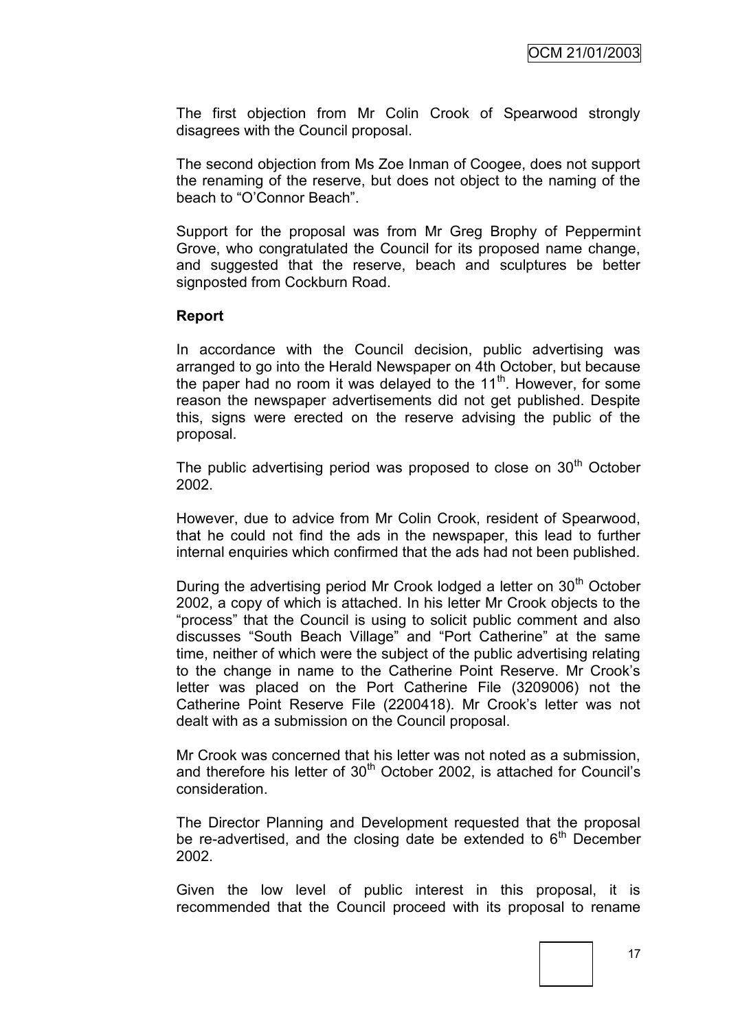The first objection from Mr Colin Crook of Spearwood strongly disagrees with the Council proposal.

The second objection from Ms Zoe Inman of Coogee, does not support the renaming of the reserve, but does not object to the naming of the beach to "O'Connor Beach".

Support for the proposal was from Mr Greg Brophy of Peppermint Grove, who congratulated the Council for its proposed name change, and suggested that the reserve, beach and sculptures be better signposted from Cockburn Road.

**Report**

In accordance with the Council decision, public advertising was arranged to go into the Herald Newspaper on 4th October, but because the paper had no room it was delayed to the 11th. However, for some reason the newspaper advertisements did not get published. Despite this, signs were erected on the reserve advising the public of the proposal.

The public advertising period was proposed to close on 30th October 2002.

However, due to advice from Mr Colin Crook, resident of Spearwood, that he could not find the ads in the newspaper, this lead to further internal enquiries which confirmed that the ads had not been published.

During the advertising period Mr Crook lodged a letter on 30th October 2002, a copy of which is attached. In his letter Mr Crook objects to the "process" that the Council is using to solicit public comment and also discusses "South Beach Village" and "Port Catherine" at the same time, neither of which were the subject of the public advertising relating to the change in name to the Catherine Point Reserve. Mr Crook's letter was placed on the Port Catherine File (3209006) not the Catherine Point Reserve File (2200418). Mr Crook's letter was not dealt with as a submission on the Council proposal.

Mr Crook was concerned that his letter was not noted as a submission, and therefore his letter of 30th October 2002, is attached for Council's consideration.

The Director Planning and Development requested that the proposal be re-advertised, and the closing date be extended to 6th December 2002.

Given the low level of public interest in this proposal, it is recommended that the Council proceed with its proposal to rename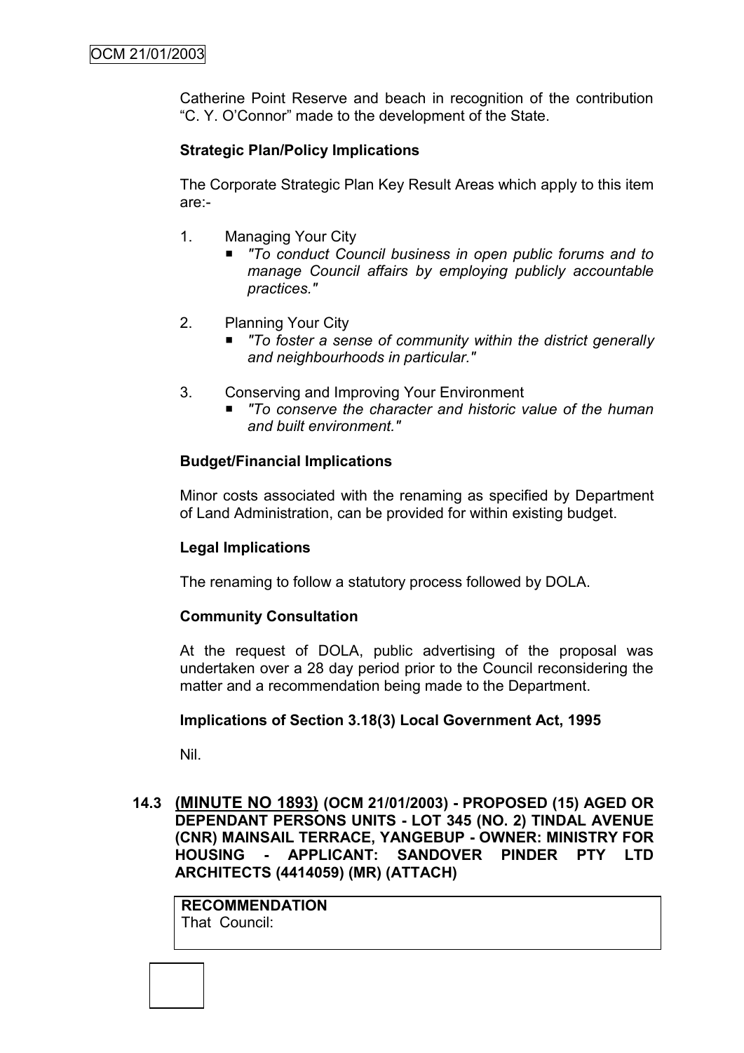Catherine Point Reserve and beach in recognition of the contribution "C. Y. O'Connor" made to the development of the State.

**Strategic Plan/Policy Implications**

The Corporate Strategic Plan Key Result Areas which apply to this item are:-

1. Managing Your City
   - *"To conduct Council business in open public forums and to manage Council affairs by employing publicly accountable practices."*

2. Planning Your City
   - *"To foster a sense of community within the district generally and neighbourhoods in particular."*

3. Conserving and Improving Your Environment
   - *"To conserve the character and historic value of the human and built environment."*

**Budget/Financial Implications**

Minor costs associated with the renaming as specified by Department of Land Administration, can be provided for within existing budget.

**Legal Implications**

The renaming to follow a statutory process followed by DOLA.

**Community Consultation**

At the request of DOLA, public advertising of the proposal was undertaken over a 28 day period prior to the Council reconsidering the matter and a recommendation being made to the Department.

**Implications of Section 3.18(3) Local Government Act, 1995**

Nil.

### 14.3 (MINUTE NO 1893) (OCM 21/01/2003) - PROPOSED (15) AGED OR DEPENDANT PERSONS UNITS - LOT 345 (NO. 2) TINDAL AVENUE (CNR) MAINSAIL TERRACE, YANGEBUP - OWNER: MINISTRY FOR HOUSING - APPLICANT: SANDOVER PINDER PTY LTD ARCHITECTS (4414059) (MR) (ATTACH)

**RECOMMENDATION**
That Council: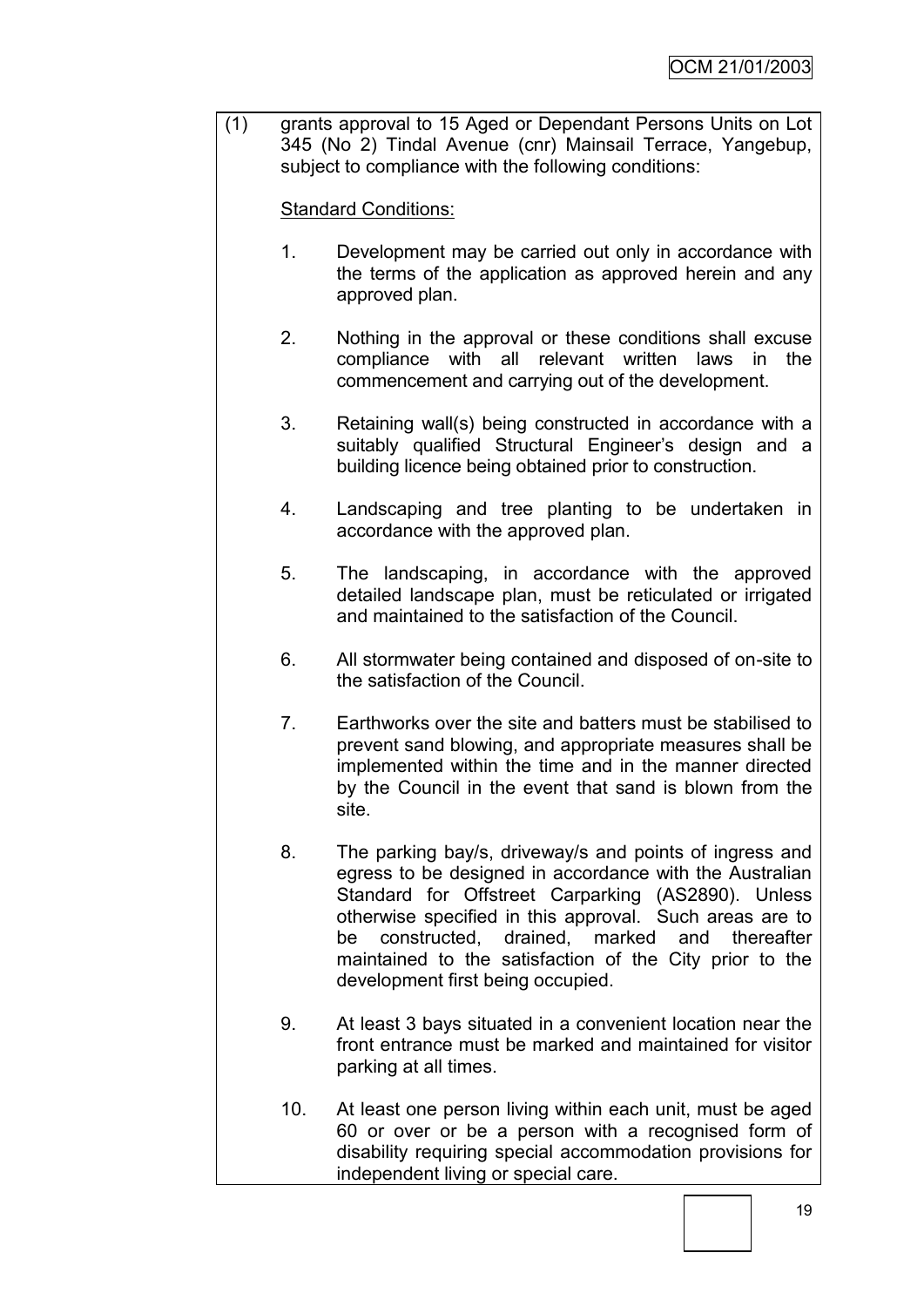(1) grants approval to 15 Aged or Dependant Persons Units on Lot 345 (No 2) Tindal Avenue (cnr) Mainsail Terrace, Yangebup, subject to compliance with the following conditions:

<u>Standard Conditions:</u>

1. Development may be carried out only in accordance with the terms of the application as approved herein and any approved plan.

2. Nothing in the approval or these conditions shall excuse compliance with all relevant written laws in the commencement and carrying out of the development.

3. Retaining wall(s) being constructed in accordance with a suitably qualified Structural Engineer's design and a building licence being obtained prior to construction.

4. Landscaping and tree planting to be undertaken in accordance with the approved plan.

5. The landscaping, in accordance with the approved detailed landscape plan, must be reticulated or irrigated and maintained to the satisfaction of the Council.

6. All stormwater being contained and disposed of on-site to the satisfaction of the Council.

7. Earthworks over the site and batters must be stabilised to prevent sand blowing, and appropriate measures shall be implemented within the time and in the manner directed by the Council in the event that sand is blown from the site.

8. The parking bay/s, driveway/s and points of ingress and egress to be designed in accordance with the Australian Standard for Offstreet Carparking (AS2890). Unless otherwise specified in this approval. Such areas are to be constructed, drained, marked and thereafter maintained to the satisfaction of the City prior to the development first being occupied.

9. At least 3 bays situated in a convenient location near the front entrance must be marked and maintained for visitor parking at all times.

10. At least one person living within each unit, must be aged 60 or over or be a person with a recognised form of disability requiring special accommodation provisions for independent living or special care.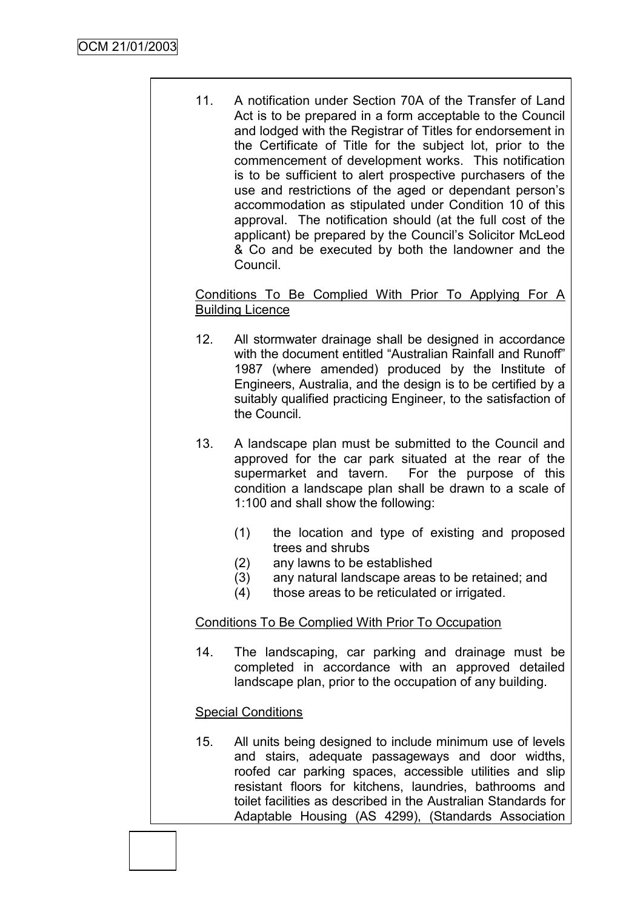11. A notification under Section 70A of the Transfer of Land Act is to be prepared in a form acceptable to the Council and lodged with the Registrar of Titles for endorsement in the Certificate of Title for the subject lot, prior to the commencement of development works. This notification is to be sufficient to alert prospective purchasers of the use and restrictions of the aged or dependant person's accommodation as stipulated under Condition 10 of this approval. The notification should (at the full cost of the applicant) be prepared by the Council's Solicitor McLeod & Co and be executed by both the landowner and the Council.

<u>Conditions To Be Complied With Prior To Applying For A Building Licence</u>

12. All stormwater drainage shall be designed in accordance with the document entitled "Australian Rainfall and Runoff" 1987 (where amended) produced by the Institute of Engineers, Australia, and the design is to be certified by a suitably qualified practicing Engineer, to the satisfaction of the Council.

13. A landscape plan must be submitted to the Council and approved for the car park situated at the rear of the supermarket and tavern. For the purpose of this condition a landscape plan shall be drawn to a scale of 1:100 and shall show the following:

    (1) the location and type of existing and proposed trees and shrubs
    (2) any lawns to be established
    (3) any natural landscape areas to be retained; and
    (4) those areas to be reticulated or irrigated.

<u>Conditions To Be Complied With Prior To Occupation</u>

14. The landscaping, car parking and drainage must be completed in accordance with an approved detailed landscape plan, prior to the occupation of any building.

<u>Special Conditions</u>

15. All units being designed to include minimum use of levels and stairs, adequate passageways and door widths, roofed car parking spaces, accessible utilities and slip resistant floors for kitchens, laundries, bathrooms and toilet facilities as described in the Australian Standards for Adaptable Housing (AS 4299), (Standards Association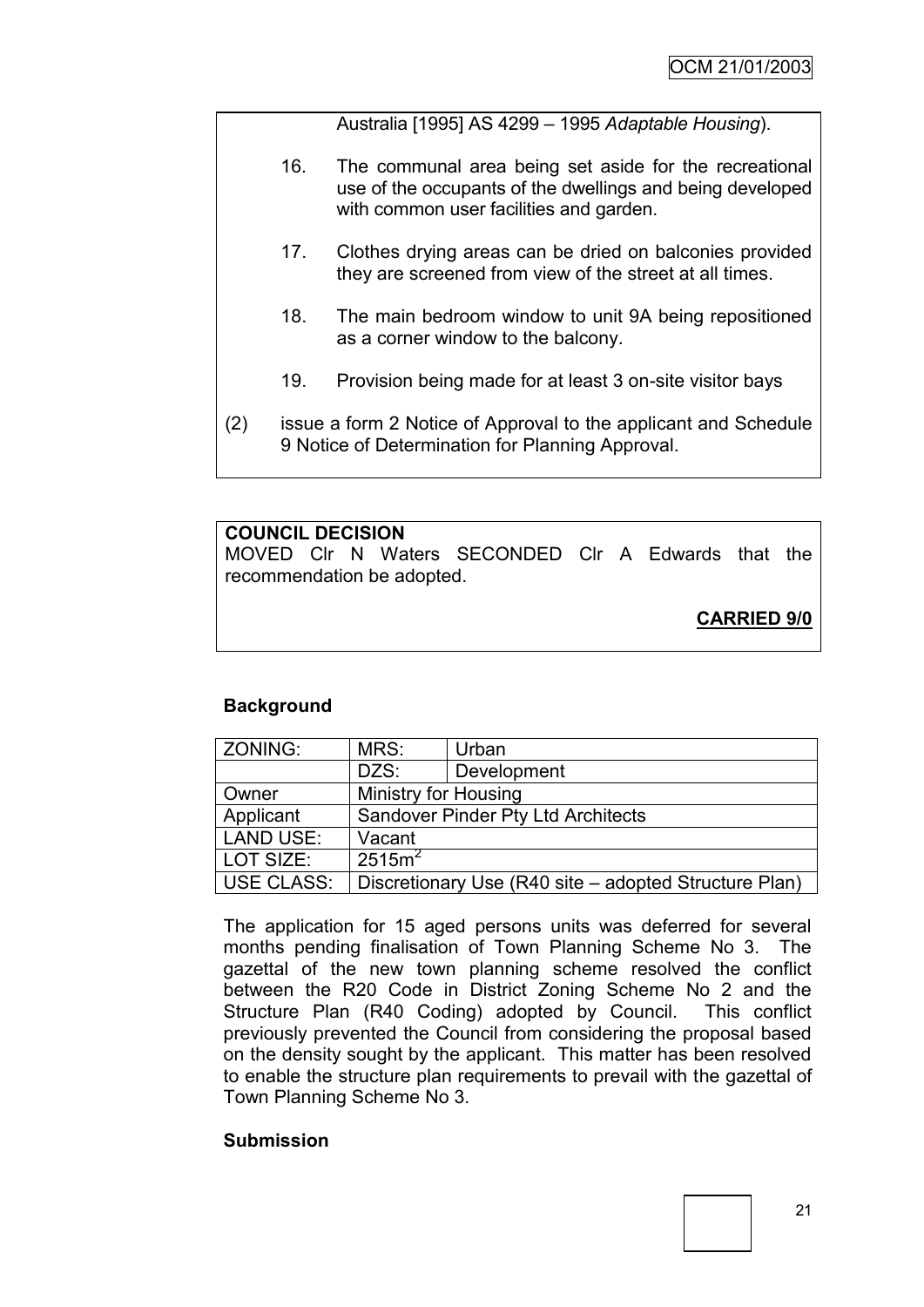Australia [1995] AS 4299 – 1995 *Adaptable Housing*).

16. The communal area being set aside for the recreational use of the occupants of the dwellings and being developed with common user facilities and garden.

17. Clothes drying areas can be dried on balconies provided they are screened from view of the street at all times.

18. The main bedroom window to unit 9A being repositioned as a corner window to the balcony.

19. Provision being made for at least 3 on-site visitor bays

(2) issue a form 2 Notice of Approval to the applicant and Schedule 9 Notice of Determination for Planning Approval.

**COUNCIL DECISION**

MOVED Clr N Waters SECONDED Clr A Edwards that the recommendation be adopted.

**CARRIED 9/0**

## Background

| ZONING: | MRS: | Urban |
|---|---|---|
| | DZS: | Development |
| Owner | Ministry for Housing | |
| Applicant | Sandover Pinder Pty Ltd Architects | |
| LAND USE: | Vacant | |
| LOT SIZE: | 2515m$^2$ | |
| USE CLASS: | Discretionary Use (R40 site – adopted Structure Plan) | |

The application for 15 aged persons units was deferred for several months pending finalisation of Town Planning Scheme No 3. The gazettal of the new town planning scheme resolved the conflict between the R20 Code in District Zoning Scheme No 2 and the Structure Plan (R40 Coding) adopted by Council. This conflict previously prevented the Council from considering the proposal based on the density sought by the applicant. This matter has been resolved to enable the structure plan requirements to prevail with the gazettal of Town Planning Scheme No 3.

## Submission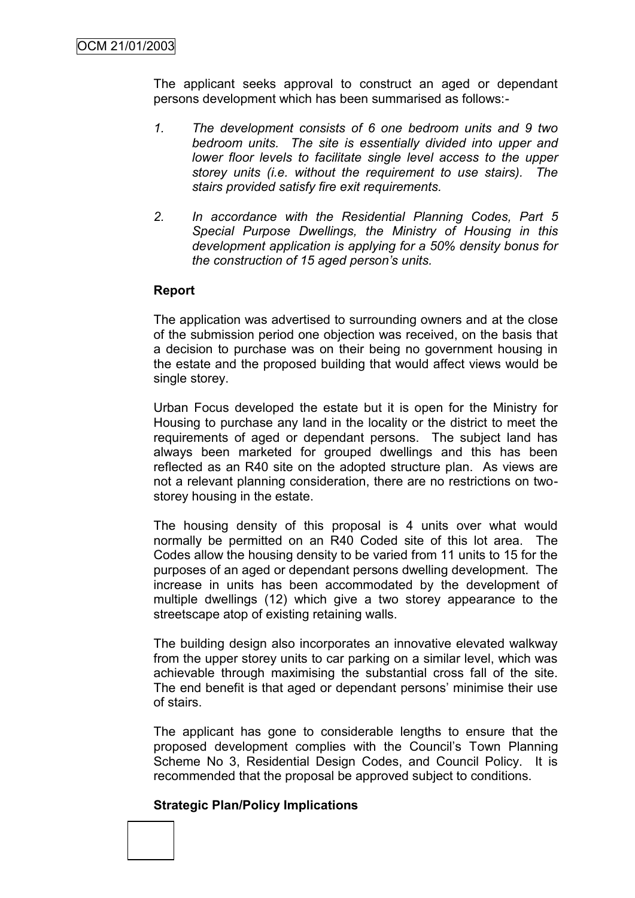The applicant seeks approval to construct an aged or dependant persons development which has been summarised as follows:-

1. *The development consists of 6 one bedroom units and 9 two bedroom units. The site is essentially divided into upper and lower floor levels to facilitate single level access to the upper storey units (i.e. without the requirement to use stairs). The stairs provided satisfy fire exit requirements.*

2. *In accordance with the Residential Planning Codes, Part 5 Special Purpose Dwellings, the Ministry of Housing in this development application is applying for a 50% density bonus for the construction of 15 aged person's units.*

**Report**

The application was advertised to surrounding owners and at the close of the submission period one objection was received, on the basis that a decision to purchase was on their being no government housing in the estate and the proposed building that would affect views would be single storey.

Urban Focus developed the estate but it is open for the Ministry for Housing to purchase any land in the locality or the district to meet the requirements of aged or dependant persons. The subject land has always been marketed for grouped dwellings and this has been reflected as an R40 site on the adopted structure plan. As views are not a relevant planning consideration, there are no restrictions on two-storey housing in the estate.

The housing density of this proposal is 4 units over what would normally be permitted on an R40 Coded site of this lot area. The Codes allow the housing density to be varied from 11 units to 15 for the purposes of an aged or dependant persons dwelling development. The increase in units has been accommodated by the development of multiple dwellings (12) which give a two storey appearance to the streetscape atop of existing retaining walls.

The building design also incorporates an innovative elevated walkway from the upper storey units to car parking on a similar level, which was achievable through maximising the substantial cross fall of the site. The end benefit is that aged or dependant persons' minimise their use of stairs.

The applicant has gone to considerable lengths to ensure that the proposed development complies with the Council's Town Planning Scheme No 3, Residential Design Codes, and Council Policy. It is recommended that the proposal be approved subject to conditions.

**Strategic Plan/Policy Implications**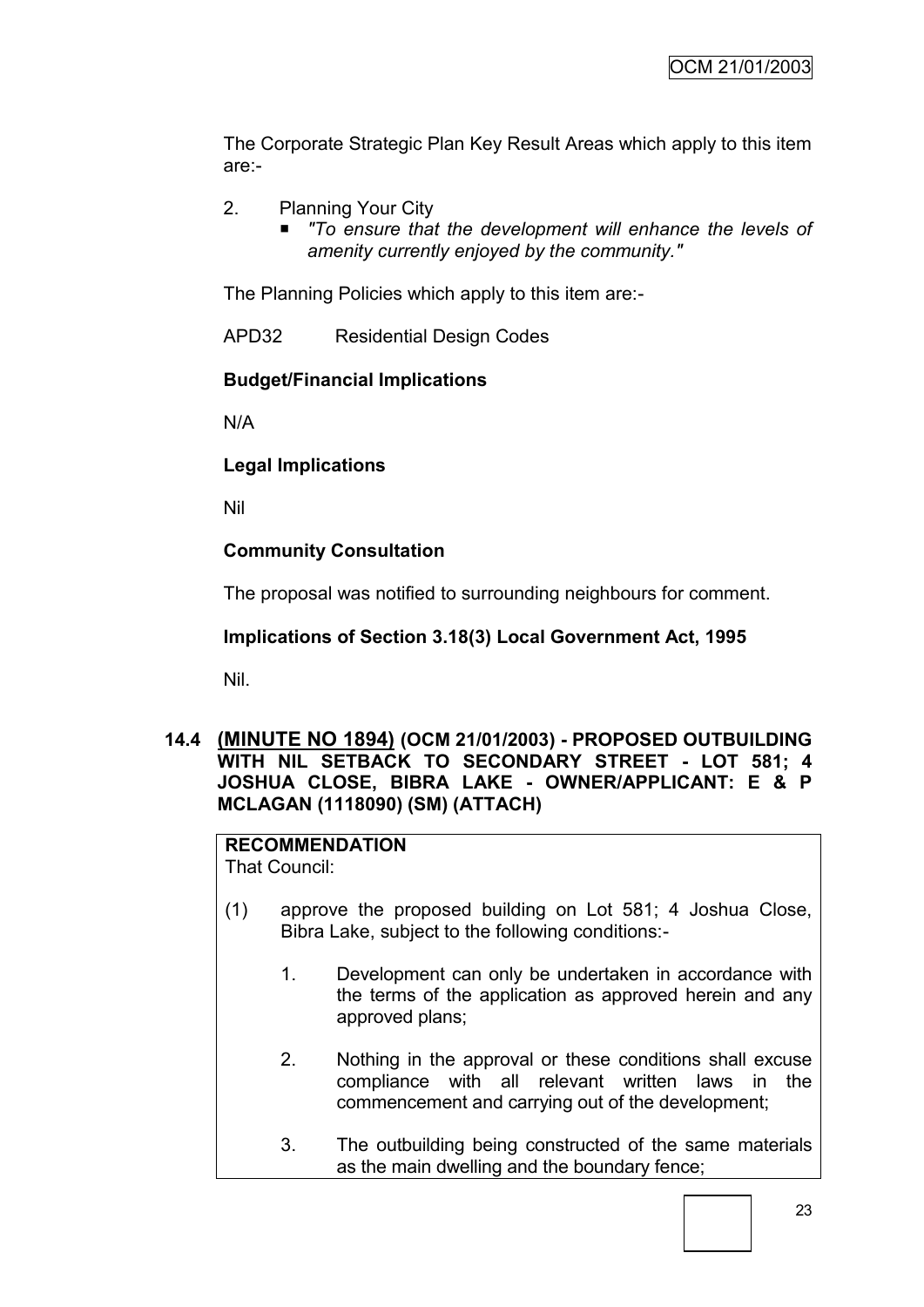The Corporate Strategic Plan Key Result Areas which apply to this item are:-

2. Planning Your City
   - *"To ensure that the development will enhance the levels of amenity currently enjoyed by the community."*

The Planning Policies which apply to this item are:-

APD32 Residential Design Codes

**Budget/Financial Implications**

N/A

**Legal Implications**

Nil

**Community Consultation**

The proposal was notified to surrounding neighbours for comment.

**Implications of Section 3.18(3) Local Government Act, 1995**

Nil.

## 14.4 (MINUTE NO 1894) (OCM 21/01/2003) - PROPOSED OUTBUILDING WITH NIL SETBACK TO SECONDARY STREET - LOT 581; 4 JOSHUA CLOSE, BIBRA LAKE - OWNER/APPLICANT: E & P MCLAGAN (1118090) (SM) (ATTACH)

**RECOMMENDATION**
That Council:

(1) approve the proposed building on Lot 581; 4 Joshua Close, Bibra Lake, subject to the following conditions:-

   1. Development can only be undertaken in accordance with the terms of the application as approved herein and any approved plans;

   2. Nothing in the approval or these conditions shall excuse compliance with all relevant written laws in the commencement and carrying out of the development;

   3. The outbuilding being constructed of the same materials as the main dwelling and the boundary fence;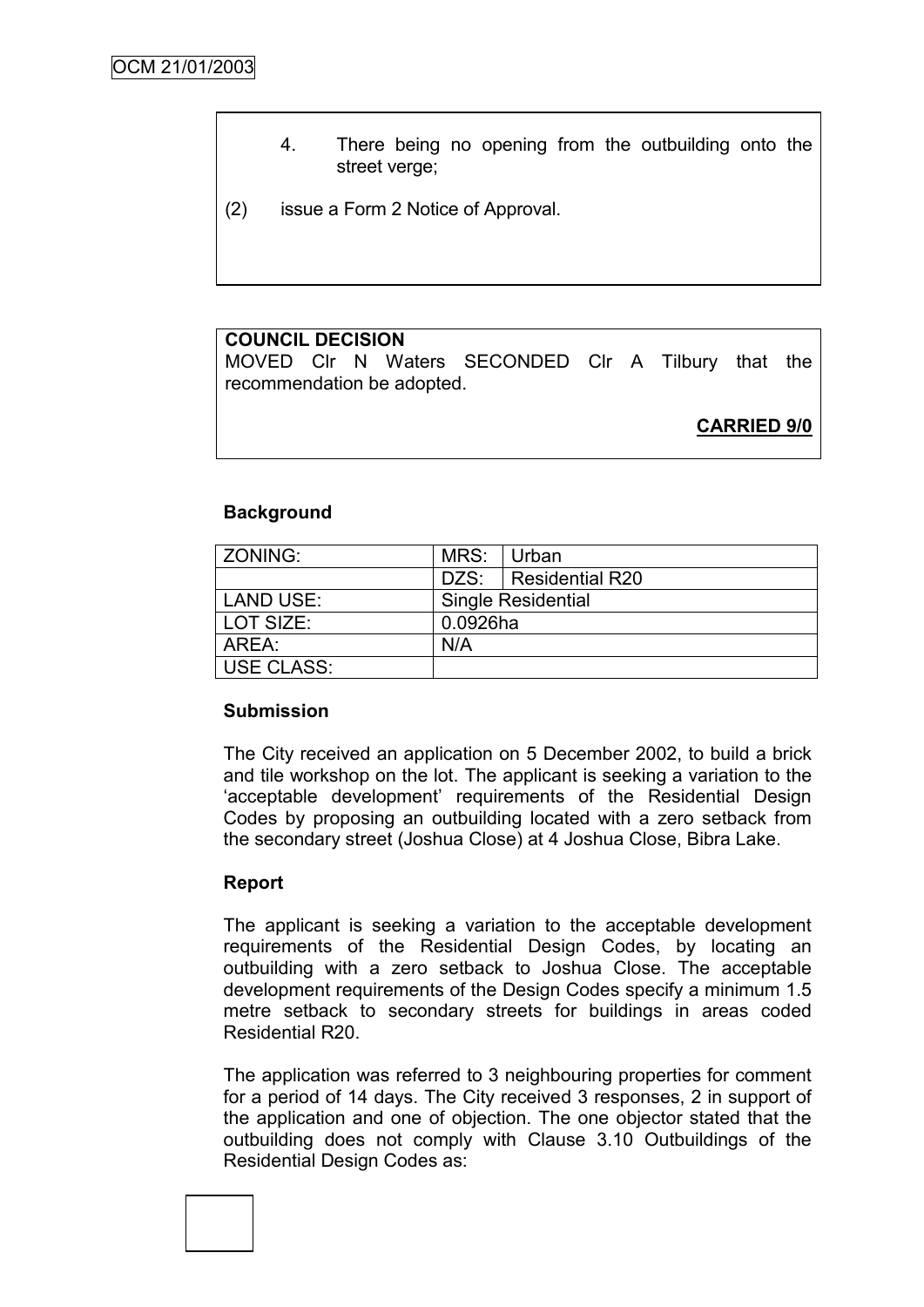4. There being no opening from the outbuilding onto the street verge;

(2) issue a Form 2 Notice of Approval.

**COUNCIL DECISION**

MOVED Clr N Waters SECONDED Clr A Tilbury that the recommendation be adopted.

**CARRIED 9/0**

**Background**

| ZONING: | MRS: | Urban |
|---|---|---|
| | DZS: | Residential R20 |
| LAND USE: | Single Residential | |
| LOT SIZE: | 0.0926ha | |
| AREA: | N/A | |
| USE CLASS: | | |

**Submission**

The City received an application on 5 December 2002, to build a brick and tile workshop on the lot. The applicant is seeking a variation to the 'acceptable development' requirements of the Residential Design Codes by proposing an outbuilding located with a zero setback from the secondary street (Joshua Close) at 4 Joshua Close, Bibra Lake.

**Report**

The applicant is seeking a variation to the acceptable development requirements of the Residential Design Codes, by locating an outbuilding with a zero setback to Joshua Close. The acceptable development requirements of the Design Codes specify a minimum 1.5 metre setback to secondary streets for buildings in areas coded Residential R20.

The application was referred to 3 neighbouring properties for comment for a period of 14 days. The City received 3 responses, 2 in support of the application and one of objection. The one objector stated that the outbuilding does not comply with Clause 3.10 Outbuildings of the Residential Design Codes as: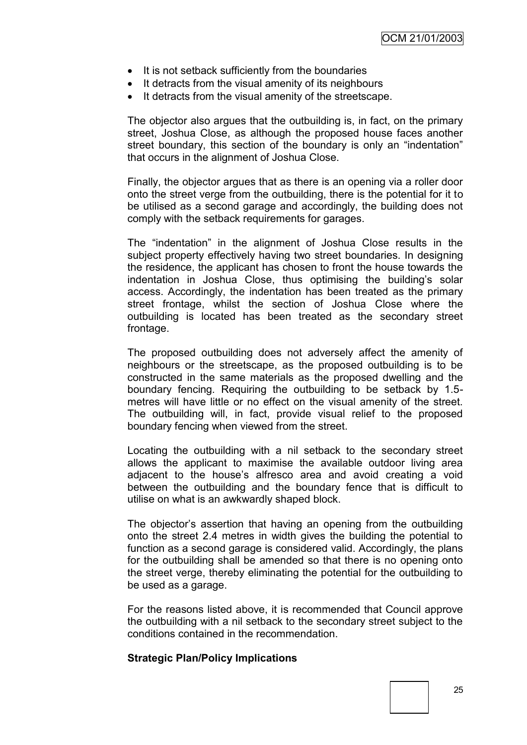- It is not setback sufficiently from the boundaries
- It detracts from the visual amenity of its neighbours
- It detracts from the visual amenity of the streetscape.

The objector also argues that the outbuilding is, in fact, on the primary street, Joshua Close, as although the proposed house faces another street boundary, this section of the boundary is only an "indentation" that occurs in the alignment of Joshua Close.

Finally, the objector argues that as there is an opening via a roller door onto the street verge from the outbuilding, there is the potential for it to be utilised as a second garage and accordingly, the building does not comply with the setback requirements for garages.

The "indentation" in the alignment of Joshua Close results in the subject property effectively having two street boundaries. In designing the residence, the applicant has chosen to front the house towards the indentation in Joshua Close, thus optimising the building's solar access. Accordingly, the indentation has been treated as the primary street frontage, whilst the section of Joshua Close where the outbuilding is located has been treated as the secondary street frontage.

The proposed outbuilding does not adversely affect the amenity of neighbours or the streetscape, as the proposed outbuilding is to be constructed in the same materials as the proposed dwelling and the boundary fencing. Requiring the outbuilding to be setback by 1.5-metres will have little or no effect on the visual amenity of the street. The outbuilding will, in fact, provide visual relief to the proposed boundary fencing when viewed from the street.

Locating the outbuilding with a nil setback to the secondary street allows the applicant to maximise the available outdoor living area adjacent to the house's alfresco area and avoid creating a void between the outbuilding and the boundary fence that is difficult to utilise on what is an awkwardly shaped block.

The objector's assertion that having an opening from the outbuilding onto the street 2.4 metres in width gives the building the potential to function as a second garage is considered valid. Accordingly, the plans for the outbuilding shall be amended so that there is no opening onto the street verge, thereby eliminating the potential for the outbuilding to be used as a garage.

For the reasons listed above, it is recommended that Council approve the outbuilding with a nil setback to the secondary street subject to the conditions contained in the recommendation.

**Strategic Plan/Policy Implications**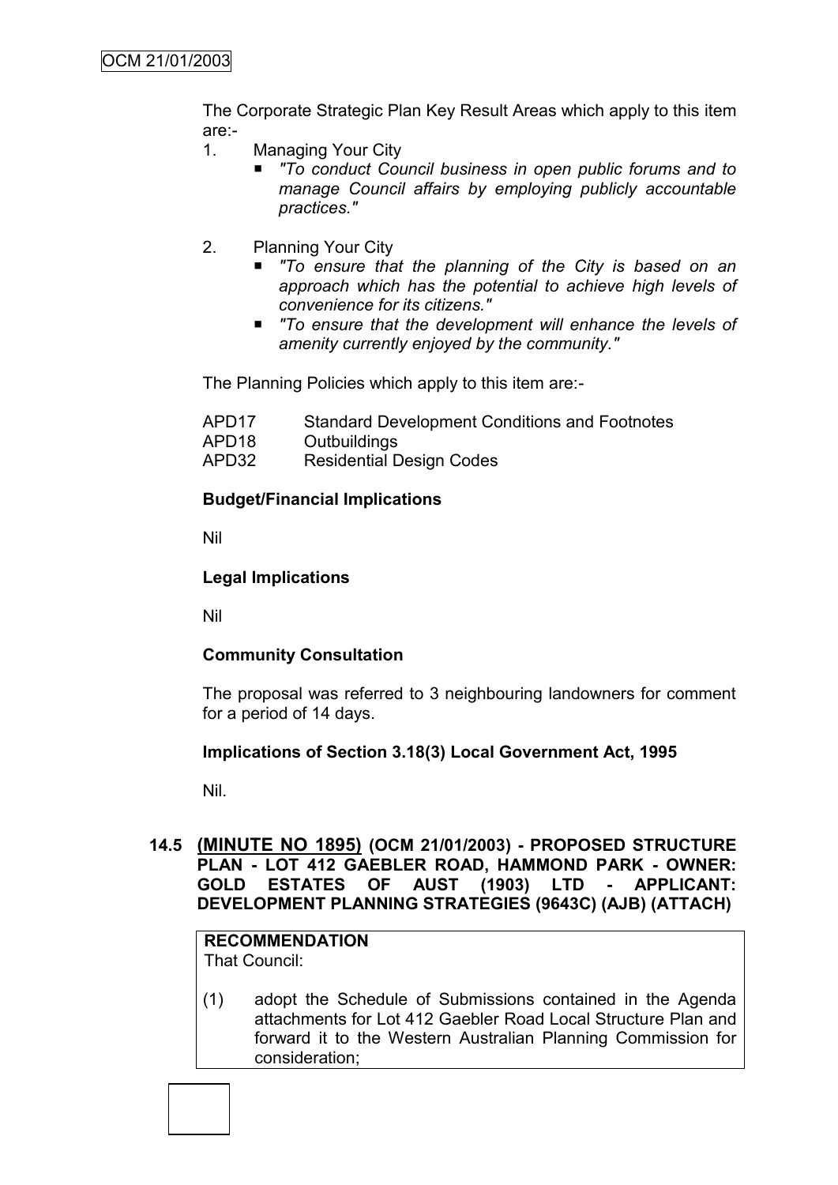The Corporate Strategic Plan Key Result Areas which apply to this item are:-

1. Managing Your City
   - *"To conduct Council business in open public forums and to manage Council affairs by employing publicly accountable practices."*

2. Planning Your City
   - *"To ensure that the planning of the City is based on an approach which has the potential to achieve high levels of convenience for its citizens."*
   - *"To ensure that the development will enhance the levels of amenity currently enjoyed by the community."*

The Planning Policies which apply to this item are:-

| | |
|---|---|
| APD17 | Standard Development Conditions and Footnotes |
| APD18 | Outbuildings |
| APD32 | Residential Design Codes |

**Budget/Financial Implications**

Nil

**Legal Implications**

Nil

**Community Consultation**

The proposal was referred to 3 neighbouring landowners for comment for a period of 14 days.

**Implications of Section 3.18(3) Local Government Act, 1995**

Nil.

### 14.5 (MINUTE NO 1895) (OCM 21/01/2003) - PROPOSED STRUCTURE PLAN - LOT 412 GAEBLER ROAD, HAMMOND PARK - OWNER: GOLD ESTATES OF AUST (1903) LTD - APPLICANT: DEVELOPMENT PLANNING STRATEGIES (9643C) (AJB) (ATTACH)

**RECOMMENDATION**
That Council:

(1) adopt the Schedule of Submissions contained in the Agenda attachments for Lot 412 Gaebler Road Local Structure Plan and forward it to the Western Australian Planning Commission for consideration;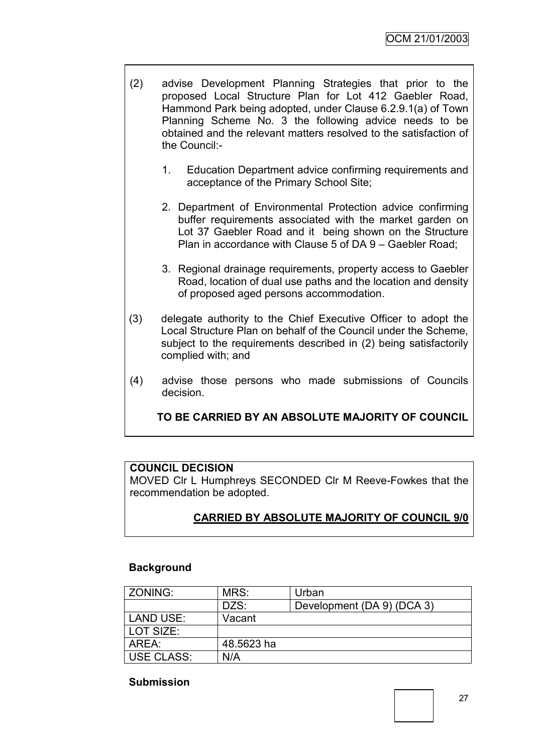(2) advise Development Planning Strategies that prior to the proposed Local Structure Plan for Lot 412 Gaebler Road, Hammond Park being adopted, under Clause 6.2.9.1(a) of Town Planning Scheme No. 3 the following advice needs to be obtained and the relevant matters resolved to the satisfaction of the Council:-

1. Education Department advice confirming requirements and acceptance of the Primary School Site;

2. Department of Environmental Protection advice confirming buffer requirements associated with the market garden on Lot 37 Gaebler Road and it being shown on the Structure Plan in accordance with Clause 5 of DA 9 – Gaebler Road;

3. Regional drainage requirements, property access to Gaebler Road, location of dual use paths and the location and density of proposed aged persons accommodation.

(3) delegate authority to the Chief Executive Officer to adopt the Local Structure Plan on behalf of the Council under the Scheme, subject to the requirements described in (2) being satisfactorily complied with; and

(4) advise those persons who made submissions of Councils decision.

**TO BE CARRIED BY AN ABSOLUTE MAJORITY OF COUNCIL**

**COUNCIL DECISION**

MOVED Clr L Humphreys SECONDED Clr M Reeve-Fowkes that the recommendation be adopted.

**CARRIED BY ABSOLUTE MAJORITY OF COUNCIL 9/0**

**Background**

| ZONING: | MRS: | Urban |
|---|---|---|
| | DZS: | Development (DA 9) (DCA 3) |
| LAND USE: | Vacant | |
| LOT SIZE: | | |
| AREA: | 48.5623 ha | |
| USE CLASS: | N/A | |

**Submission**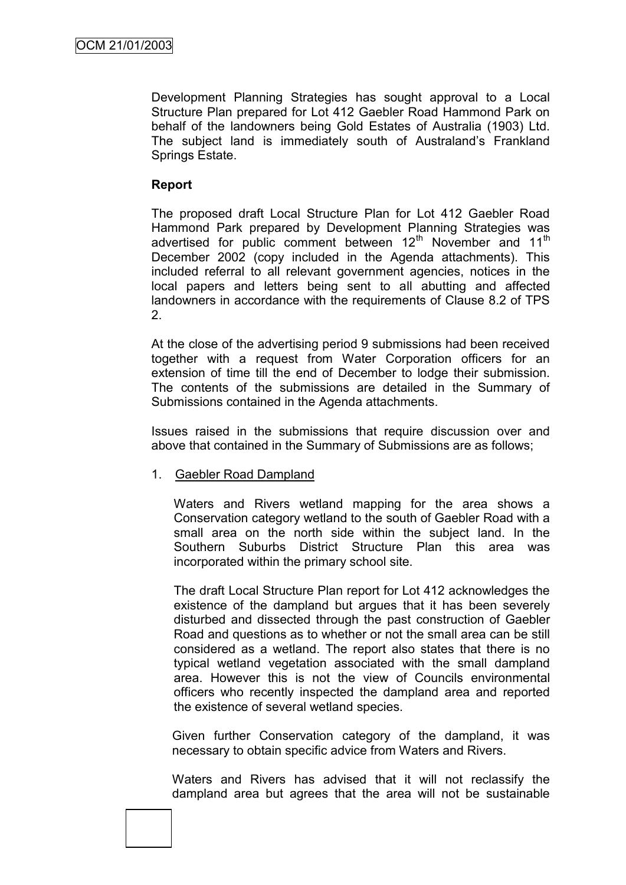Development Planning Strategies has sought approval to a Local Structure Plan prepared for Lot 412 Gaebler Road Hammond Park on behalf of the landowners being Gold Estates of Australia (1903) Ltd. The subject land is immediately south of Australand's Frankland Springs Estate.

**Report**

The proposed draft Local Structure Plan for Lot 412 Gaebler Road Hammond Park prepared by Development Planning Strategies was advertised for public comment between 12th November and 11th December 2002 (copy included in the Agenda attachments). This included referral to all relevant government agencies, notices in the local papers and letters being sent to all abutting and affected landowners in accordance with the requirements of Clause 8.2 of TPS 2.

At the close of the advertising period 9 submissions had been received together with a request from Water Corporation officers for an extension of time till the end of December to lodge their submission. The contents of the submissions are detailed in the Summary of Submissions contained in the Agenda attachments.

Issues raised in the submissions that require discussion over and above that contained in the Summary of Submissions are as follows;

1. Gaebler Road Dampland

   Waters and Rivers wetland mapping for the area shows a Conservation category wetland to the south of Gaebler Road with a small area on the north side within the subject land. In the Southern Suburbs District Structure Plan this area was incorporated within the primary school site.

   The draft Local Structure Plan report for Lot 412 acknowledges the existence of the dampland but argues that it has been severely disturbed and dissected through the past construction of Gaebler Road and questions as to whether or not the small area can be still considered as a wetland. The report also states that there is no typical wetland vegetation associated with the small dampland area. However this is not the view of Councils environmental officers who recently inspected the dampland area and reported the existence of several wetland species.

   Given further Conservation category of the dampland, it was necessary to obtain specific advice from Waters and Rivers.

   Waters and Rivers has advised that it will not reclassify the dampland area but agrees that the area will not be sustainable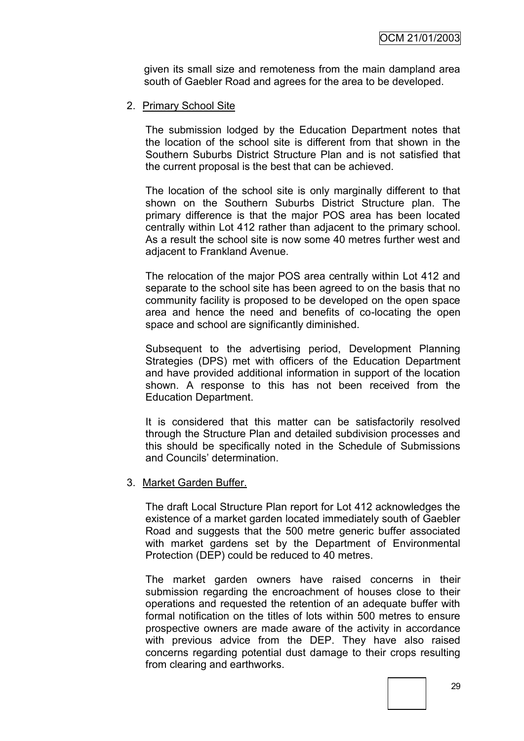given its small size and remoteness from the main dampland area south of Gaebler Road and agrees for the area to be developed.

2. <u>Primary School Site</u>

   The submission lodged by the Education Department notes that the location of the school site is different from that shown in the Southern Suburbs District Structure Plan and is not satisfied that the current proposal is the best that can be achieved.

   The location of the school site is only marginally different to that shown on the Southern Suburbs District Structure plan. The primary difference is that the major POS area has been located centrally within Lot 412 rather than adjacent to the primary school. As a result the school site is now some 40 metres further west and adjacent to Frankland Avenue.

   The relocation of the major POS area centrally within Lot 412 and separate to the school site has been agreed to on the basis that no community facility is proposed to be developed on the open space area and hence the need and benefits of co-locating the open space and school are significantly diminished.

   Subsequent to the advertising period, Development Planning Strategies (DPS) met with officers of the Education Department and have provided additional information in support of the location shown. A response to this has not been received from the Education Department.

   It is considered that this matter can be satisfactorily resolved through the Structure Plan and detailed subdivision processes and this should be specifically noted in the Schedule of Submissions and Councils' determination.

3. <u>Market Garden Buffer.</u>

   The draft Local Structure Plan report for Lot 412 acknowledges the existence of a market garden located immediately south of Gaebler Road and suggests that the 500 metre generic buffer associated with market gardens set by the Department of Environmental Protection (DEP) could be reduced to 40 metres.

   The market garden owners have raised concerns in their submission regarding the encroachment of houses close to their operations and requested the retention of an adequate buffer with formal notification on the titles of lots within 500 metres to ensure prospective owners are made aware of the activity in accordance with previous advice from the DEP. They have also raised concerns regarding potential dust damage to their crops resulting from clearing and earthworks.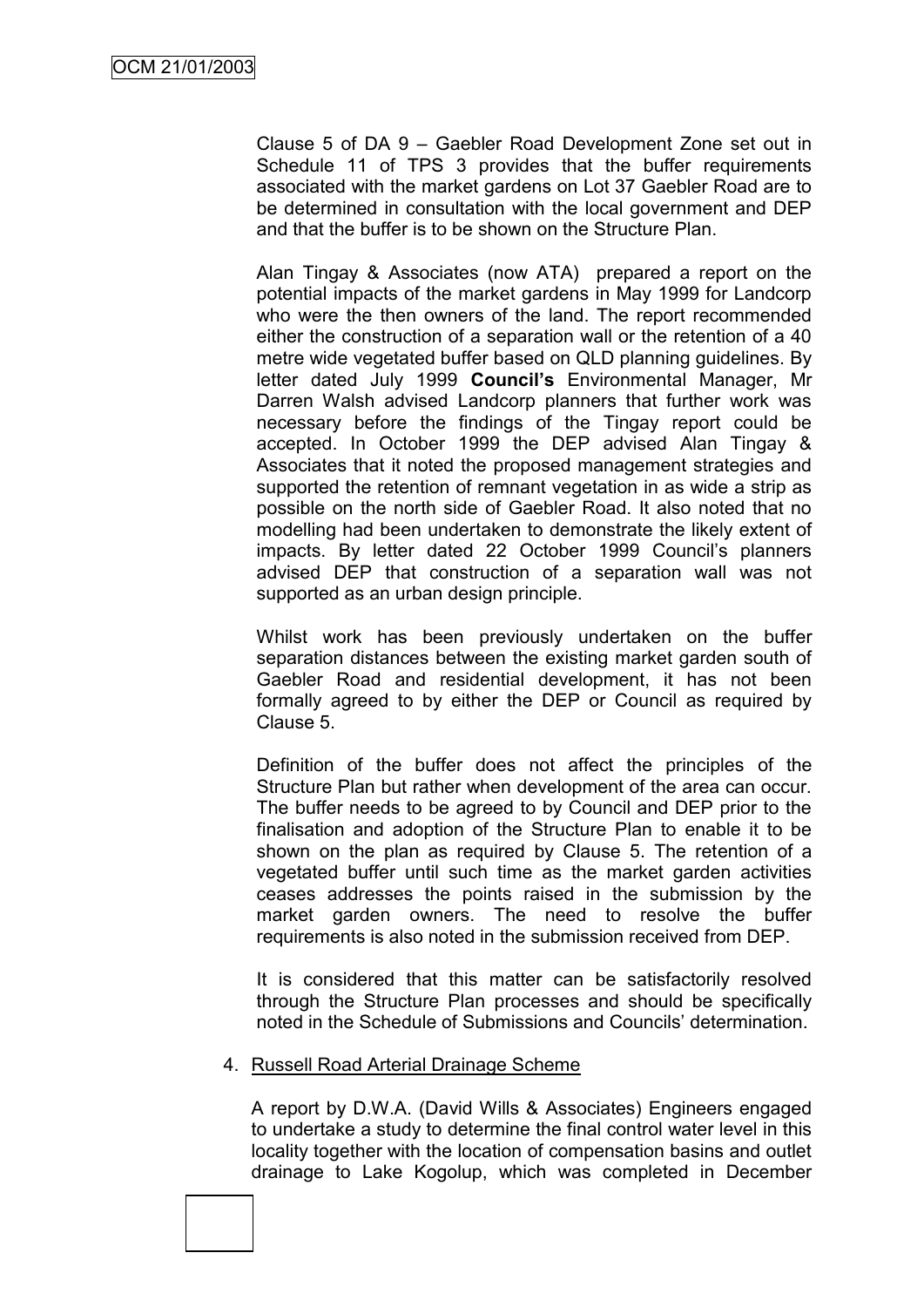Clause 5 of DA 9 – Gaebler Road Development Zone set out in Schedule 11 of TPS 3 provides that the buffer requirements associated with the market gardens on Lot 37 Gaebler Road are to be determined in consultation with the local government and DEP and that the buffer is to be shown on the Structure Plan.

Alan Tingay & Associates (now ATA) prepared a report on the potential impacts of the market gardens in May 1999 for Landcorp who were the then owners of the land. The report recommended either the construction of a separation wall or the retention of a 40 metre wide vegetated buffer based on QLD planning guidelines. By letter dated July 1999 **Council's** Environmental Manager, Mr Darren Walsh advised Landcorp planners that further work was necessary before the findings of the Tingay report could be accepted. In October 1999 the DEP advised Alan Tingay & Associates that it noted the proposed management strategies and supported the retention of remnant vegetation in as wide a strip as possible on the north side of Gaebler Road. It also noted that no modelling had been undertaken to demonstrate the likely extent of impacts. By letter dated 22 October 1999 Council's planners advised DEP that construction of a separation wall was not supported as an urban design principle.

Whilst work has been previously undertaken on the buffer separation distances between the existing market garden south of Gaebler Road and residential development, it has not been formally agreed to by either the DEP or Council as required by Clause 5.

Definition of the buffer does not affect the principles of the Structure Plan but rather when development of the area can occur. The buffer needs to be agreed to by Council and DEP prior to the finalisation and adoption of the Structure Plan to enable it to be shown on the plan as required by Clause 5. The retention of a vegetated buffer until such time as the market garden activities ceases addresses the points raised in the submission by the market garden owners. The need to resolve the buffer requirements is also noted in the submission received from DEP.

It is considered that this matter can be satisfactorily resolved through the Structure Plan processes and should be specifically noted in the Schedule of Submissions and Councils' determination.

4. Russell Road Arterial Drainage Scheme

A report by D.W.A. (David Wills & Associates) Engineers engaged to undertake a study to determine the final control water level in this locality together with the location of compensation basins and outlet drainage to Lake Kogolup, which was completed in December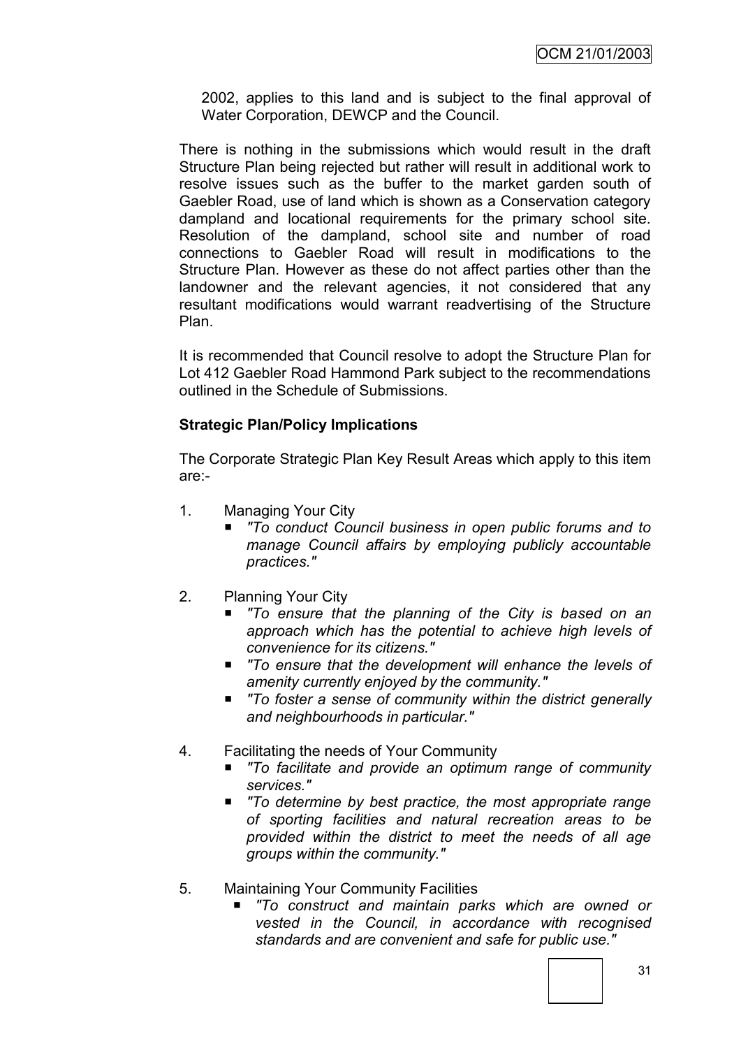2002, applies to this land and is subject to the final approval of Water Corporation, DEWCP and the Council.

There is nothing in the submissions which would result in the draft Structure Plan being rejected but rather will result in additional work to resolve issues such as the buffer to the market garden south of Gaebler Road, use of land which is shown as a Conservation category dampland and locational requirements for the primary school site. Resolution of the dampland, school site and number of road connections to Gaebler Road will result in modifications to the Structure Plan. However as these do not affect parties other than the landowner and the relevant agencies, it not considered that any resultant modifications would warrant readvertising of the Structure Plan.

It is recommended that Council resolve to adopt the Structure Plan for Lot 412 Gaebler Road Hammond Park subject to the recommendations outlined in the Schedule of Submissions.

**Strategic Plan/Policy Implications**

The Corporate Strategic Plan Key Result Areas which apply to this item are:-

1. Managing Your City
   - *"To conduct Council business in open public forums and to manage Council affairs by employing publicly accountable practices."*

2. Planning Your City
   - *"To ensure that the planning of the City is based on an approach which has the potential to achieve high levels of convenience for its citizens."*
   - *"To ensure that the development will enhance the levels of amenity currently enjoyed by the community."*
   - *"To foster a sense of community within the district generally and neighbourhoods in particular."*

4. Facilitating the needs of Your Community
   - *"To facilitate and provide an optimum range of community services."*
   - *"To determine by best practice, the most appropriate range of sporting facilities and natural recreation areas to be provided within the district to meet the needs of all age groups within the community."*

5. Maintaining Your Community Facilities
   - *"To construct and maintain parks which are owned or vested in the Council, in accordance with recognised standards and are convenient and safe for public use."*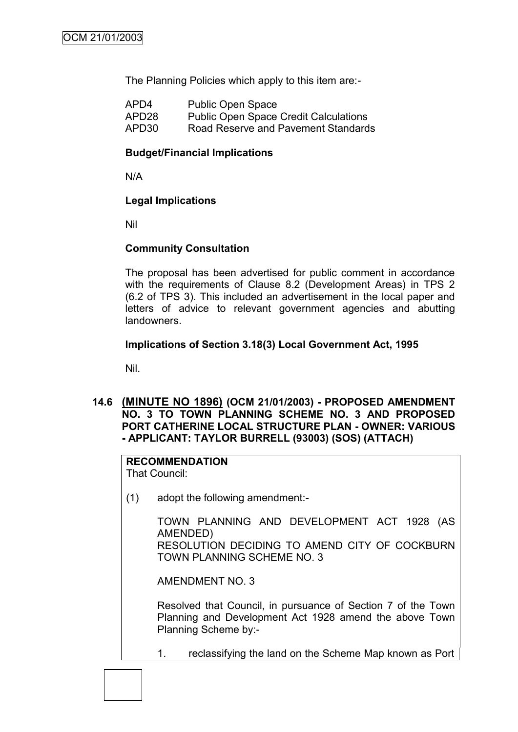The Planning Policies which apply to this item are:-

| | |
|---|---|
| APD4 | Public Open Space |
| APD28 | Public Open Space Credit Calculations |
| APD30 | Road Reserve and Pavement Standards |

**Budget/Financial Implications**

N/A

**Legal Implications**

Nil

**Community Consultation**

The proposal has been advertised for public comment in accordance with the requirements of Clause 8.2 (Development Areas) in TPS 2 (6.2 of TPS 3). This included an advertisement in the local paper and letters of advice to relevant government agencies and abutting landowners.

**Implications of Section 3.18(3) Local Government Act, 1995**

Nil.

### 14.6 (MINUTE NO 1896) (OCM 21/01/2003) - PROPOSED AMENDMENT NO. 3 TO TOWN PLANNING SCHEME NO. 3 AND PROPOSED PORT CATHERINE LOCAL STRUCTURE PLAN - OWNER: VARIOUS - APPLICANT: TAYLOR BURRELL (93003) (SOS) (ATTACH)

**RECOMMENDATION**
That Council:

(1) adopt the following amendment:-

TOWN PLANNING AND DEVELOPMENT ACT 1928 (AS AMENDED)
RESOLUTION DECIDING TO AMEND CITY OF COCKBURN TOWN PLANNING SCHEME NO. 3

AMENDMENT NO. 3

Resolved that Council, in pursuance of Section 7 of the Town Planning and Development Act 1928 amend the above Town Planning Scheme by:-

1. reclassifying the land on the Scheme Map known as Port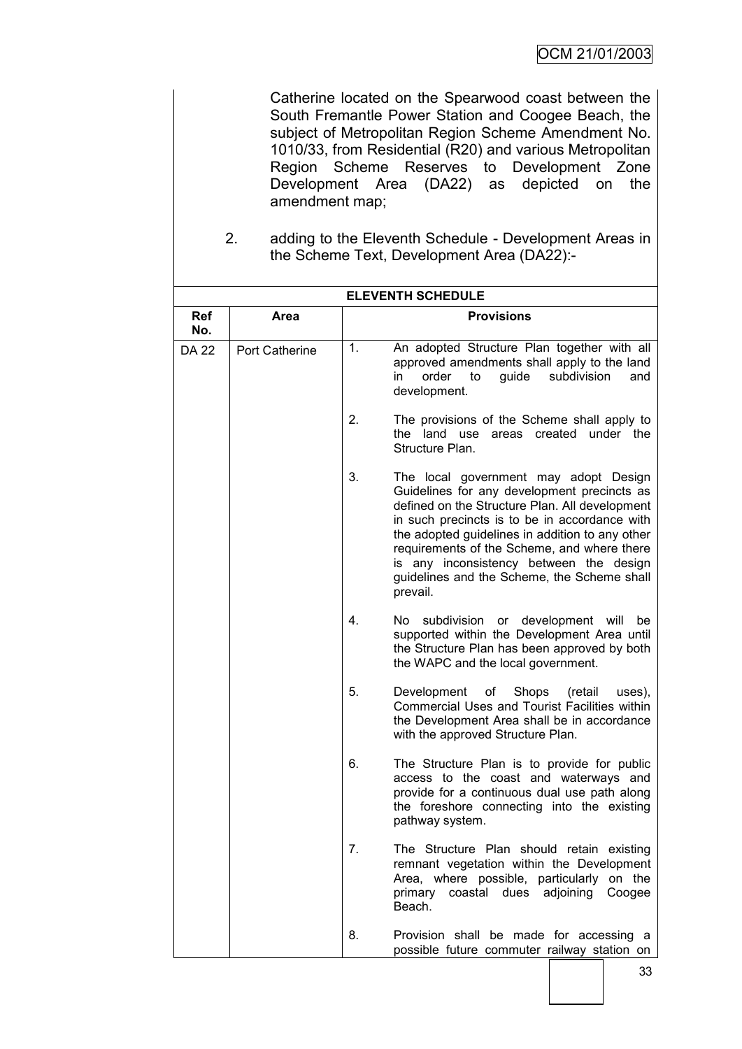Catherine located on the Spearwood coast between the South Fremantle Power Station and Coogee Beach, the subject of Metropolitan Region Scheme Amendment No. 1010/33, from Residential (R20) and various Metropolitan Region Scheme Reserves to Development Zone Development Area (DA22) as depicted on the amendment map;

2. adding to the Eleventh Schedule - Development Areas in the Scheme Text, Development Area (DA22):-

| ELEVENTH SCHEDULE | | |
|---|---|---|
| **Ref No.** | **Area** | **Provisions** |
| DA 22 | Port Catherine | 1. An adopted Structure Plan together with all approved amendments shall apply to the land in order to guide subdivision and development.<br><br>2. The provisions of the Scheme shall apply to the land use areas created under the Structure Plan.<br><br>3. The local government may adopt Design Guidelines for any development precincts as defined on the Structure Plan. All development in such precincts is to be in accordance with the adopted guidelines in addition to any other requirements of the Scheme, and where there is any inconsistency between the design guidelines and the Scheme, the Scheme shall prevail.<br><br>4. No subdivision or development will be supported within the Development Area until the Structure Plan has been approved by both the WAPC and the local government.<br><br>5. Development of Shops (retail uses), Commercial Uses and Tourist Facilities within the Development Area shall be in accordance with the approved Structure Plan.<br><br>6. The Structure Plan is to provide for public access to the coast and waterways and provide for a continuous dual use path along the foreshore connecting into the existing pathway system.<br><br>7. The Structure Plan should retain existing remnant vegetation within the Development Area, where possible, particularly on the primary coastal dues adjoining Coogee Beach.<br><br>8. Provision shall be made for accessing a possible future commuter railway station on |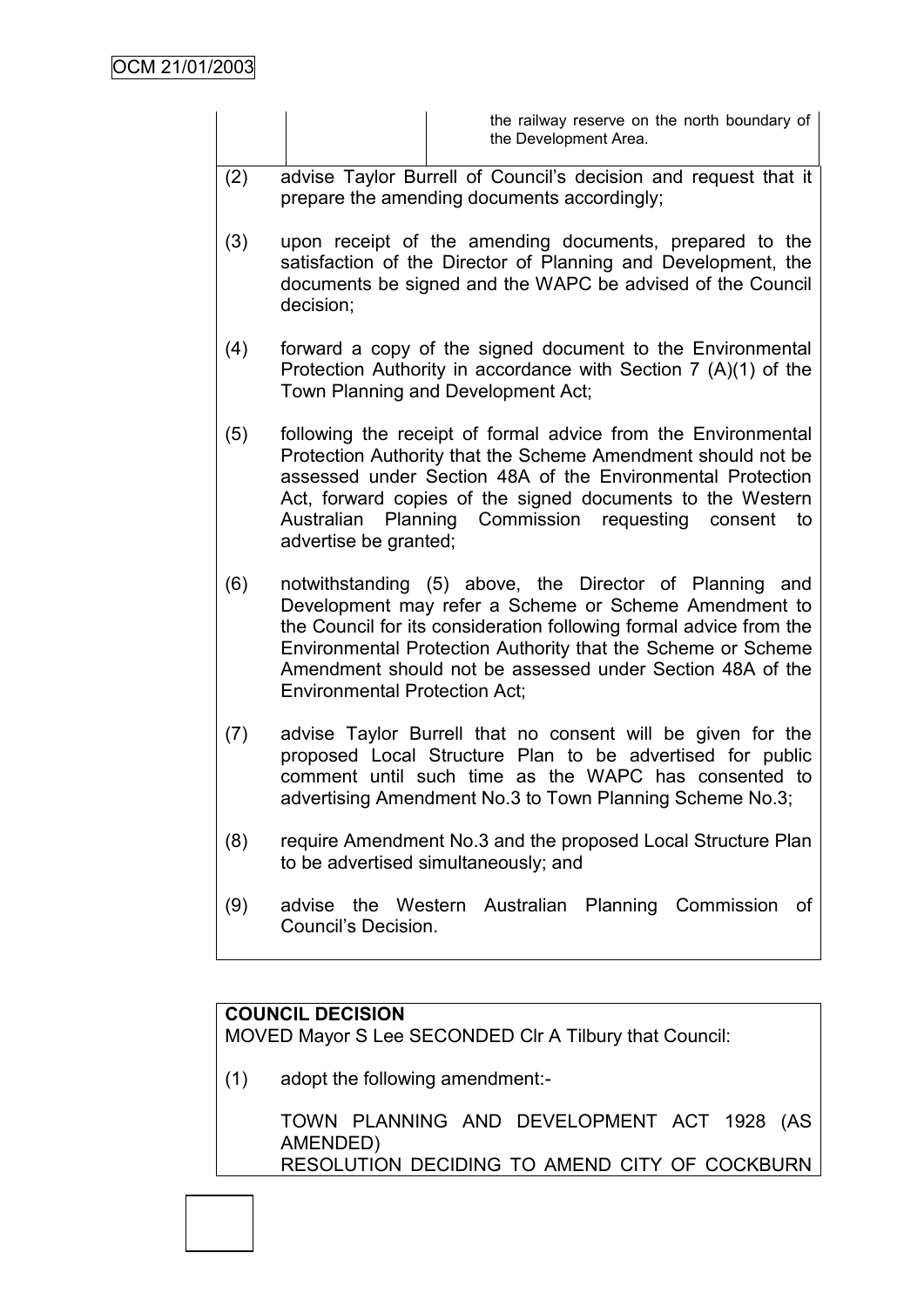| | | the railway reserve on the north boundary of the Development Area. |
|---|---|---|

(2) advise Taylor Burrell of Council's decision and request that it prepare the amending documents accordingly;

(3) upon receipt of the amending documents, prepared to the satisfaction of the Director of Planning and Development, the documents be signed and the WAPC be advised of the Council decision;

(4) forward a copy of the signed document to the Environmental Protection Authority in accordance with Section 7 (A)(1) of the Town Planning and Development Act;

(5) following the receipt of formal advice from the Environmental Protection Authority that the Scheme Amendment should not be assessed under Section 48A of the Environmental Protection Act, forward copies of the signed documents to the Western Australian Planning Commission requesting consent to advertise be granted;

(6) notwithstanding (5) above, the Director of Planning and Development may refer a Scheme or Scheme Amendment to the Council for its consideration following formal advice from the Environmental Protection Authority that the Scheme or Scheme Amendment should not be assessed under Section 48A of the Environmental Protection Act;

(7) advise Taylor Burrell that no consent will be given for the proposed Local Structure Plan to be advertised for public comment until such time as the WAPC has consented to advertising Amendment No.3 to Town Planning Scheme No.3;

(8) require Amendment No.3 and the proposed Local Structure Plan to be advertised simultaneously; and

(9) advise the Western Australian Planning Commission of Council's Decision.

**COUNCIL DECISION**

MOVED Mayor S Lee SECONDED Clr A Tilbury that Council:

(1) adopt the following amendment:-

TOWN PLANNING AND DEVELOPMENT ACT 1928 (AS AMENDED)
RESOLUTION DECIDING TO AMEND CITY OF COCKBURN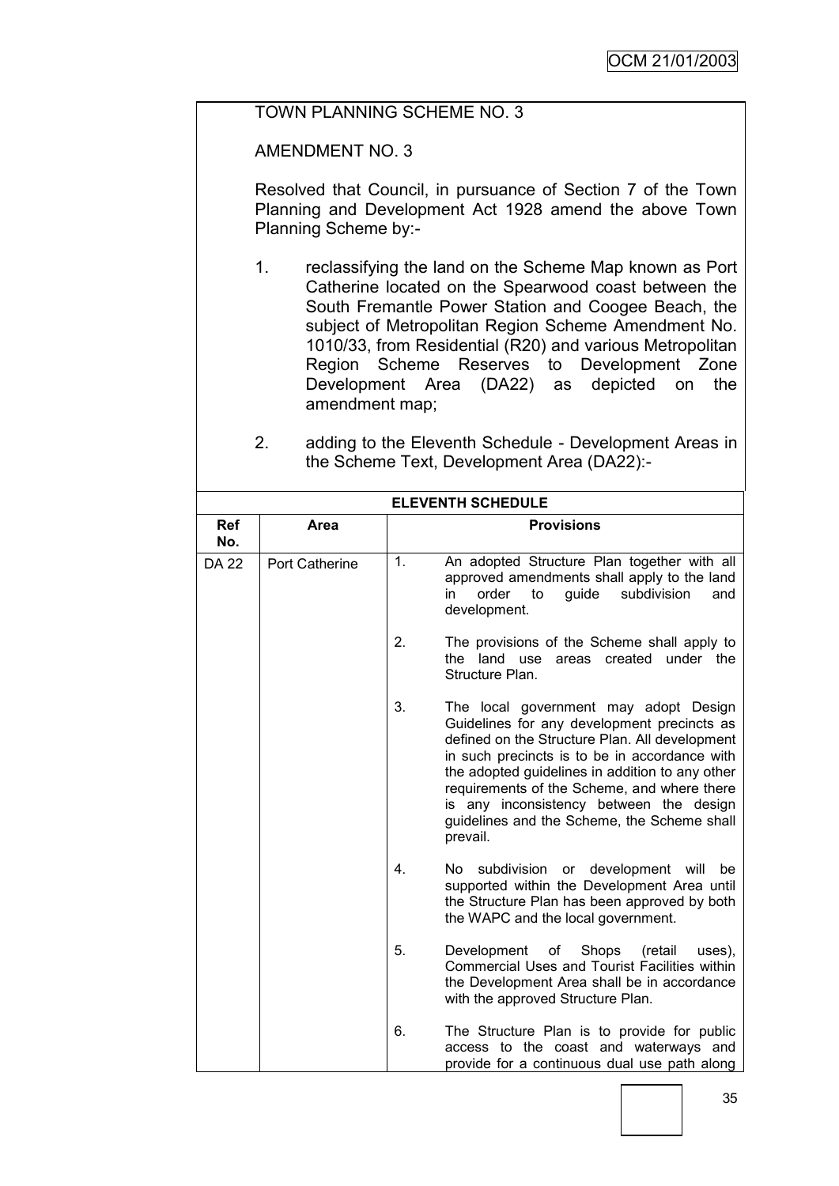TOWN PLANNING SCHEME NO. 3

AMENDMENT NO. 3

Resolved that Council, in pursuance of Section 7 of the Town Planning and Development Act 1928 amend the above Town Planning Scheme by:-

1. reclassifying the land on the Scheme Map known as Port Catherine located on the Spearwood coast between the South Fremantle Power Station and Coogee Beach, the subject of Metropolitan Region Scheme Amendment No. 1010/33, from Residential (R20) and various Metropolitan Region Scheme Reserves to Development Zone Development Area (DA22) as depicted on the amendment map;

2. adding to the Eleventh Schedule - Development Areas in the Scheme Text, Development Area (DA22):-

| ELEVENTH SCHEDULE | | |
|---|---|---|
| **Ref No.** | **Area** | **Provisions** |
| DA 22 | Port Catherine | 1. An adopted Structure Plan together with all approved amendments shall apply to the land in order to guide subdivision and development.<br><br>2. The provisions of the Scheme shall apply to the land use areas created under the Structure Plan.<br><br>3. The local government may adopt Design Guidelines for any development precincts as defined on the Structure Plan. All development in such precincts is to be in accordance with the adopted guidelines in addition to any other requirements of the Scheme, and where there is any inconsistency between the design guidelines and the Scheme, the Scheme shall prevail.<br><br>4. No subdivision or development will be supported within the Development Area until the Structure Plan has been approved by both the WAPC and the local government.<br><br>5. Development of Shops (retail uses), Commercial Uses and Tourist Facilities within the Development Area shall be in accordance with the approved Structure Plan.<br><br>6. The Structure Plan is to provide for public access to the coast and waterways and provide for a continuous dual use path along |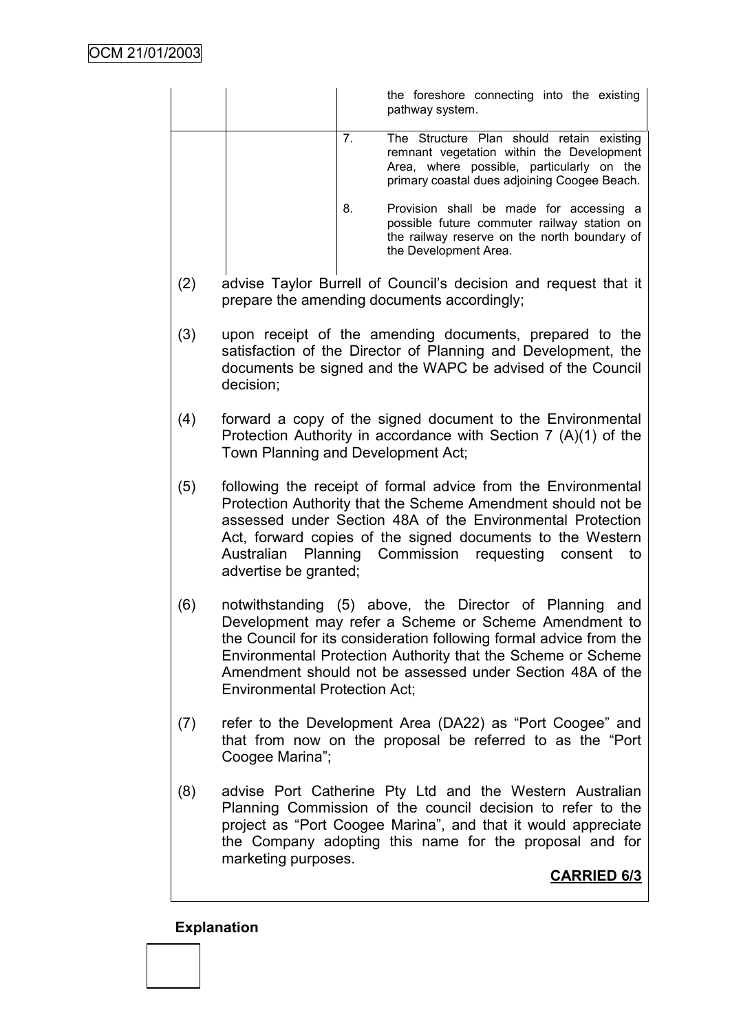| | | | |
|---|---|---|---|
| | | | the foreshore connecting into the existing pathway system. |
| | | 7. | The Structure Plan should retain existing remnant vegetation within the Development Area, where possible, particularly on the primary coastal dues adjoining Coogee Beach. |
| | | 8. | Provision shall be made for accessing a possible future commuter railway station on the railway reserve on the north boundary of the Development Area. |

(2) advise Taylor Burrell of Council's decision and request that it prepare the amending documents accordingly;

(3) upon receipt of the amending documents, prepared to the satisfaction of the Director of Planning and Development, the documents be signed and the WAPC be advised of the Council decision;

(4) forward a copy of the signed document to the Environmental Protection Authority in accordance with Section 7 (A)(1) of the Town Planning and Development Act;

(5) following the receipt of formal advice from the Environmental Protection Authority that the Scheme Amendment should not be assessed under Section 48A of the Environmental Protection Act, forward copies of the signed documents to the Western Australian Planning Commission requesting consent to advertise be granted;

(6) notwithstanding (5) above, the Director of Planning and Development may refer a Scheme or Scheme Amendment to the Council for its consideration following formal advice from the Environmental Protection Authority that the Scheme or Scheme Amendment should not be assessed under Section 48A of the Environmental Protection Act;

(7) refer to the Development Area (DA22) as "Port Coogee" and that from now on the proposal be referred to as the "Port Coogee Marina";

(8) advise Port Catherine Pty Ltd and the Western Australian Planning Commission of the council decision to refer to the project as "Port Coogee Marina", and that it would appreciate the Company adopting this name for the proposal and for marketing purposes.

**CARRIED 6/3**

**Explanation**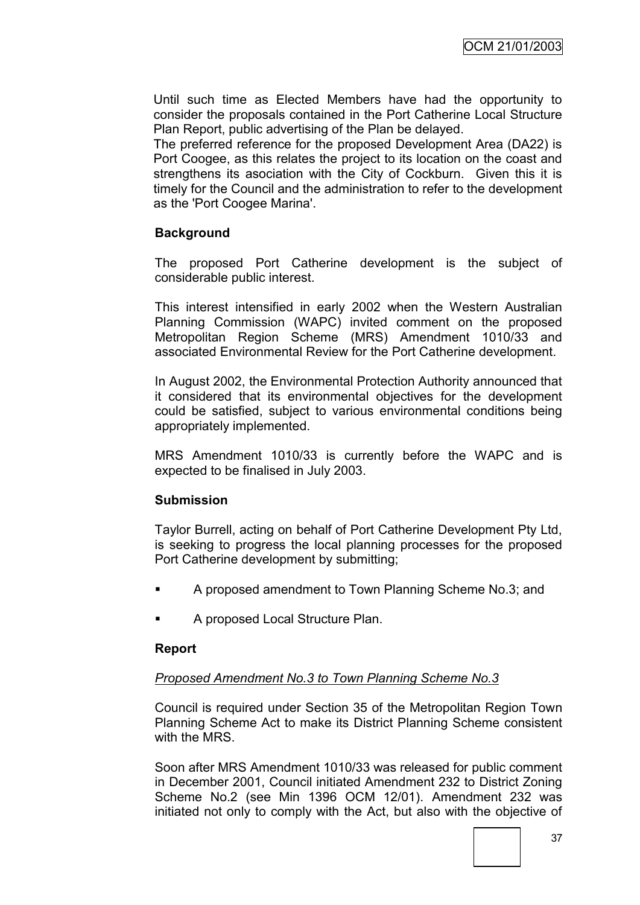Until such time as Elected Members have had the opportunity to consider the proposals contained in the Port Catherine Local Structure Plan Report, public advertising of the Plan be delayed.

The preferred reference for the proposed Development Area (DA22) is Port Coogee, as this relates the project to its location on the coast and strengthens its asociation with the City of Cockburn. Given this it is timely for the Council and the administration to refer to the development as the 'Port Coogee Marina'.

**Background**

The proposed Port Catherine development is the subject of considerable public interest.

This interest intensified in early 2002 when the Western Australian Planning Commission (WAPC) invited comment on the proposed Metropolitan Region Scheme (MRS) Amendment 1010/33 and associated Environmental Review for the Port Catherine development.

In August 2002, the Environmental Protection Authority announced that it considered that its environmental objectives for the development could be satisfied, subject to various environmental conditions being appropriately implemented.

MRS Amendment 1010/33 is currently before the WAPC and is expected to be finalised in July 2003.

**Submission**

Taylor Burrell, acting on behalf of Port Catherine Development Pty Ltd, is seeking to progress the local planning processes for the proposed Port Catherine development by submitting;

- A proposed amendment to Town Planning Scheme No.3; and
- A proposed Local Structure Plan.

**Report**

*Proposed Amendment No.3 to Town Planning Scheme No.3*

Council is required under Section 35 of the Metropolitan Region Town Planning Scheme Act to make its District Planning Scheme consistent with the MRS.

Soon after MRS Amendment 1010/33 was released for public comment in December 2001, Council initiated Amendment 232 to District Zoning Scheme No.2 (see Min 1396 OCM 12/01). Amendment 232 was initiated not only to comply with the Act, but also with the objective of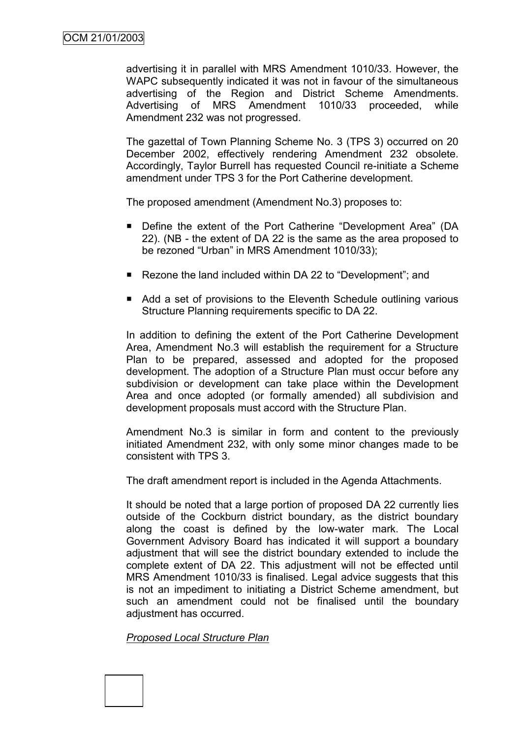advertising it in parallel with MRS Amendment 1010/33. However, the WAPC subsequently indicated it was not in favour of the simultaneous advertising of the Region and District Scheme Amendments. Advertising of MRS Amendment 1010/33 proceeded, while Amendment 232 was not progressed.

The gazettal of Town Planning Scheme No. 3 (TPS 3) occurred on 20 December 2002, effectively rendering Amendment 232 obsolete. Accordingly, Taylor Burrell has requested Council re-initiate a Scheme amendment under TPS 3 for the Port Catherine development.

The proposed amendment (Amendment No.3) proposes to:

- Define the extent of the Port Catherine "Development Area" (DA 22). (NB - the extent of DA 22 is the same as the area proposed to be rezoned "Urban" in MRS Amendment 1010/33);
- Rezone the land included within DA 22 to "Development"; and
- Add a set of provisions to the Eleventh Schedule outlining various Structure Planning requirements specific to DA 22.

In addition to defining the extent of the Port Catherine Development Area, Amendment No.3 will establish the requirement for a Structure Plan to be prepared, assessed and adopted for the proposed development. The adoption of a Structure Plan must occur before any subdivision or development can take place within the Development Area and once adopted (or formally amended) all subdivision and development proposals must accord with the Structure Plan.

Amendment No.3 is similar in form and content to the previously initiated Amendment 232, with only some minor changes made to be consistent with TPS 3.

The draft amendment report is included in the Agenda Attachments.

It should be noted that a large portion of proposed DA 22 currently lies outside of the Cockburn district boundary, as the district boundary along the coast is defined by the low-water mark. The Local Government Advisory Board has indicated it will support a boundary adjustment that will see the district boundary extended to include the complete extent of DA 22. This adjustment will not be effected until MRS Amendment 1010/33 is finalised. Legal advice suggests that this is not an impediment to initiating a District Scheme amendment, but such an amendment could not be finalised until the boundary adjustment has occurred.

*Proposed Local Structure Plan*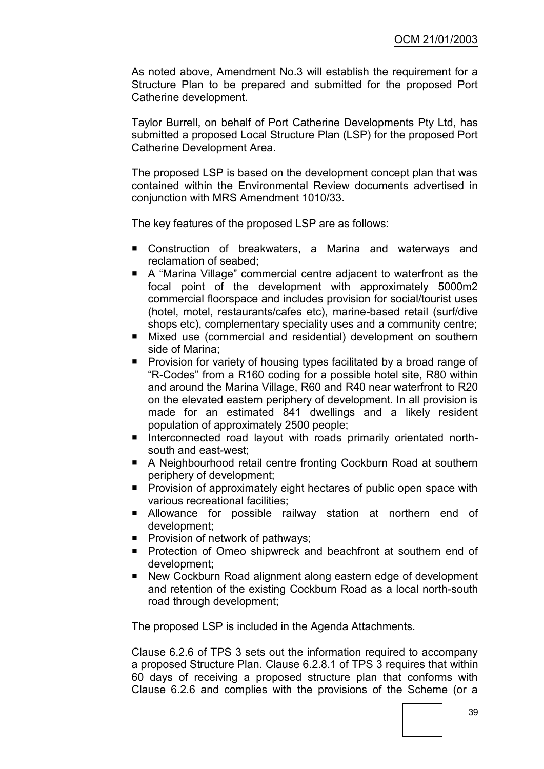As noted above, Amendment No.3 will establish the requirement for a Structure Plan to be prepared and submitted for the proposed Port Catherine development.

Taylor Burrell, on behalf of Port Catherine Developments Pty Ltd, has submitted a proposed Local Structure Plan (LSP) for the proposed Port Catherine Development Area.

The proposed LSP is based on the development concept plan that was contained within the Environmental Review documents advertised in conjunction with MRS Amendment 1010/33.

The key features of the proposed LSP are as follows:

- Construction of breakwaters, a Marina and waterways and reclamation of seabed;
- A "Marina Village" commercial centre adjacent to waterfront as the focal point of the development with approximately 5000m2 commercial floorspace and includes provision for social/tourist uses (hotel, motel, restaurants/cafes etc), marine-based retail (surf/dive shops etc), complementary speciality uses and a community centre;
- Mixed use (commercial and residential) development on southern side of Marina;
- Provision for variety of housing types facilitated by a broad range of "R-Codes" from a R160 coding for a possible hotel site, R80 within and around the Marina Village, R60 and R40 near waterfront to R20 on the elevated eastern periphery of development. In all provision is made for an estimated 841 dwellings and a likely resident population of approximately 2500 people;
- Interconnected road layout with roads primarily orientated north-south and east-west;
- A Neighbourhood retail centre fronting Cockburn Road at southern periphery of development;
- Provision of approximately eight hectares of public open space with various recreational facilities;
- Allowance for possible railway station at northern end of development;
- Provision of network of pathways;
- Protection of Omeo shipwreck and beachfront at southern end of development;
- New Cockburn Road alignment along eastern edge of development and retention of the existing Cockburn Road as a local north-south road through development;

The proposed LSP is included in the Agenda Attachments.

Clause 6.2.6 of TPS 3 sets out the information required to accompany a proposed Structure Plan. Clause 6.2.8.1 of TPS 3 requires that within 60 days of receiving a proposed structure plan that conforms with Clause 6.2.6 and complies with the provisions of the Scheme (or a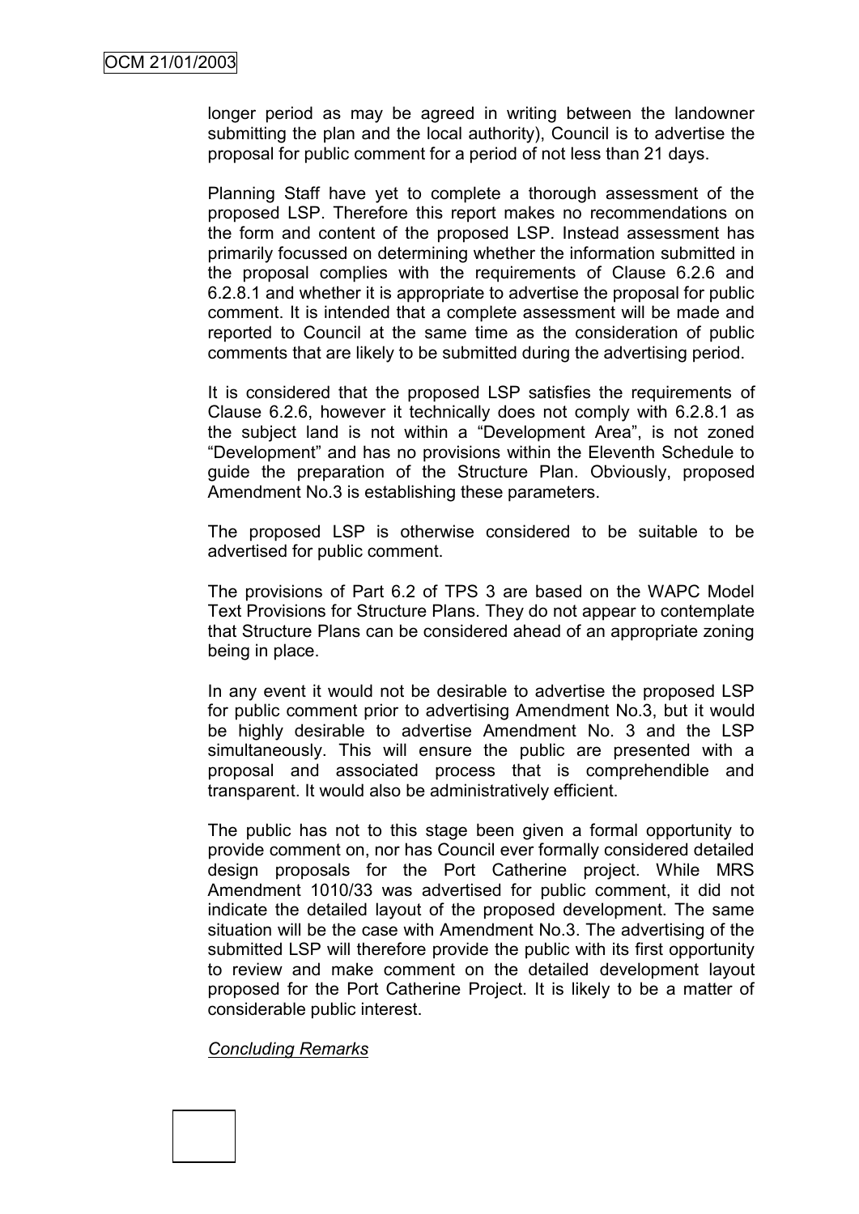longer period as may be agreed in writing between the landowner submitting the plan and the local authority), Council is to advertise the proposal for public comment for a period of not less than 21 days.

Planning Staff have yet to complete a thorough assessment of the proposed LSP. Therefore this report makes no recommendations on the form and content of the proposed LSP. Instead assessment has primarily focussed on determining whether the information submitted in the proposal complies with the requirements of Clause 6.2.6 and 6.2.8.1 and whether it is appropriate to advertise the proposal for public comment. It is intended that a complete assessment will be made and reported to Council at the same time as the consideration of public comments that are likely to be submitted during the advertising period.

It is considered that the proposed LSP satisfies the requirements of Clause 6.2.6, however it technically does not comply with 6.2.8.1 as the subject land is not within a "Development Area", is not zoned "Development" and has no provisions within the Eleventh Schedule to guide the preparation of the Structure Plan. Obviously, proposed Amendment No.3 is establishing these parameters.

The proposed LSP is otherwise considered to be suitable to be advertised for public comment.

The provisions of Part 6.2 of TPS 3 are based on the WAPC Model Text Provisions for Structure Plans. They do not appear to contemplate that Structure Plans can be considered ahead of an appropriate zoning being in place.

In any event it would not be desirable to advertise the proposed LSP for public comment prior to advertising Amendment No.3, but it would be highly desirable to advertise Amendment No. 3 and the LSP simultaneously. This will ensure the public are presented with a proposal and associated process that is comprehendible and transparent. It would also be administratively efficient.

The public has not to this stage been given a formal opportunity to provide comment on, nor has Council ever formally considered detailed design proposals for the Port Catherine project. While MRS Amendment 1010/33 was advertised for public comment, it did not indicate the detailed layout of the proposed development. The same situation will be the case with Amendment No.3. The advertising of the submitted LSP will therefore provide the public with its first opportunity to review and make comment on the detailed development layout proposed for the Port Catherine Project. It is likely to be a matter of considerable public interest.

*Concluding Remarks*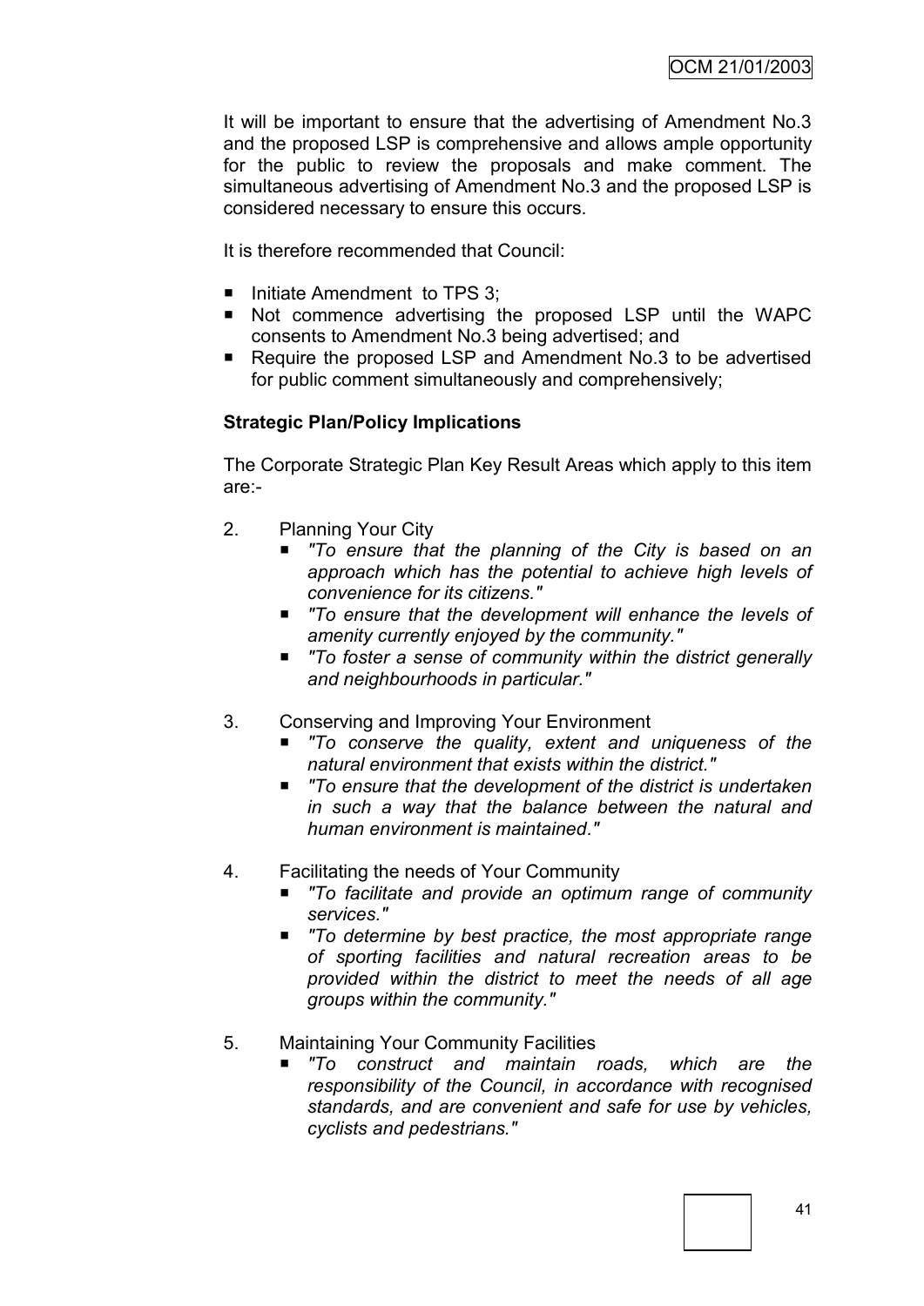It will be important to ensure that the advertising of Amendment No.3 and the proposed LSP is comprehensive and allows ample opportunity for the public to review the proposals and make comment. The simultaneous advertising of Amendment No.3 and the proposed LSP is considered necessary to ensure this occurs.

It is therefore recommended that Council:

- Initiate Amendment to TPS 3;
- Not commence advertising the proposed LSP until the WAPC consents to Amendment No.3 being advertised; and
- Require the proposed LSP and Amendment No.3 to be advertised for public comment simultaneously and comprehensively;

**Strategic Plan/Policy Implications**

The Corporate Strategic Plan Key Result Areas which apply to this item are:-

2. Planning Your City
   - *"To ensure that the planning of the City is based on an approach which has the potential to achieve high levels of convenience for its citizens."*
   - *"To ensure that the development will enhance the levels of amenity currently enjoyed by the community."*
   - *"To foster a sense of community within the district generally and neighbourhoods in particular."*

3. Conserving and Improving Your Environment
   - *"To conserve the quality, extent and uniqueness of the natural environment that exists within the district."*
   - *"To ensure that the development of the district is undertaken in such a way that the balance between the natural and human environment is maintained."*

4. Facilitating the needs of Your Community
   - *"To facilitate and provide an optimum range of community services."*
   - *"To determine by best practice, the most appropriate range of sporting facilities and natural recreation areas to be provided within the district to meet the needs of all age groups within the community."*

5. Maintaining Your Community Facilities
   - *"To construct and maintain roads, which are the responsibility of the Council, in accordance with recognised standards, and are convenient and safe for use by vehicles, cyclists and pedestrians."*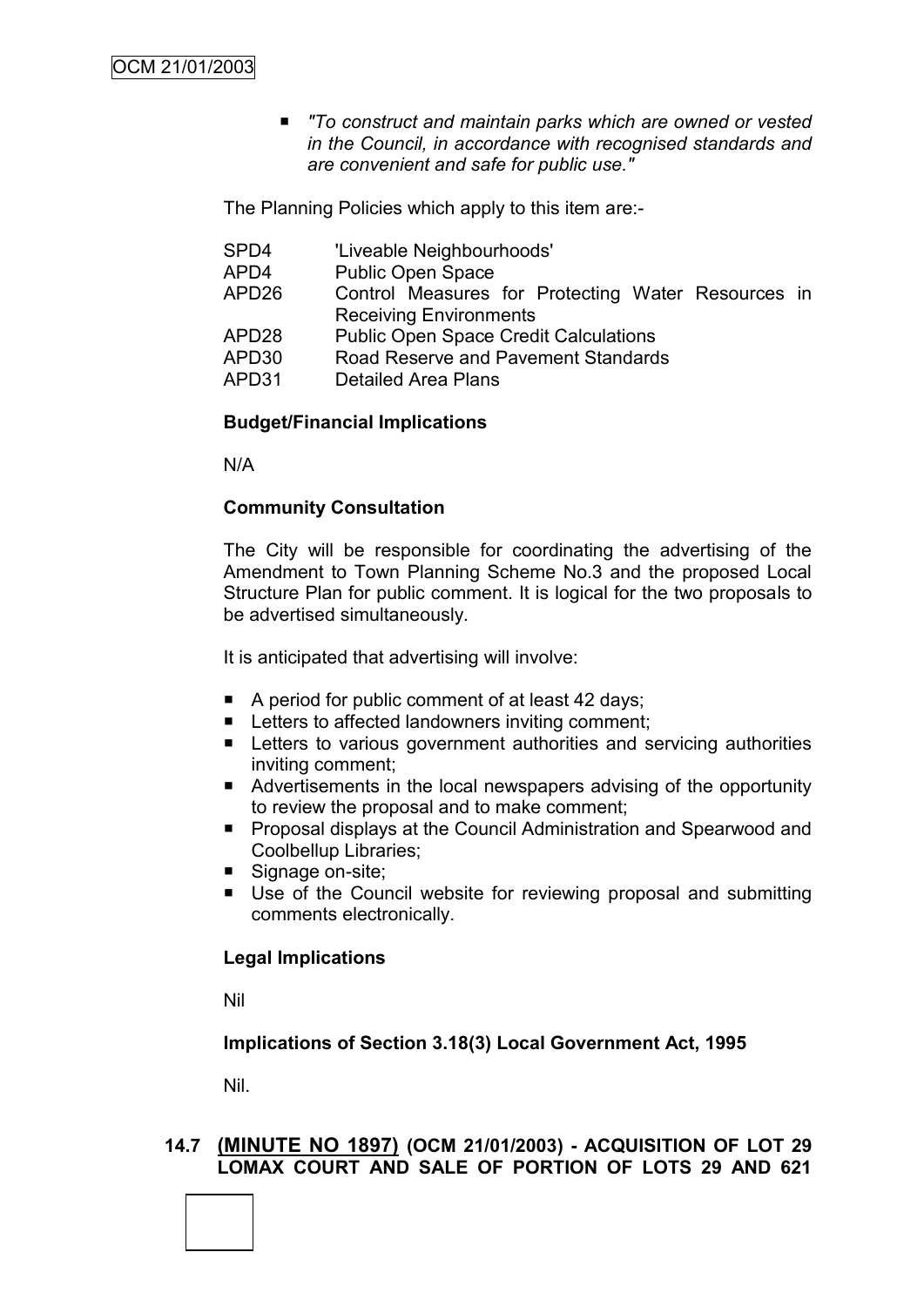- *"To construct and maintain parks which are owned or vested in the Council, in accordance with recognised standards and are convenient and safe for public use."*

The Planning Policies which apply to this item are:-

| | |
|---|---|
| SPD4 | 'Liveable Neighbourhoods' |
| APD4 | Public Open Space |
| APD26 | Control Measures for Protecting Water Resources in Receiving Environments |
| APD28 | Public Open Space Credit Calculations |
| APD30 | Road Reserve and Pavement Standards |
| APD31 | Detailed Area Plans |

**Budget/Financial Implications**

N/A

**Community Consultation**

The City will be responsible for coordinating the advertising of the Amendment to Town Planning Scheme No.3 and the proposed Local Structure Plan for public comment. It is logical for the two proposals to be advertised simultaneously.

It is anticipated that advertising will involve:

- A period for public comment of at least 42 days;
- Letters to affected landowners inviting comment;
- Letters to various government authorities and servicing authorities inviting comment;
- Advertisements in the local newspapers advising of the opportunity to review the proposal and to make comment;
- Proposal displays at the Council Administration and Spearwood and Coolbellup Libraries;
- Signage on-site;
- Use of the Council website for reviewing proposal and submitting comments electronically.

**Legal Implications**

Nil

**Implications of Section 3.18(3) Local Government Act, 1995**

Nil.

## 14.7 (MINUTE NO 1897) (OCM 21/01/2003) - ACQUISITION OF LOT 29 LOMAX COURT AND SALE OF PORTION OF LOTS 29 AND 621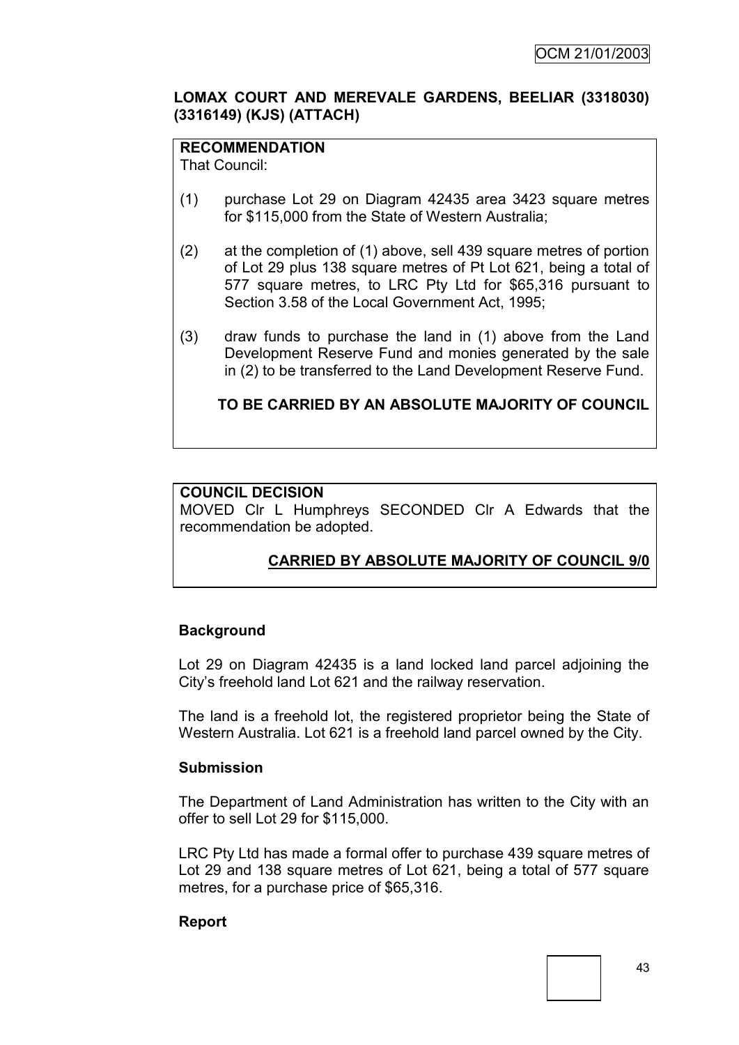**LOMAX COURT AND MEREVALE GARDENS, BEELIAR (3318030) (3316149) (KJS) (ATTACH)**

**RECOMMENDATION**
That Council:

(1) purchase Lot 29 on Diagram 42435 area 3423 square metres for $115,000 from the State of Western Australia;

(2) at the completion of (1) above, sell 439 square metres of portion of Lot 29 plus 138 square metres of Pt Lot 621, being a total of 577 square metres, to LRC Pty Ltd for $65,316 pursuant to Section 3.58 of the Local Government Act, 1995;

(3) draw funds to purchase the land in (1) above from the Land Development Reserve Fund and monies generated by the sale in (2) to be transferred to the Land Development Reserve Fund.

**TO BE CARRIED BY AN ABSOLUTE MAJORITY OF COUNCIL**

**COUNCIL DECISION**
MOVED Clr L Humphreys SECONDED Clr A Edwards that the recommendation be adopted.

**CARRIED BY ABSOLUTE MAJORITY OF COUNCIL 9/0**

**Background**

Lot 29 on Diagram 42435 is a land locked land parcel adjoining the City's freehold land Lot 621 and the railway reservation.

The land is a freehold lot, the registered proprietor being the State of Western Australia. Lot 621 is a freehold land parcel owned by the City.

**Submission**

The Department of Land Administration has written to the City with an offer to sell Lot 29 for $115,000.

LRC Pty Ltd has made a formal offer to purchase 439 square metres of Lot 29 and 138 square metres of Lot 621, being a total of 577 square metres, for a purchase price of $65,316.

**Report**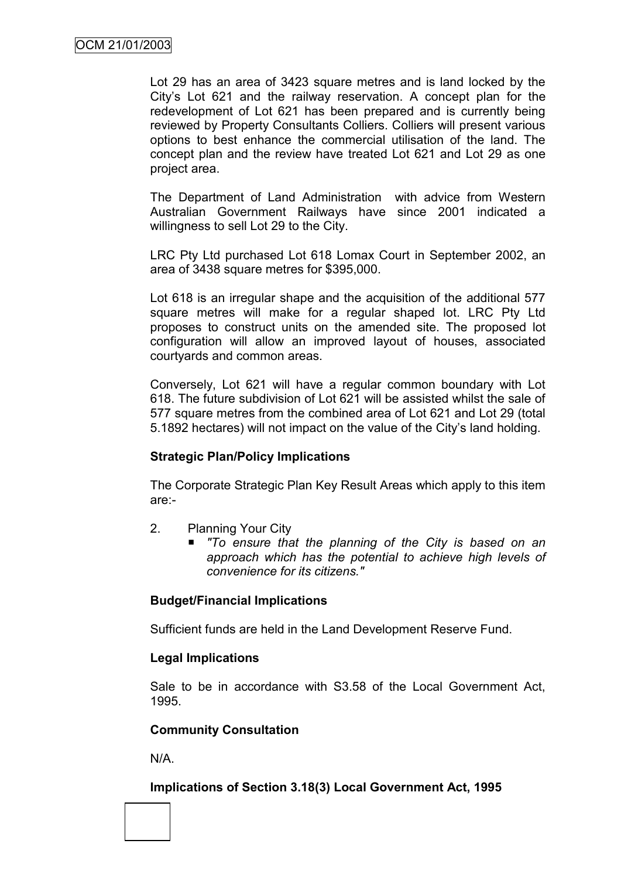Lot 29 has an area of 3423 square metres and is land locked by the City's Lot 621 and the railway reservation. A concept plan for the redevelopment of Lot 621 has been prepared and is currently being reviewed by Property Consultants Colliers. Colliers will present various options to best enhance the commercial utilisation of the land. The concept plan and the review have treated Lot 621 and Lot 29 as one project area.

The Department of Land Administration with advice from Western Australian Government Railways have since 2001 indicated a willingness to sell Lot 29 to the City.

LRC Pty Ltd purchased Lot 618 Lomax Court in September 2002, an area of 3438 square metres for $395,000.

Lot 618 is an irregular shape and the acquisition of the additional 577 square metres will make for a regular shaped lot. LRC Pty Ltd proposes to construct units on the amended site. The proposed lot configuration will allow an improved layout of houses, associated courtyards and common areas.

Conversely, Lot 621 will have a regular common boundary with Lot 618. The future subdivision of Lot 621 will be assisted whilst the sale of 577 square metres from the combined area of Lot 621 and Lot 29 (total 5.1892 hectares) will not impact on the value of the City's land holding.

**Strategic Plan/Policy Implications**

The Corporate Strategic Plan Key Result Areas which apply to this item are:-

2. Planning Your City
   - *"To ensure that the planning of the City is based on an approach which has the potential to achieve high levels of convenience for its citizens."*

**Budget/Financial Implications**

Sufficient funds are held in the Land Development Reserve Fund.

**Legal Implications**

Sale to be in accordance with S3.58 of the Local Government Act, 1995.

**Community Consultation**

N/A.

**Implications of Section 3.18(3) Local Government Act, 1995**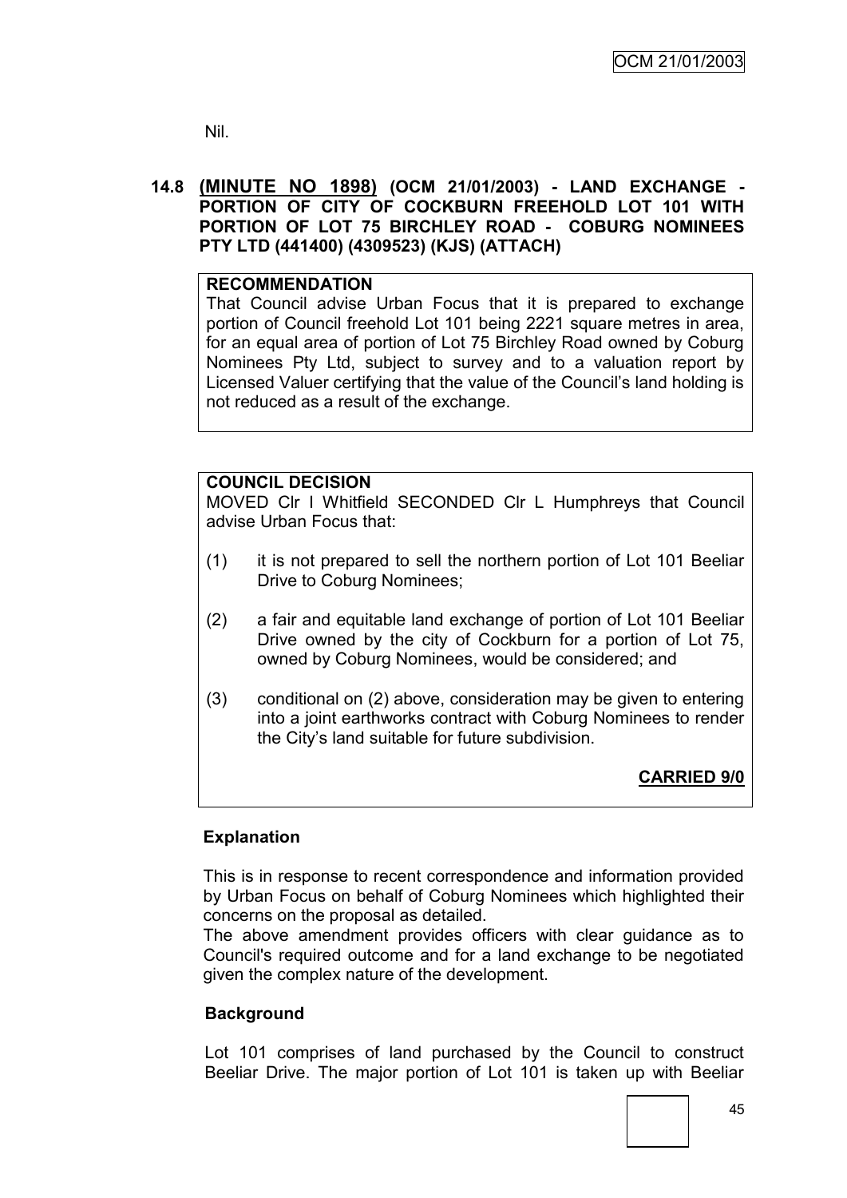Nil.

## 14.8 (MINUTE NO 1898) (OCM 21/01/2003) - LAND EXCHANGE - PORTION OF CITY OF COCKBURN FREEHOLD LOT 101 WITH PORTION OF LOT 75 BIRCHLEY ROAD - COBURG NOMINEES PTY LTD (441400) (4309523) (KJS) (ATTACH)

**RECOMMENDATION**

That Council advise Urban Focus that it is prepared to exchange portion of Council freehold Lot 101 being 2221 square metres in area, for an equal area of portion of Lot 75 Birchley Road owned by Coburg Nominees Pty Ltd, subject to survey and to a valuation report by Licensed Valuer certifying that the value of the Council's land holding is not reduced as a result of the exchange.

**COUNCIL DECISION**

MOVED Clr I Whitfield SECONDED Clr L Humphreys that Council advise Urban Focus that:

(1) it is not prepared to sell the northern portion of Lot 101 Beeliar Drive to Coburg Nominees;

(2) a fair and equitable land exchange of portion of Lot 101 Beeliar Drive owned by the city of Cockburn for a portion of Lot 75, owned by Coburg Nominees, would be considered; and

(3) conditional on (2) above, consideration may be given to entering into a joint earthworks contract with Coburg Nominees to render the City's land suitable for future subdivision.

**CARRIED 9/0**

### Explanation

This is in response to recent correspondence and information provided by Urban Focus on behalf of Coburg Nominees which highlighted their concerns on the proposal as detailed.

The above amendment provides officers with clear guidance as to Council's required outcome and for a land exchange to be negotiated given the complex nature of the development.

### Background

Lot 101 comprises of land purchased by the Council to construct Beeliar Drive. The major portion of Lot 101 is taken up with Beeliar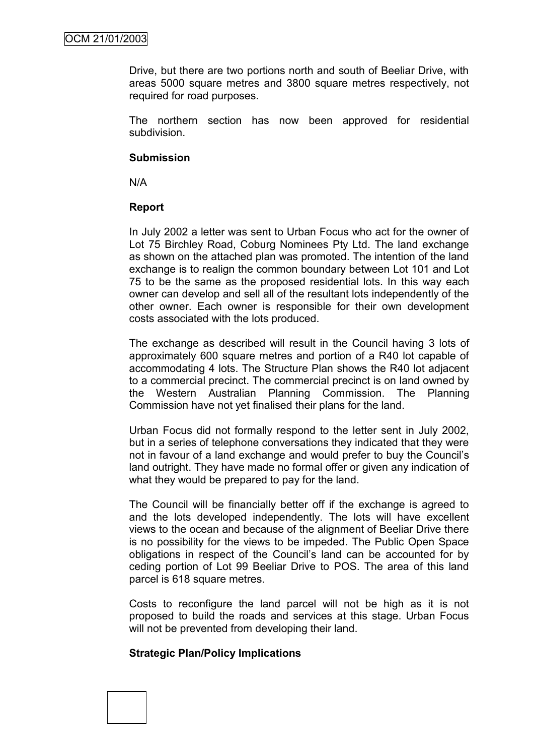Drive, but there are two portions north and south of Beeliar Drive, with areas 5000 square metres and 3800 square metres respectively, not required for road purposes.

The northern section has now been approved for residential subdivision.

**Submission**

N/A

**Report**

In July 2002 a letter was sent to Urban Focus who act for the owner of Lot 75 Birchley Road, Coburg Nominees Pty Ltd. The land exchange as shown on the attached plan was promoted. The intention of the land exchange is to realign the common boundary between Lot 101 and Lot 75 to be the same as the proposed residential lots. In this way each owner can develop and sell all of the resultant lots independently of the other owner. Each owner is responsible for their own development costs associated with the lots produced.

The exchange as described will result in the Council having 3 lots of approximately 600 square metres and portion of a R40 lot capable of accommodating 4 lots. The Structure Plan shows the R40 lot adjacent to a commercial precinct. The commercial precinct is on land owned by the Western Australian Planning Commission. The Planning Commission have not yet finalised their plans for the land.

Urban Focus did not formally respond to the letter sent in July 2002, but in a series of telephone conversations they indicated that they were not in favour of a land exchange and would prefer to buy the Council's land outright. They have made no formal offer or given any indication of what they would be prepared to pay for the land.

The Council will be financially better off if the exchange is agreed to and the lots developed independently. The lots will have excellent views to the ocean and because of the alignment of Beeliar Drive there is no possibility for the views to be impeded. The Public Open Space obligations in respect of the Council's land can be accounted for by ceding portion of Lot 99 Beeliar Drive to POS. The area of this land parcel is 618 square metres.

Costs to reconfigure the land parcel will not be high as it is not proposed to build the roads and services at this stage. Urban Focus will not be prevented from developing their land.

**Strategic Plan/Policy Implications**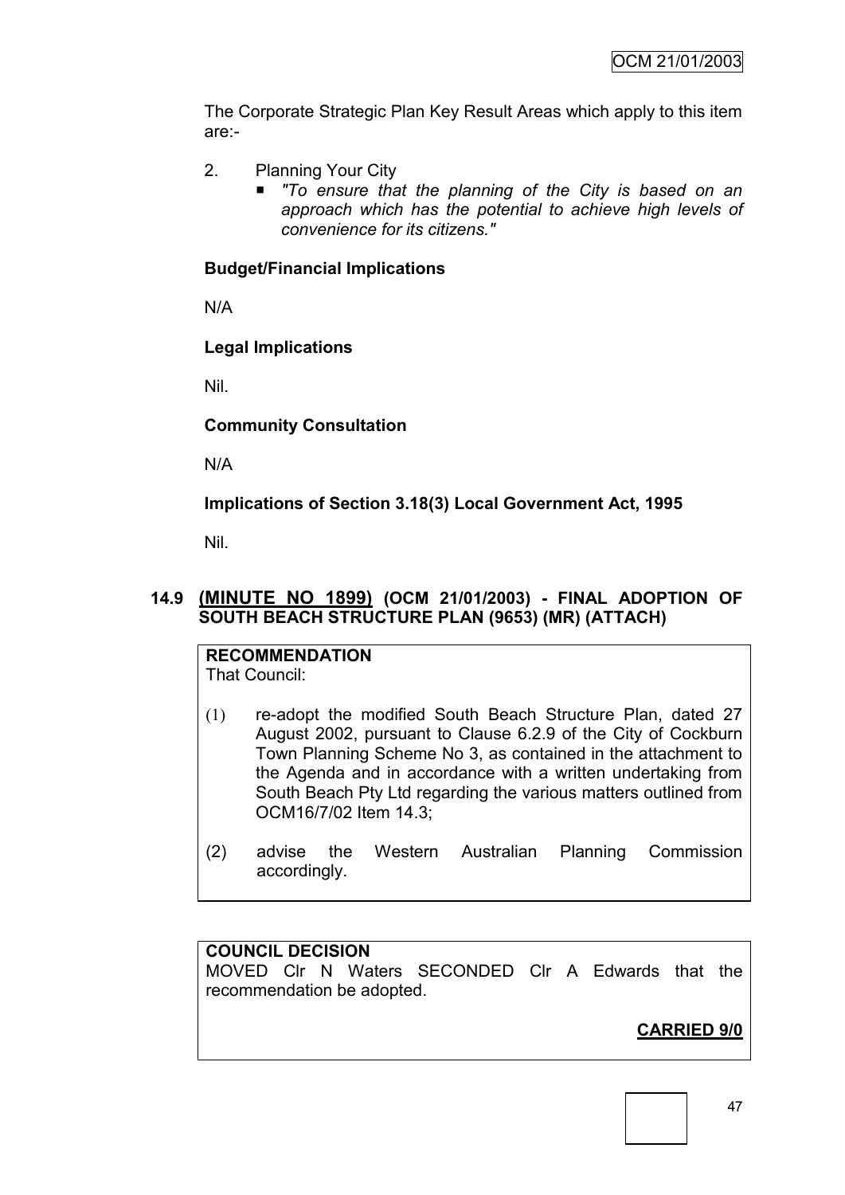The Corporate Strategic Plan Key Result Areas which apply to this item are:-

2. Planning Your City
   - *"To ensure that the planning of the City is based on an approach which has the potential to achieve high levels of convenience for its citizens."*

**Budget/Financial Implications**

N/A

**Legal Implications**

Nil.

**Community Consultation**

N/A

**Implications of Section 3.18(3) Local Government Act, 1995**

Nil.

## 14.9 (MINUTE NO 1899) (OCM 21/01/2003) - FINAL ADOPTION OF SOUTH BEACH STRUCTURE PLAN (9653) (MR) (ATTACH)

**RECOMMENDATION**
That Council:

(1) re-adopt the modified South Beach Structure Plan, dated 27 August 2002, pursuant to Clause 6.2.9 of the City of Cockburn Town Planning Scheme No 3, as contained in the attachment to the Agenda and in accordance with a written undertaking from South Beach Pty Ltd regarding the various matters outlined from OCM16/7/02 Item 14.3;

(2) advise the Western Australian Planning Commission accordingly.

**COUNCIL DECISION**
MOVED Clr N Waters SECONDED Clr A Edwards that the recommendation be adopted.

**CARRIED 9/0**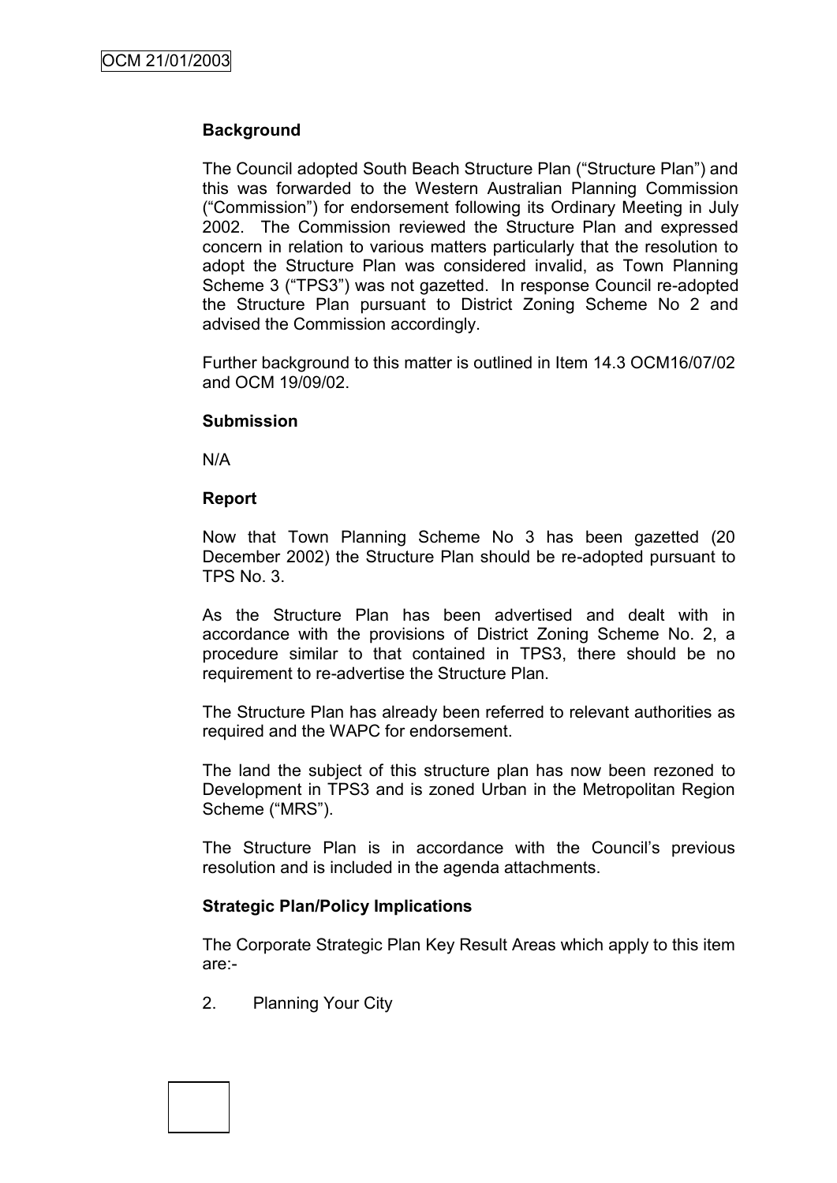### Background

The Council adopted South Beach Structure Plan ("Structure Plan") and this was forwarded to the Western Australian Planning Commission ("Commission") for endorsement following its Ordinary Meeting in July 2002. The Commission reviewed the Structure Plan and expressed concern in relation to various matters particularly that the resolution to adopt the Structure Plan was considered invalid, as Town Planning Scheme 3 ("TPS3") was not gazetted. In response Council re-adopted the Structure Plan pursuant to District Zoning Scheme No 2 and advised the Commission accordingly.

Further background to this matter is outlined in Item 14.3 OCM16/07/02 and OCM 19/09/02.

### Submission

N/A

### Report

Now that Town Planning Scheme No 3 has been gazetted (20 December 2002) the Structure Plan should be re-adopted pursuant to TPS No. 3.

As the Structure Plan has been advertised and dealt with in accordance with the provisions of District Zoning Scheme No. 2, a procedure similar to that contained in TPS3, there should be no requirement to re-advertise the Structure Plan.

The Structure Plan has already been referred to relevant authorities as required and the WAPC for endorsement.

The land the subject of this structure plan has now been rezoned to Development in TPS3 and is zoned Urban in the Metropolitan Region Scheme ("MRS").

The Structure Plan is in accordance with the Council's previous resolution and is included in the agenda attachments.

### Strategic Plan/Policy Implications

The Corporate Strategic Plan Key Result Areas which apply to this item are:-

2. Planning Your City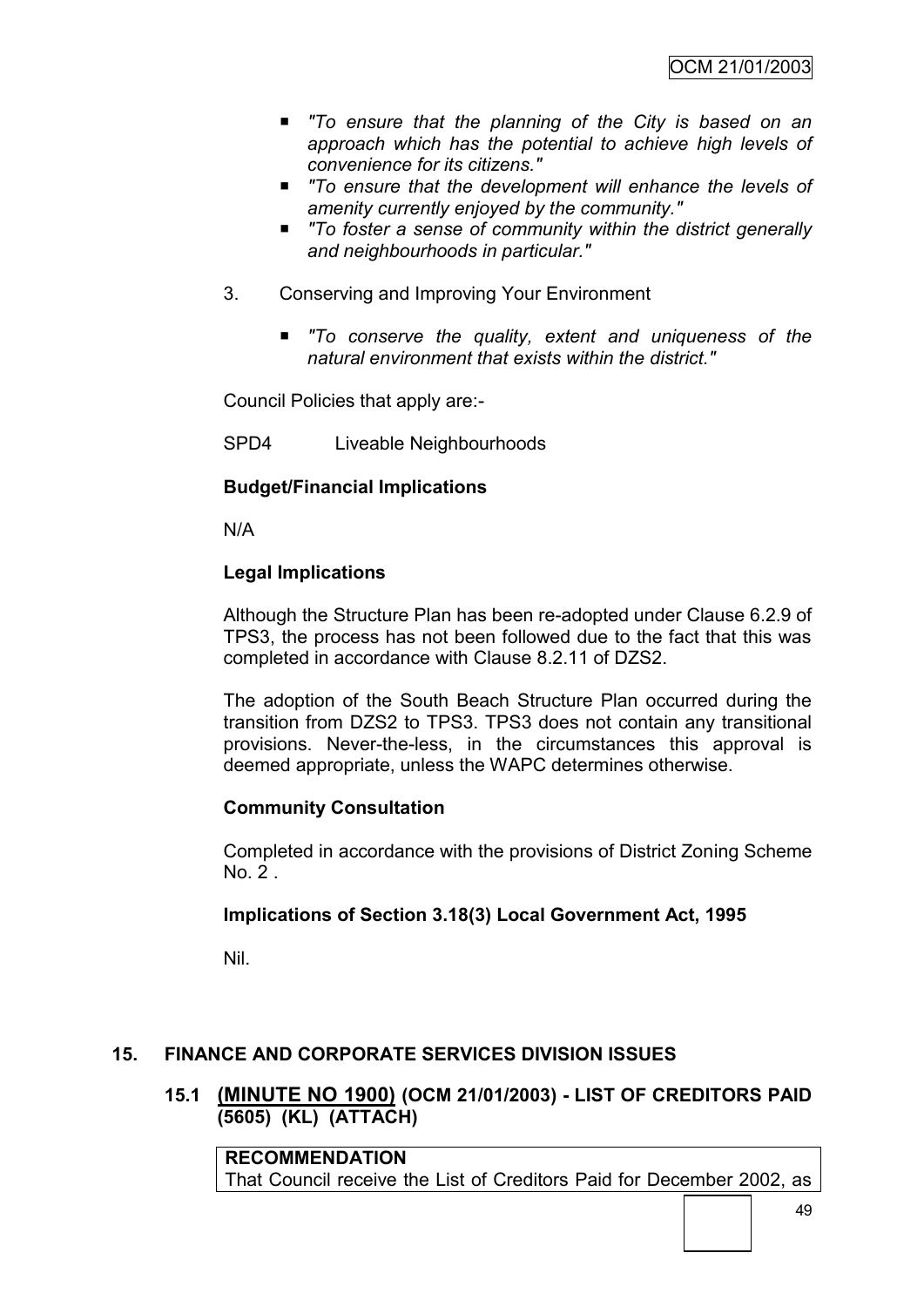- *"To ensure that the planning of the City is based on an approach which has the potential to achieve high levels of convenience for its citizens."*
- *"To ensure that the development will enhance the levels of amenity currently enjoyed by the community."*
- *"To foster a sense of community within the district generally and neighbourhoods in particular."*

3. Conserving and Improving Your Environment

   - *"To conserve the quality, extent and uniqueness of the natural environment that exists within the district."*

Council Policies that apply are:-

SPD4 Liveable Neighbourhoods

**Budget/Financial Implications**

N/A

**Legal Implications**

Although the Structure Plan has been re-adopted under Clause 6.2.9 of TPS3, the process has not been followed due to the fact that this was completed in accordance with Clause 8.2.11 of DZS2.

The adoption of the South Beach Structure Plan occurred during the transition from DZS2 to TPS3. TPS3 does not contain any transitional provisions. Never-the-less, in the circumstances this approval is deemed appropriate, unless the WAPC determines otherwise.

**Community Consultation**

Completed in accordance with the provisions of District Zoning Scheme No. 2 .

**Implications of Section 3.18(3) Local Government Act, 1995**

Nil.

## 15. FINANCE AND CORPORATE SERVICES DIVISION ISSUES

### 15.1 (MINUTE NO 1900) (OCM 21/01/2003) - LIST OF CREDITORS PAID (5605) (KL) (ATTACH)

**RECOMMENDATION**
That Council receive the List of Creditors Paid for December 2002, as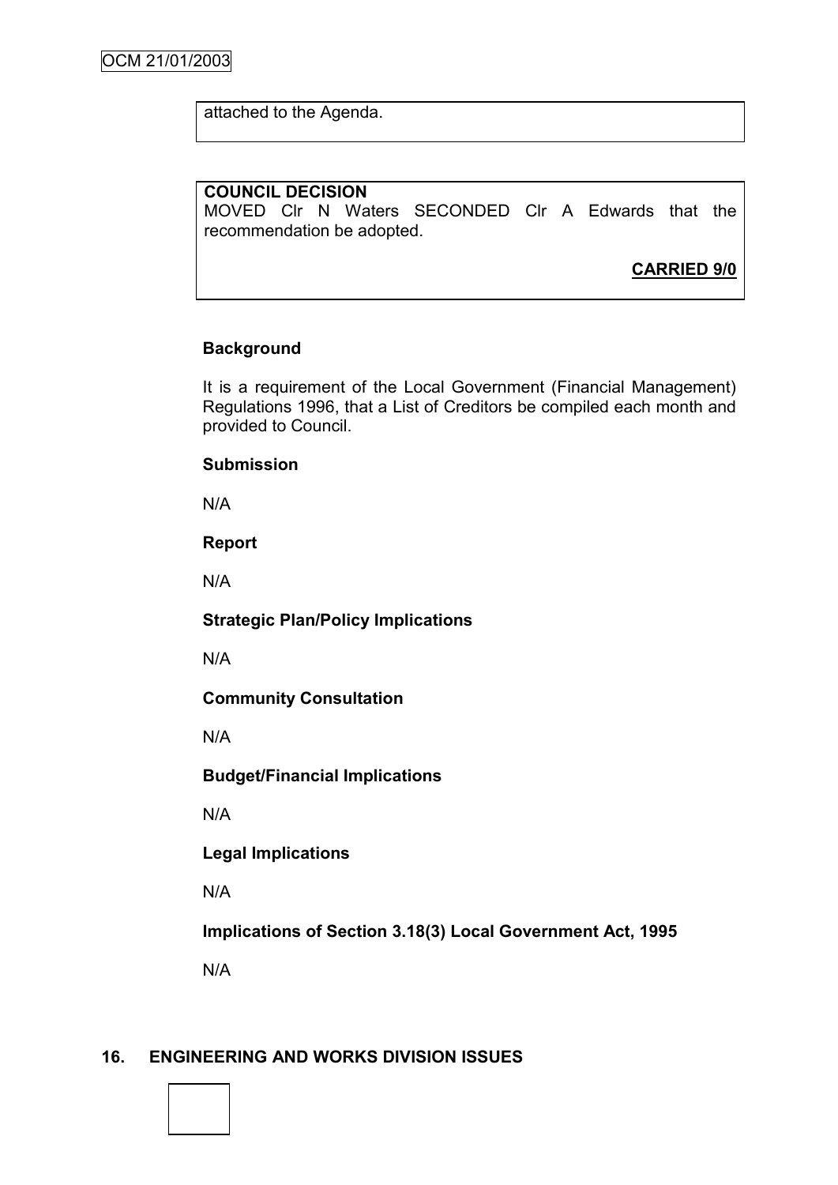attached to the Agenda.

**COUNCIL DECISION**
MOVED Clr N Waters SECONDED Clr A Edwards that the recommendation be adopted.

**CARRIED 9/0**

**Background**

It is a requirement of the Local Government (Financial Management) Regulations 1996, that a List of Creditors be compiled each month and provided to Council.

**Submission**

N/A

**Report**

N/A

**Strategic Plan/Policy Implications**

N/A

**Community Consultation**

N/A

**Budget/Financial Implications**

N/A

**Legal Implications**

N/A

**Implications of Section 3.18(3) Local Government Act, 1995**

N/A

## 16. ENGINEERING AND WORKS DIVISION ISSUES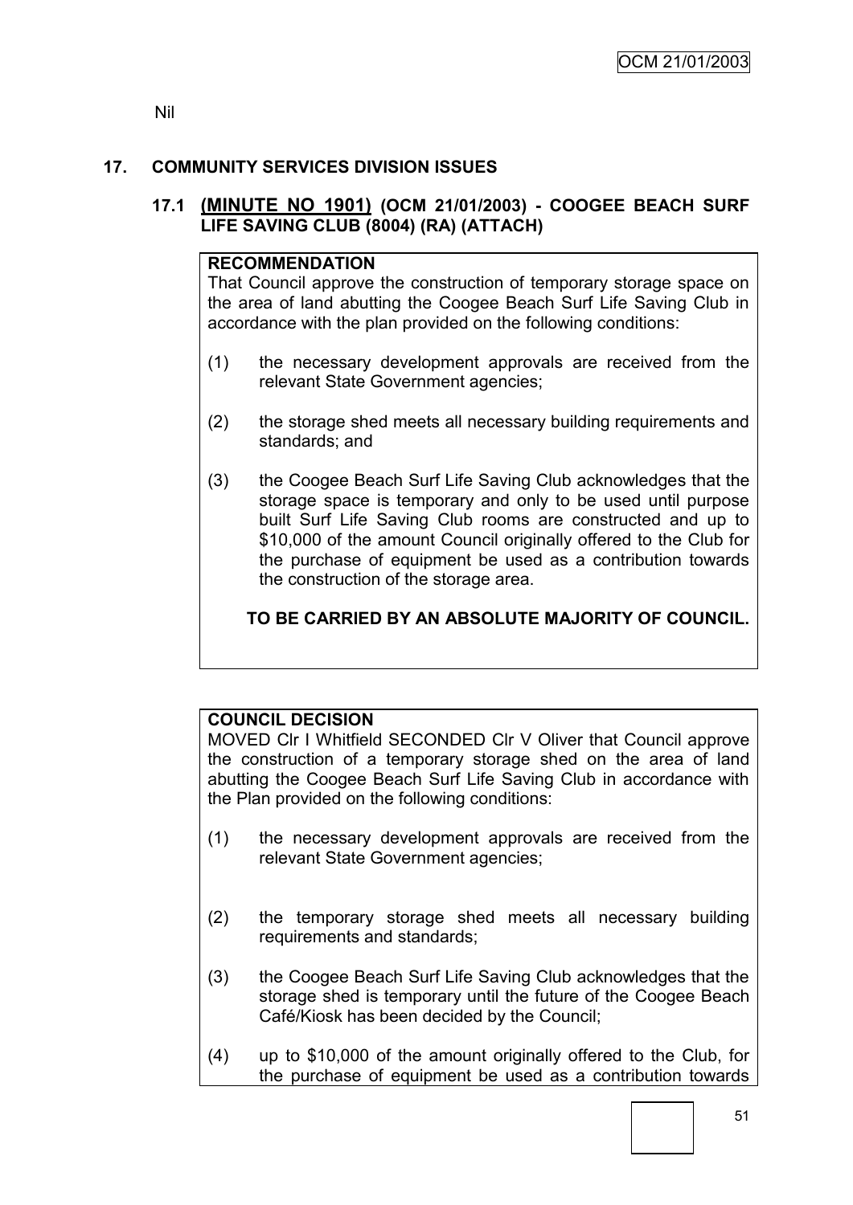Nil

## 17. COMMUNITY SERVICES DIVISION ISSUES

### 17.1 (MINUTE NO 1901) (OCM 21/01/2003) - COOGEE BEACH SURF LIFE SAVING CLUB (8004) (RA) (ATTACH)

**RECOMMENDATION**

That Council approve the construction of temporary storage space on the area of land abutting the Coogee Beach Surf Life Saving Club in accordance with the plan provided on the following conditions:

(1) the necessary development approvals are received from the relevant State Government agencies;

(2) the storage shed meets all necessary building requirements and standards; and

(3) the Coogee Beach Surf Life Saving Club acknowledges that the storage space is temporary and only to be used until purpose built Surf Life Saving Club rooms are constructed and up to $10,000 of the amount Council originally offered to the Club for the purchase of equipment be used as a contribution towards the construction of the storage area.

**TO BE CARRIED BY AN ABSOLUTE MAJORITY OF COUNCIL.**

**COUNCIL DECISION**

MOVED Clr I Whitfield SECONDED Clr V Oliver that Council approve the construction of a temporary storage shed on the area of land abutting the Coogee Beach Surf Life Saving Club in accordance with the Plan provided on the following conditions:

(1) the necessary development approvals are received from the relevant State Government agencies;

(2) the temporary storage shed meets all necessary building requirements and standards;

(3) the Coogee Beach Surf Life Saving Club acknowledges that the storage shed is temporary until the future of the Coogee Beach Café/Kiosk has been decided by the Council;

(4) up to $10,000 of the amount originally offered to the Club, for the purchase of equipment be used as a contribution towards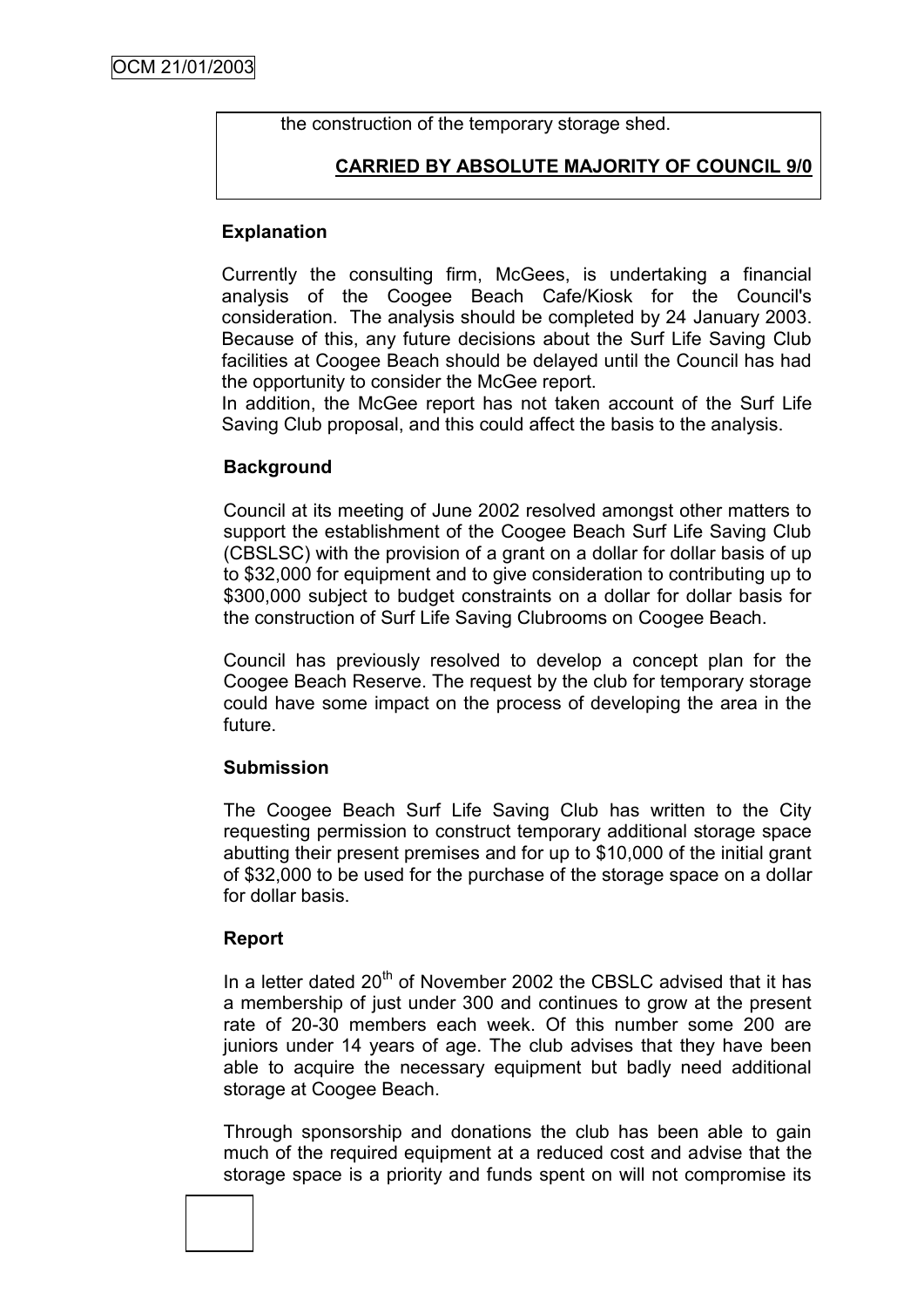the construction of the temporary storage shed.

**CARRIED BY ABSOLUTE MAJORITY OF COUNCIL 9/0**

**Explanation**

Currently the consulting firm, McGees, is undertaking a financial analysis of the Coogee Beach Cafe/Kiosk for the Council's consideration. The analysis should be completed by 24 January 2003. Because of this, any future decisions about the Surf Life Saving Club facilities at Coogee Beach should be delayed until the Council has had the opportunity to consider the McGee report.
In addition, the McGee report has not taken account of the Surf Life Saving Club proposal, and this could affect the basis to the analysis.

**Background**

Council at its meeting of June 2002 resolved amongst other matters to support the establishment of the Coogee Beach Surf Life Saving Club (CBSLSC) with the provision of a grant on a dollar for dollar basis of up to $32,000 for equipment and to give consideration to contributing up to $300,000 subject to budget constraints on a dollar for dollar basis for the construction of Surf Life Saving Clubrooms on Coogee Beach.

Council has previously resolved to develop a concept plan for the Coogee Beach Reserve. The request by the club for temporary storage could have some impact on the process of developing the area in the future.

**Submission**

The Coogee Beach Surf Life Saving Club has written to the City requesting permission to construct temporary additional storage space abutting their present premises and for up to $10,000 of the initial grant of $32,000 to be used for the purchase of the storage space on a dollar for dollar basis.

**Report**

In a letter dated 20th of November 2002 the CBSLC advised that it has a membership of just under 300 and continues to grow at the present rate of 20-30 members each week. Of this number some 200 are juniors under 14 years of age. The club advises that they have been able to acquire the necessary equipment but badly need additional storage at Coogee Beach.

Through sponsorship and donations the club has been able to gain much of the required equipment at a reduced cost and advise that the storage space is a priority and funds spent on will not compromise its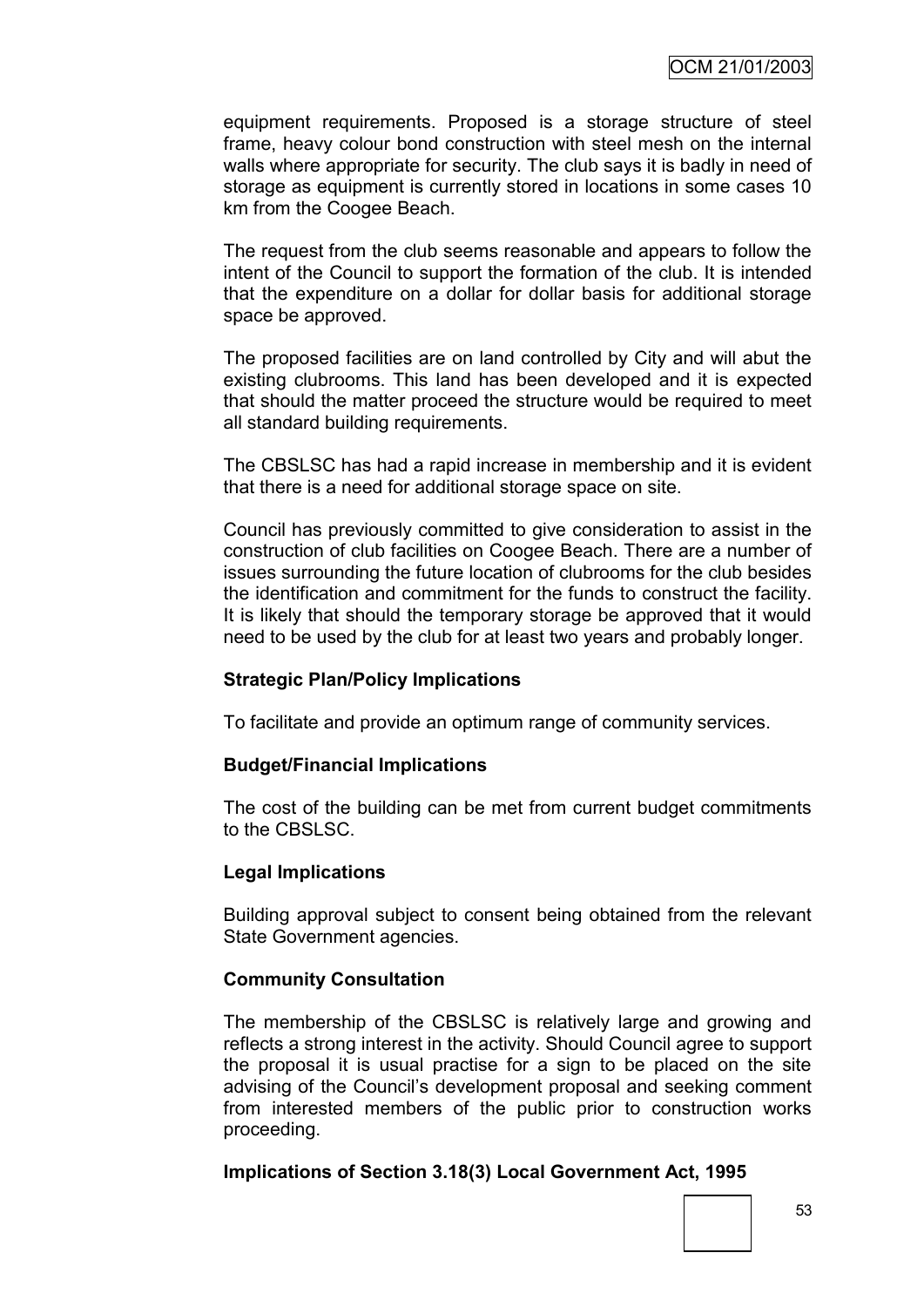equipment requirements. Proposed is a storage structure of steel frame, heavy colour bond construction with steel mesh on the internal walls where appropriate for security. The club says it is badly in need of storage as equipment is currently stored in locations in some cases 10 km from the Coogee Beach.

The request from the club seems reasonable and appears to follow the intent of the Council to support the formation of the club. It is intended that the expenditure on a dollar for dollar basis for additional storage space be approved.

The proposed facilities are on land controlled by City and will abut the existing clubrooms. This land has been developed and it is expected that should the matter proceed the structure would be required to meet all standard building requirements.

The CBSLSC has had a rapid increase in membership and it is evident that there is a need for additional storage space on site.

Council has previously committed to give consideration to assist in the construction of club facilities on Coogee Beach. There are a number of issues surrounding the future location of clubrooms for the club besides the identification and commitment for the funds to construct the facility. It is likely that should the temporary storage be approved that it would need to be used by the club for at least two years and probably longer.

**Strategic Plan/Policy Implications**

To facilitate and provide an optimum range of community services.

**Budget/Financial Implications**

The cost of the building can be met from current budget commitments to the CBSLSC.

**Legal Implications**

Building approval subject to consent being obtained from the relevant State Government agencies.

**Community Consultation**

The membership of the CBSLSC is relatively large and growing and reflects a strong interest in the activity. Should Council agree to support the proposal it is usual practise for a sign to be placed on the site advising of the Council's development proposal and seeking comment from interested members of the public prior to construction works proceeding.

**Implications of Section 3.18(3) Local Government Act, 1995**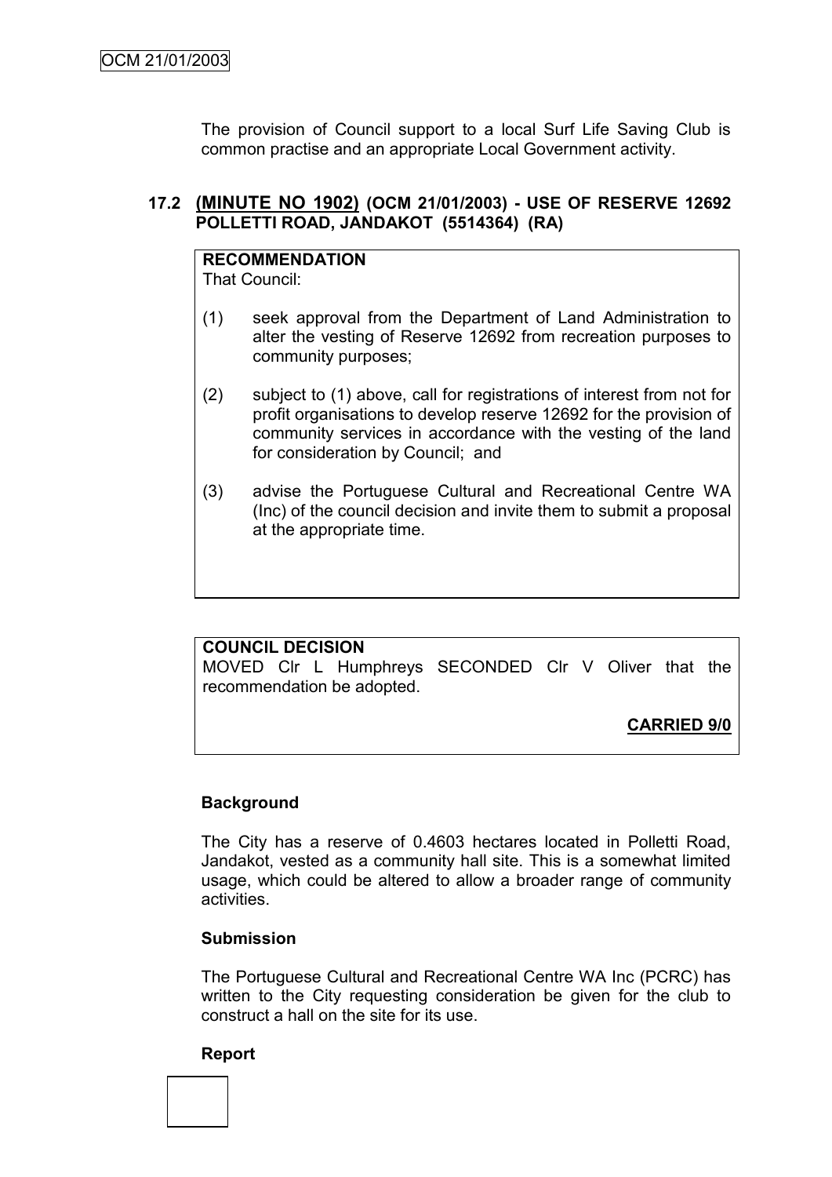The provision of Council support to a local Surf Life Saving Club is common practise and an appropriate Local Government activity.

### 17.2 (MINUTE NO 1902) (OCM 21/01/2003) - USE OF RESERVE 12692 POLLETTI ROAD, JANDAKOT (5514364) (RA)

**RECOMMENDATION**
That Council:

(1) seek approval from the Department of Land Administration to alter the vesting of Reserve 12692 from recreation purposes to community purposes;

(2) subject to (1) above, call for registrations of interest from not for profit organisations to develop reserve 12692 for the provision of community services in accordance with the vesting of the land for consideration by Council; and

(3) advise the Portuguese Cultural and Recreational Centre WA (Inc) of the council decision and invite them to submit a proposal at the appropriate time.

**COUNCIL DECISION**
MOVED Clr L Humphreys SECONDED Clr V Oliver that the recommendation be adopted.

**CARRIED 9/0**

**Background**

The City has a reserve of 0.4603 hectares located in Polletti Road, Jandakot, vested as a community hall site. This is a somewhat limited usage, which could be altered to allow a broader range of community activities.

**Submission**

The Portuguese Cultural and Recreational Centre WA Inc (PCRC) has written to the City requesting consideration be given for the club to construct a hall on the site for its use.

**Report**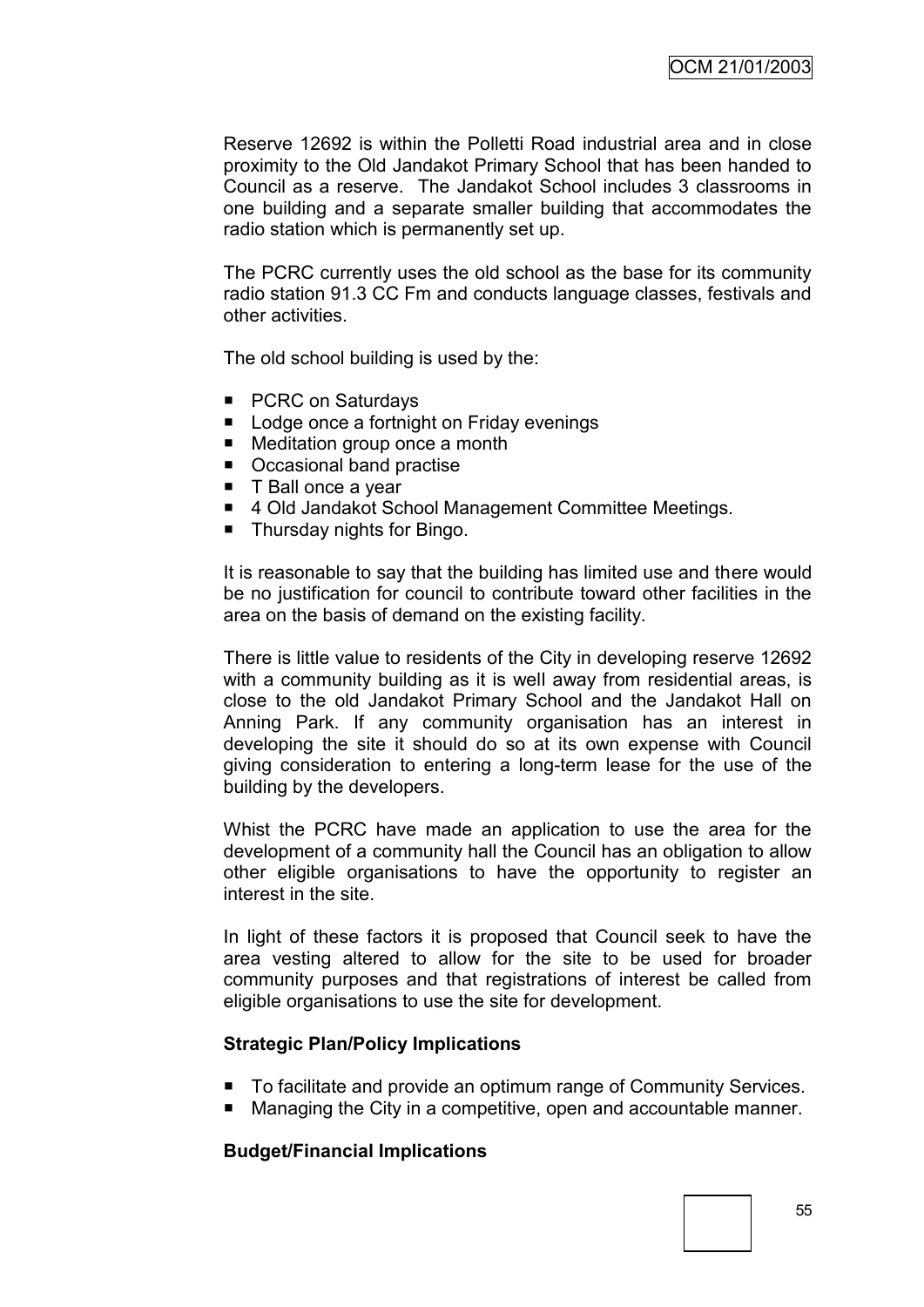Reserve 12692 is within the Polletti Road industrial area and in close proximity to the Old Jandakot Primary School that has been handed to Council as a reserve. The Jandakot School includes 3 classrooms in one building and a separate smaller building that accommodates the radio station which is permanently set up.

The PCRC currently uses the old school as the base for its community radio station 91.3 CC Fm and conducts language classes, festivals and other activities.

The old school building is used by the:

- PCRC on Saturdays
- Lodge once a fortnight on Friday evenings
- Meditation group once a month
- Occasional band practise
- T Ball once a year
- 4 Old Jandakot School Management Committee Meetings.
- Thursday nights for Bingo.

It is reasonable to say that the building has limited use and there would be no justification for council to contribute toward other facilities in the area on the basis of demand on the existing facility.

There is little value to residents of the City in developing reserve 12692 with a community building as it is well away from residential areas, is close to the old Jandakot Primary School and the Jandakot Hall on Anning Park. If any community organisation has an interest in developing the site it should do so at its own expense with Council giving consideration to entering a long-term lease for the use of the building by the developers.

Whist the PCRC have made an application to use the area for the development of a community hall the Council has an obligation to allow other eligible organisations to have the opportunity to register an interest in the site.

In light of these factors it is proposed that Council seek to have the area vesting altered to allow for the site to be used for broader community purposes and that registrations of interest be called from eligible organisations to use the site for development.

**Strategic Plan/Policy Implications**

- To facilitate and provide an optimum range of Community Services.
- Managing the City in a competitive, open and accountable manner.

**Budget/Financial Implications**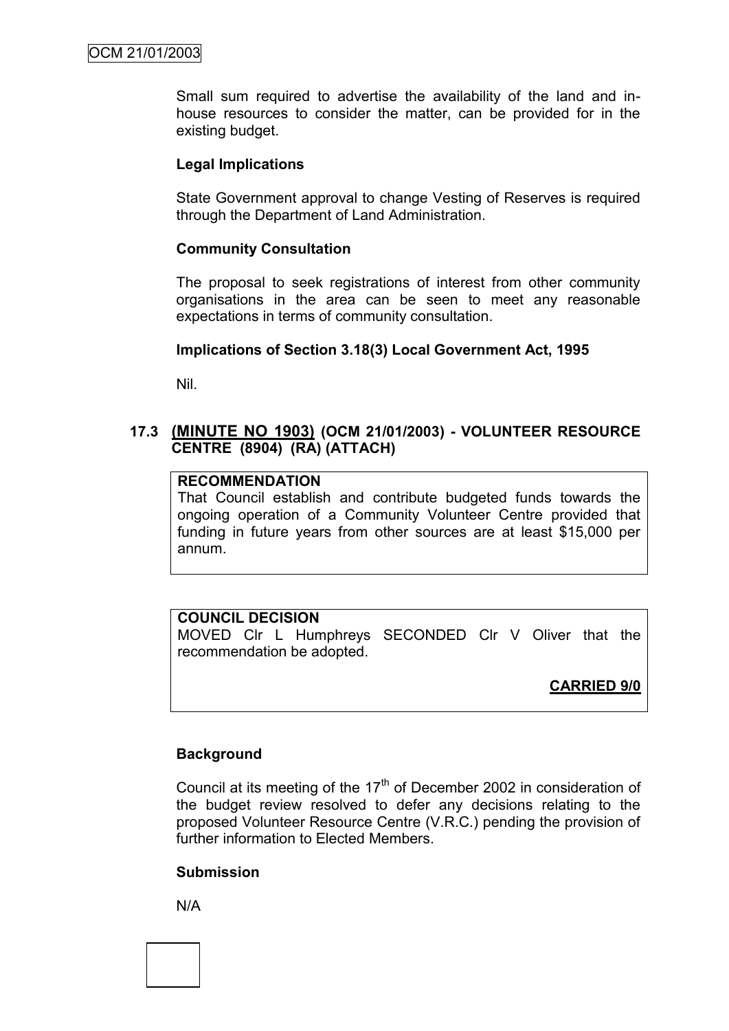Small sum required to advertise the availability of the land and in-house resources to consider the matter, can be provided for in the existing budget.

**Legal Implications**

State Government approval to change Vesting of Reserves is required through the Department of Land Administration.

**Community Consultation**

The proposal to seek registrations of interest from other community organisations in the area can be seen to meet any reasonable expectations in terms of community consultation.

**Implications of Section 3.18(3) Local Government Act, 1995**

Nil.

### 17.3 (MINUTE NO 1903) (OCM 21/01/2003) - VOLUNTEER RESOURCE CENTRE (8904) (RA) (ATTACH)

**RECOMMENDATION**
That Council establish and contribute budgeted funds towards the ongoing operation of a Community Volunteer Centre provided that funding in future years from other sources are at least $15,000 per annum.

**COUNCIL DECISION**
MOVED Clr L Humphreys SECONDED Clr V Oliver that the recommendation be adopted.

**CARRIED 9/0**

**Background**

Council at its meeting of the 17th of December 2002 in consideration of the budget review resolved to defer any decisions relating to the proposed Volunteer Resource Centre (V.R.C.) pending the provision of further information to Elected Members.

**Submission**

N/A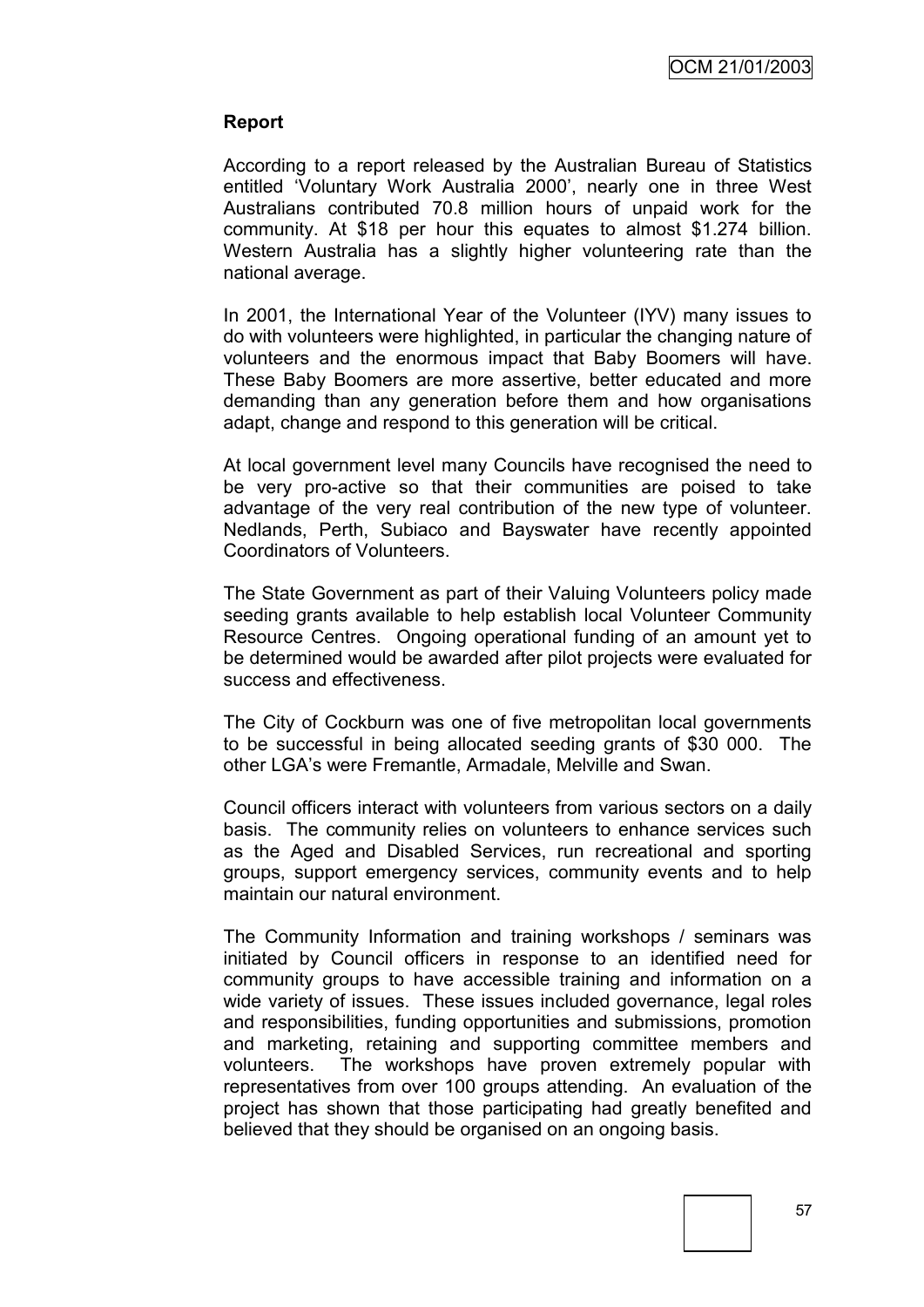**Report**

According to a report released by the Australian Bureau of Statistics entitled 'Voluntary Work Australia 2000', nearly one in three West Australians contributed 70.8 million hours of unpaid work for the community. At $18 per hour this equates to almost $1.274 billion. Western Australia has a slightly higher volunteering rate than the national average.

In 2001, the International Year of the Volunteer (IYV) many issues to do with volunteers were highlighted, in particular the changing nature of volunteers and the enormous impact that Baby Boomers will have. These Baby Boomers are more assertive, better educated and more demanding than any generation before them and how organisations adapt, change and respond to this generation will be critical.

At local government level many Councils have recognised the need to be very pro-active so that their communities are poised to take advantage of the very real contribution of the new type of volunteer. Nedlands, Perth, Subiaco and Bayswater have recently appointed Coordinators of Volunteers.

The State Government as part of their Valuing Volunteers policy made seeding grants available to help establish local Volunteer Community Resource Centres. Ongoing operational funding of an amount yet to be determined would be awarded after pilot projects were evaluated for success and effectiveness.

The City of Cockburn was one of five metropolitan local governments to be successful in being allocated seeding grants of $30 000. The other LGA's were Fremantle, Armadale, Melville and Swan.

Council officers interact with volunteers from various sectors on a daily basis. The community relies on volunteers to enhance services such as the Aged and Disabled Services, run recreational and sporting groups, support emergency services, community events and to help maintain our natural environment.

The Community Information and training workshops / seminars was initiated by Council officers in response to an identified need for community groups to have accessible training and information on a wide variety of issues. These issues included governance, legal roles and responsibilities, funding opportunities and submissions, promotion and marketing, retaining and supporting committee members and volunteers. The workshops have proven extremely popular with representatives from over 100 groups attending. An evaluation of the project has shown that those participating had greatly benefited and believed that they should be organised on an ongoing basis.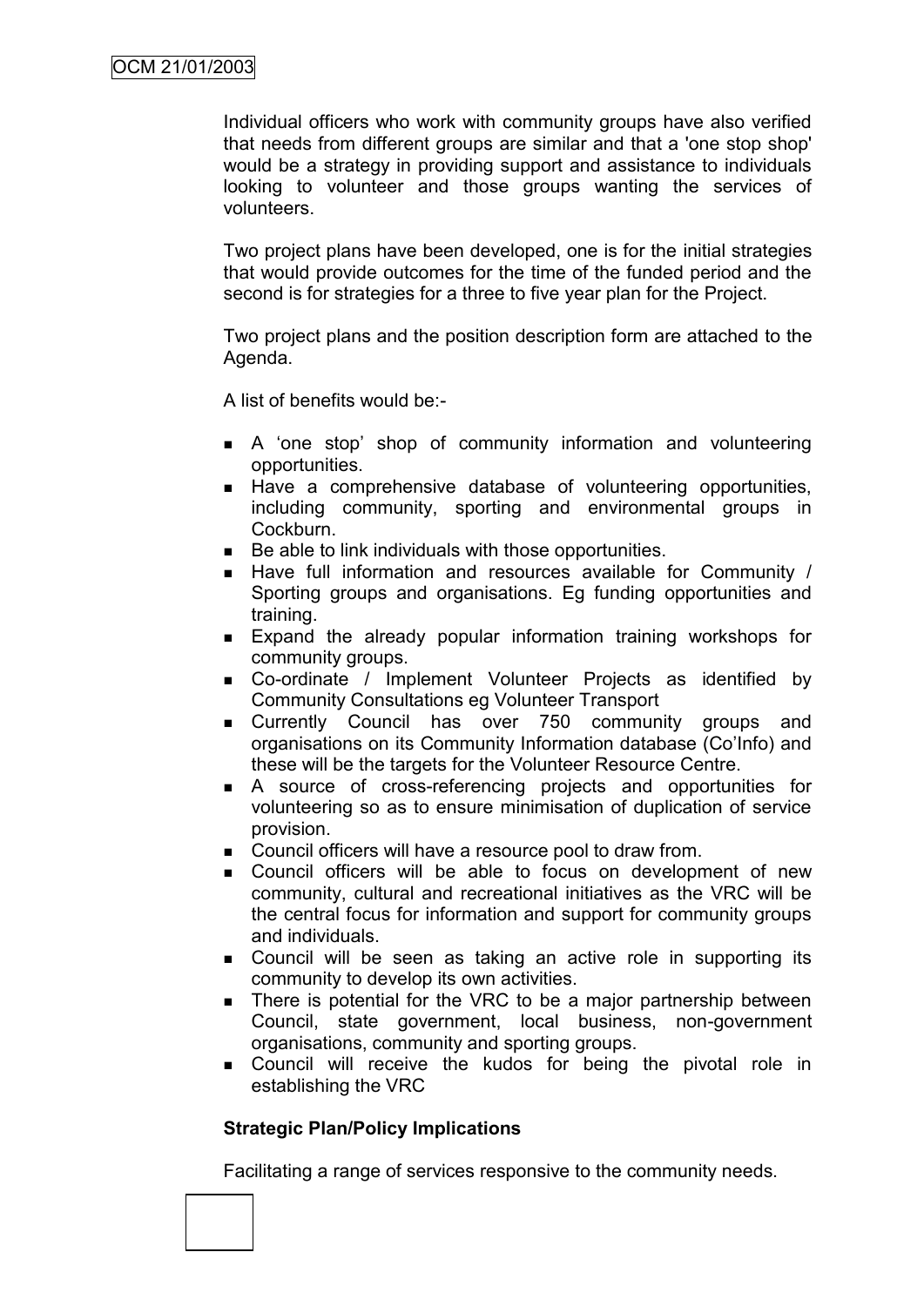Individual officers who work with community groups have also verified that needs from different groups are similar and that a 'one stop shop' would be a strategy in providing support and assistance to individuals looking to volunteer and those groups wanting the services of volunteers.

Two project plans have been developed, one is for the initial strategies that would provide outcomes for the time of the funded period and the second is for strategies for a three to five year plan for the Project.

Two project plans and the position description form are attached to the Agenda.

A list of benefits would be:-

- A 'one stop' shop of community information and volunteering opportunities.
- Have a comprehensive database of volunteering opportunities, including community, sporting and environmental groups in Cockburn.
- Be able to link individuals with those opportunities.
- Have full information and resources available for Community / Sporting groups and organisations. Eg funding opportunities and training.
- Expand the already popular information training workshops for community groups.
- Co-ordinate / Implement Volunteer Projects as identified by Community Consultations eg Volunteer Transport
- Currently Council has over 750 community groups and organisations on its Community Information database (Co'Info) and these will be the targets for the Volunteer Resource Centre.
- A source of cross-referencing projects and opportunities for volunteering so as to ensure minimisation of duplication of service provision.
- Council officers will have a resource pool to draw from.
- Council officers will be able to focus on development of new community, cultural and recreational initiatives as the VRC will be the central focus for information and support for community groups and individuals.
- Council will be seen as taking an active role in supporting its community to develop its own activities.
- There is potential for the VRC to be a major partnership between Council, state government, local business, non-government organisations, community and sporting groups.
- Council will receive the kudos for being the pivotal role in establishing the VRC

**Strategic Plan/Policy Implications**

Facilitating a range of services responsive to the community needs.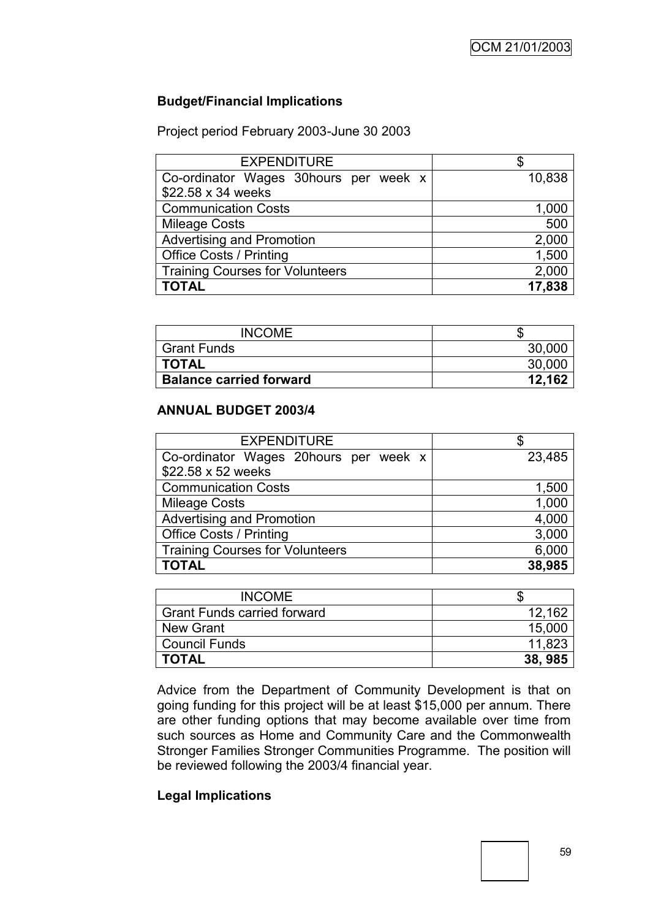**Budget/Financial Implications**

Project period February 2003-June 30 2003

| EXPENDITURE | $ |
|---|---|
| Co-ordinator Wages 30hours per week x $22.58 x 34 weeks | 10,838 |
| Communication Costs | 1,000 |
| Mileage Costs | 500 |
| Advertising and Promotion | 2,000 |
| Office Costs / Printing | 1,500 |
| Training Courses for Volunteers | 2,000 |
| **TOTAL** | **17,838** |

| INCOME | $ |
|---|---|
| Grant Funds | 30,000 |
| **TOTAL** | 30,000 |
| **Balance carried forward** | **12,162** |

**ANNUAL BUDGET 2003/4**

| EXPENDITURE | $ |
|---|---|
| Co-ordinator Wages 20hours per week x $22.58 x 52 weeks | 23,485 |
| Communication Costs | 1,500 |
| Mileage Costs | 1,000 |
| Advertising and Promotion | 4,000 |
| Office Costs / Printing | 3,000 |
| Training Courses for Volunteers | 6,000 |
| **TOTAL** | **38,985** |

| INCOME | $ |
|---|---|
| Grant Funds carried forward | 12,162 |
| New Grant | 15,000 |
| Council Funds | 11,823 |
| **TOTAL** | **38, 985** |

Advice from the Department of Community Development is that on going funding for this project will be at least $15,000 per annum. There are other funding options that may become available over time from such sources as Home and Community Care and the Commonwealth Stronger Families Stronger Communities Programme. The position will be reviewed following the 2003/4 financial year.

**Legal Implications**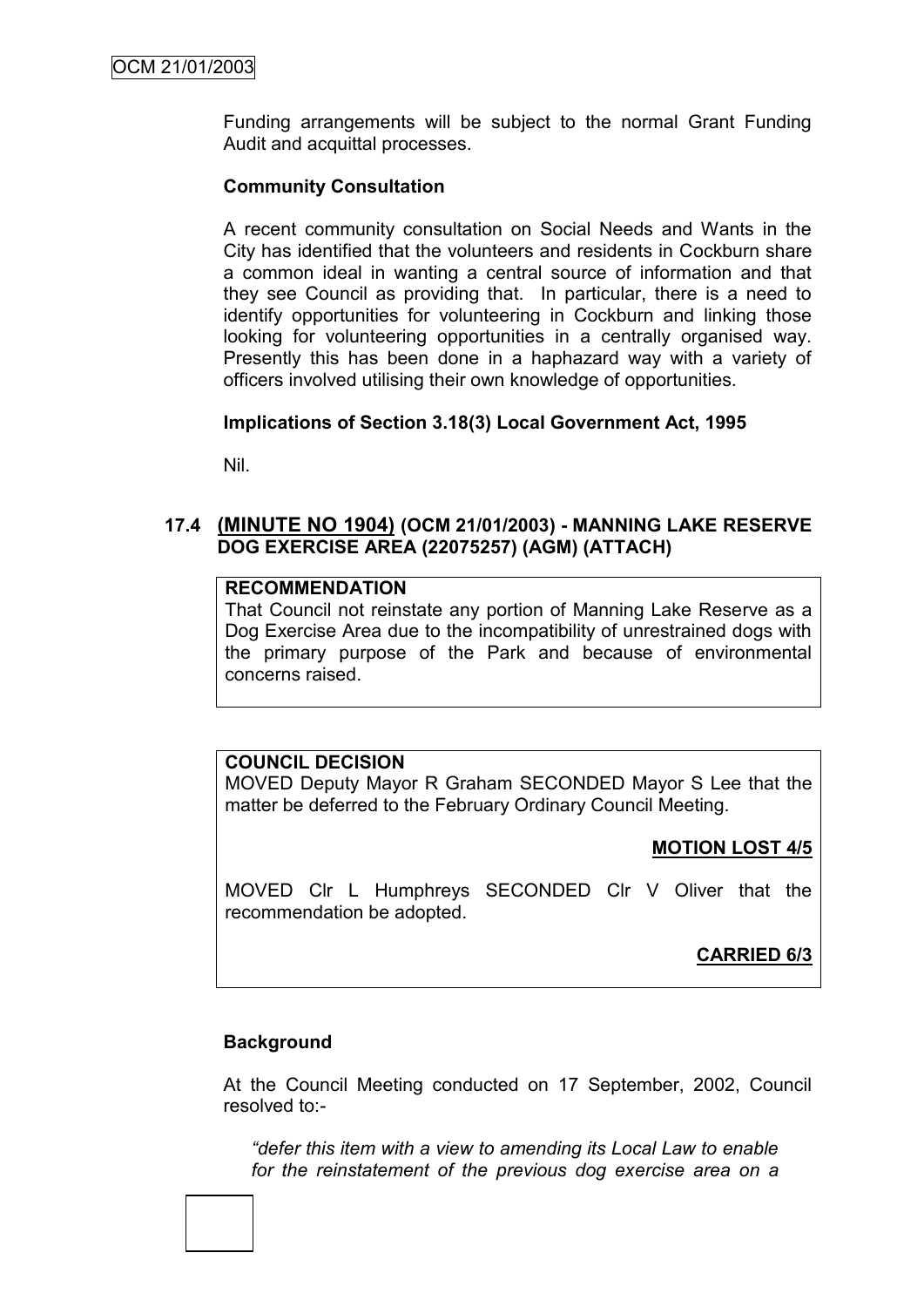Funding arrangements will be subject to the normal Grant Funding Audit and acquittal processes.

**Community Consultation**

A recent community consultation on Social Needs and Wants in the City has identified that the volunteers and residents in Cockburn share a common ideal in wanting a central source of information and that they see Council as providing that. In particular, there is a need to identify opportunities for volunteering in Cockburn and linking those looking for volunteering opportunities in a centrally organised way. Presently this has been done in a haphazard way with a variety of officers involved utilising their own knowledge of opportunities.

**Implications of Section 3.18(3) Local Government Act, 1995**

Nil.

## 17.4 (MINUTE NO 1904) (OCM 21/01/2003) - MANNING LAKE RESERVE DOG EXERCISE AREA (22075257) (AGM) (ATTACH)

**RECOMMENDATION**

That Council not reinstate any portion of Manning Lake Reserve as a Dog Exercise Area due to the incompatibility of unrestrained dogs with the primary purpose of the Park and because of environmental concerns raised.

**COUNCIL DECISION**

MOVED Deputy Mayor R Graham SECONDED Mayor S Lee that the matter be deferred to the February Ordinary Council Meeting.

**MOTION LOST 4/5**

MOVED Clr L Humphreys SECONDED Clr V Oliver that the recommendation be adopted.

**CARRIED 6/3**

**Background**

At the Council Meeting conducted on 17 September, 2002, Council resolved to:-

*"defer this item with a view to amending its Local Law to enable for the reinstatement of the previous dog exercise area on a*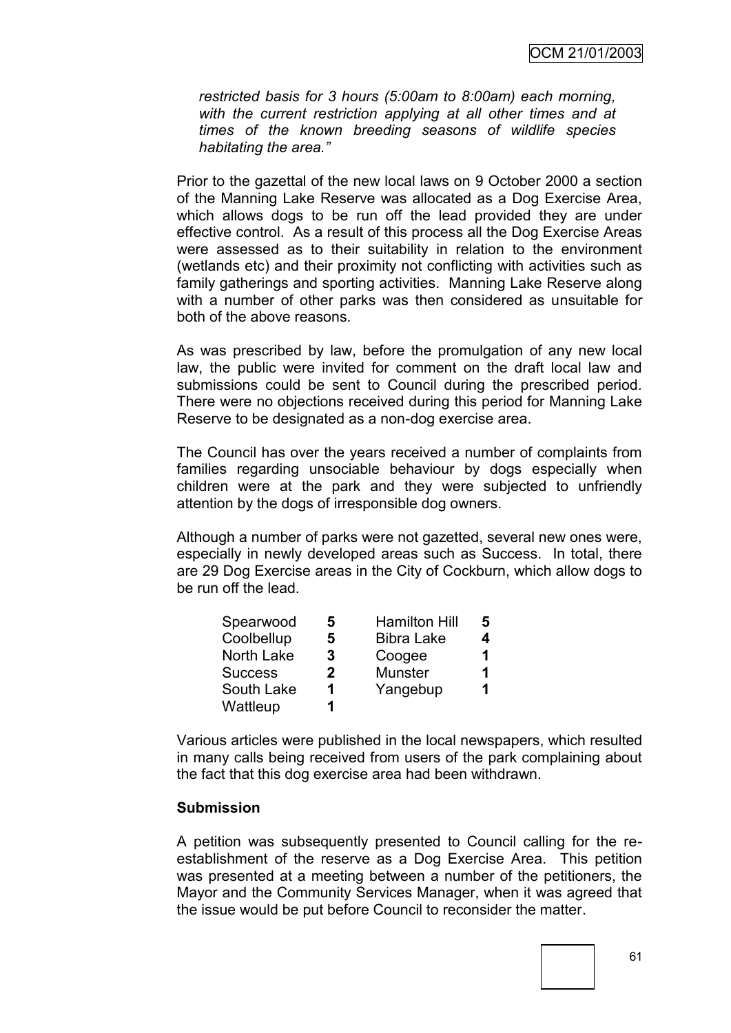*restricted basis for 3 hours (5:00am to 8:00am) each morning, with the current restriction applying at all other times and at times of the known breeding seasons of wildlife species habitating the area."*

Prior to the gazettal of the new local laws on 9 October 2000 a section of the Manning Lake Reserve was allocated as a Dog Exercise Area, which allows dogs to be run off the lead provided they are under effective control. As a result of this process all the Dog Exercise Areas were assessed as to their suitability in relation to the environment (wetlands etc) and their proximity not conflicting with activities such as family gatherings and sporting activities. Manning Lake Reserve along with a number of other parks was then considered as unsuitable for both of the above reasons.

As was prescribed by law, before the promulgation of any new local law, the public were invited for comment on the draft local law and submissions could be sent to Council during the prescribed period. There were no objections received during this period for Manning Lake Reserve to be designated as a non-dog exercise area.

The Council has over the years received a number of complaints from families regarding unsociable behaviour by dogs especially when children were at the park and they were subjected to unfriendly attention by the dogs of irresponsible dog owners.

Although a number of parks were not gazetted, several new ones were, especially in newly developed areas such as Success. In total, there are 29 Dog Exercise areas in the City of Cockburn, which allow dogs to be run off the lead.

| | | | |
|---|---|---|---|
| Spearwood | **5** | Hamilton Hill | **5** |
| Coolbellup | **5** | Bibra Lake | **4** |
| North Lake | **3** | Coogee | **1** |
| Success | **2** | Munster | **1** |
| South Lake | **1** | Yangebup | **1** |
| Wattleup | **1** | | |

Various articles were published in the local newspapers, which resulted in many calls being received from users of the park complaining about the fact that this dog exercise area had been withdrawn.

**Submission**

A petition was subsequently presented to Council calling for the re-establishment of the reserve as a Dog Exercise Area. This petition was presented at a meeting between a number of the petitioners, the Mayor and the Community Services Manager, when it was agreed that the issue would be put before Council to reconsider the matter.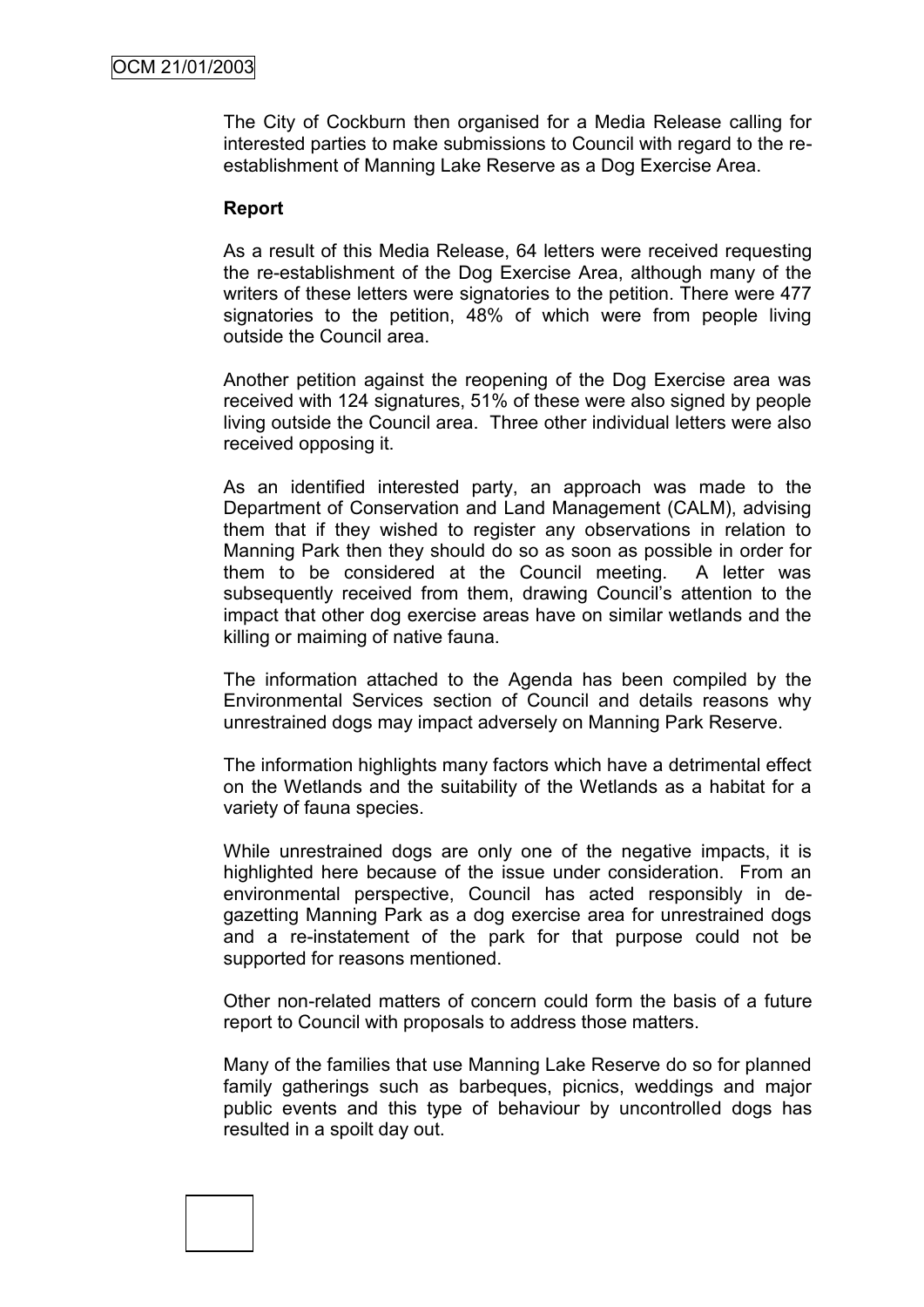The City of Cockburn then organised for a Media Release calling for interested parties to make submissions to Council with regard to the re-establishment of Manning Lake Reserve as a Dog Exercise Area.

**Report**

As a result of this Media Release, 64 letters were received requesting the re-establishment of the Dog Exercise Area, although many of the writers of these letters were signatories to the petition. There were 477 signatories to the petition, 48% of which were from people living outside the Council area.

Another petition against the reopening of the Dog Exercise area was received with 124 signatures, 51% of these were also signed by people living outside the Council area. Three other individual letters were also received opposing it.

As an identified interested party, an approach was made to the Department of Conservation and Land Management (CALM), advising them that if they wished to register any observations in relation to Manning Park then they should do so as soon as possible in order for them to be considered at the Council meeting. A letter was subsequently received from them, drawing Council's attention to the impact that other dog exercise areas have on similar wetlands and the killing or maiming of native fauna.

The information attached to the Agenda has been compiled by the Environmental Services section of Council and details reasons why unrestrained dogs may impact adversely on Manning Park Reserve.

The information highlights many factors which have a detrimental effect on the Wetlands and the suitability of the Wetlands as a habitat for a variety of fauna species.

While unrestrained dogs are only one of the negative impacts, it is highlighted here because of the issue under consideration. From an environmental perspective, Council has acted responsibly in de-gazetting Manning Park as a dog exercise area for unrestrained dogs and a re-instatement of the park for that purpose could not be supported for reasons mentioned.

Other non-related matters of concern could form the basis of a future report to Council with proposals to address those matters.

Many of the families that use Manning Lake Reserve do so for planned family gatherings such as barbeques, picnics, weddings and major public events and this type of behaviour by uncontrolled dogs has resulted in a spoilt day out.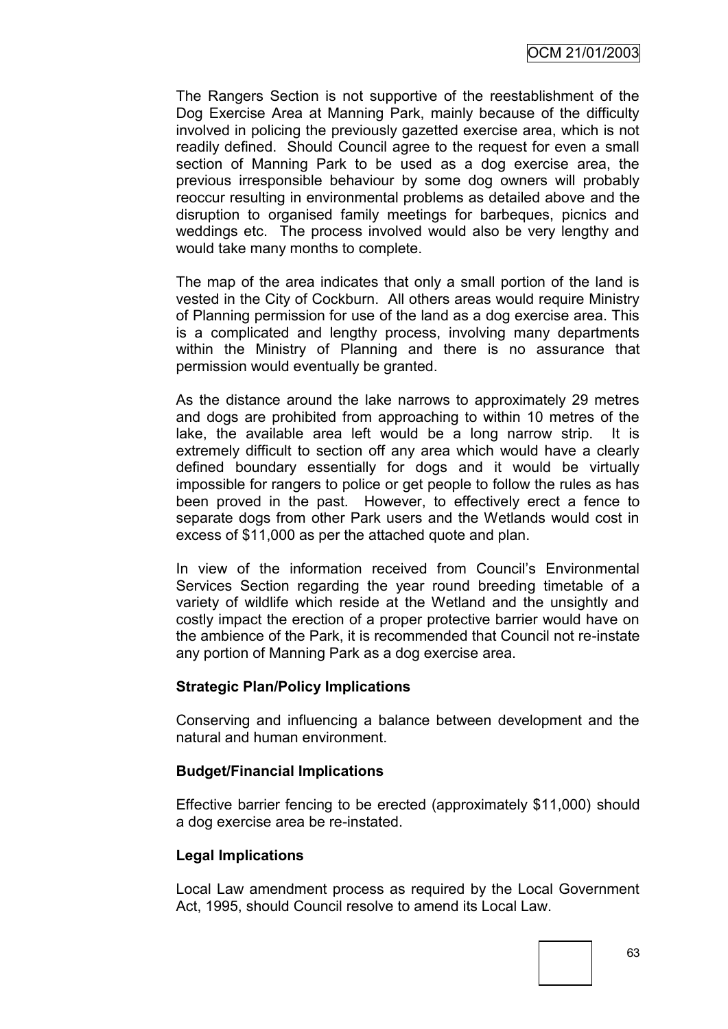The Rangers Section is not supportive of the reestablishment of the Dog Exercise Area at Manning Park, mainly because of the difficulty involved in policing the previously gazetted exercise area, which is not readily defined. Should Council agree to the request for even a small section of Manning Park to be used as a dog exercise area, the previous irresponsible behaviour by some dog owners will probably reoccur resulting in environmental problems as detailed above and the disruption to organised family meetings for barbeques, picnics and weddings etc. The process involved would also be very lengthy and would take many months to complete.

The map of the area indicates that only a small portion of the land is vested in the City of Cockburn. All others areas would require Ministry of Planning permission for use of the land as a dog exercise area. This is a complicated and lengthy process, involving many departments within the Ministry of Planning and there is no assurance that permission would eventually be granted.

As the distance around the lake narrows to approximately 29 metres and dogs are prohibited from approaching to within 10 metres of the lake, the available area left would be a long narrow strip. It is extremely difficult to section off any area which would have a clearly defined boundary essentially for dogs and it would be virtually impossible for rangers to police or get people to follow the rules as has been proved in the past. However, to effectively erect a fence to separate dogs from other Park users and the Wetlands would cost in excess of $11,000 as per the attached quote and plan.

In view of the information received from Council's Environmental Services Section regarding the year round breeding timetable of a variety of wildlife which reside at the Wetland and the unsightly and costly impact the erection of a proper protective barrier would have on the ambience of the Park, it is recommended that Council not re-instate any portion of Manning Park as a dog exercise area.

**Strategic Plan/Policy Implications**

Conserving and influencing a balance between development and the natural and human environment.

**Budget/Financial Implications**

Effective barrier fencing to be erected (approximately $11,000) should a dog exercise area be re-instated.

**Legal Implications**

Local Law amendment process as required by the Local Government Act, 1995, should Council resolve to amend its Local Law.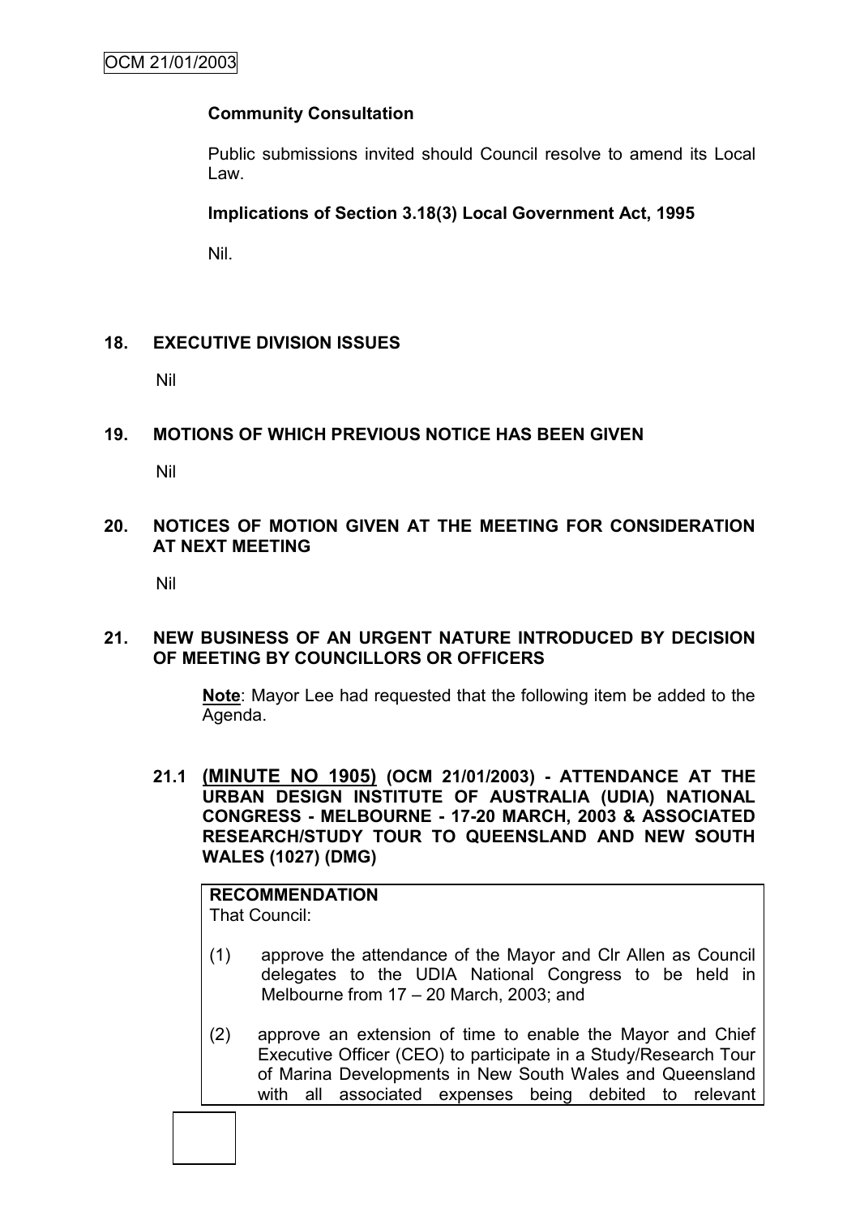**Community Consultation**

Public submissions invited should Council resolve to amend its Local Law.

**Implications of Section 3.18(3) Local Government Act, 1995**

Nil.

## 18. EXECUTIVE DIVISION ISSUES

Nil

## 19. MOTIONS OF WHICH PREVIOUS NOTICE HAS BEEN GIVEN

Nil

## 20. NOTICES OF MOTION GIVEN AT THE MEETING FOR CONSIDERATION AT NEXT MEETING

Nil

## 21. NEW BUSINESS OF AN URGENT NATURE INTRODUCED BY DECISION OF MEETING BY COUNCILLORS OR OFFICERS

**Note**: Mayor Lee had requested that the following item be added to the Agenda.

### 21.1 (MINUTE NO 1905) (OCM 21/01/2003) - ATTENDANCE AT THE URBAN DESIGN INSTITUTE OF AUSTRALIA (UDIA) NATIONAL CONGRESS - MELBOURNE - 17-20 MARCH, 2003 & ASSOCIATED RESEARCH/STUDY TOUR TO QUEENSLAND AND NEW SOUTH WALES (1027) (DMG)

**RECOMMENDATION**
That Council:

(1) approve the attendance of the Mayor and Clr Allen as Council delegates to the UDIA National Congress to be held in Melbourne from 17 – 20 March, 2003; and

(2) approve an extension of time to enable the Mayor and Chief Executive Officer (CEO) to participate in a Study/Research Tour of Marina Developments in New South Wales and Queensland with all associated expenses being debited to relevant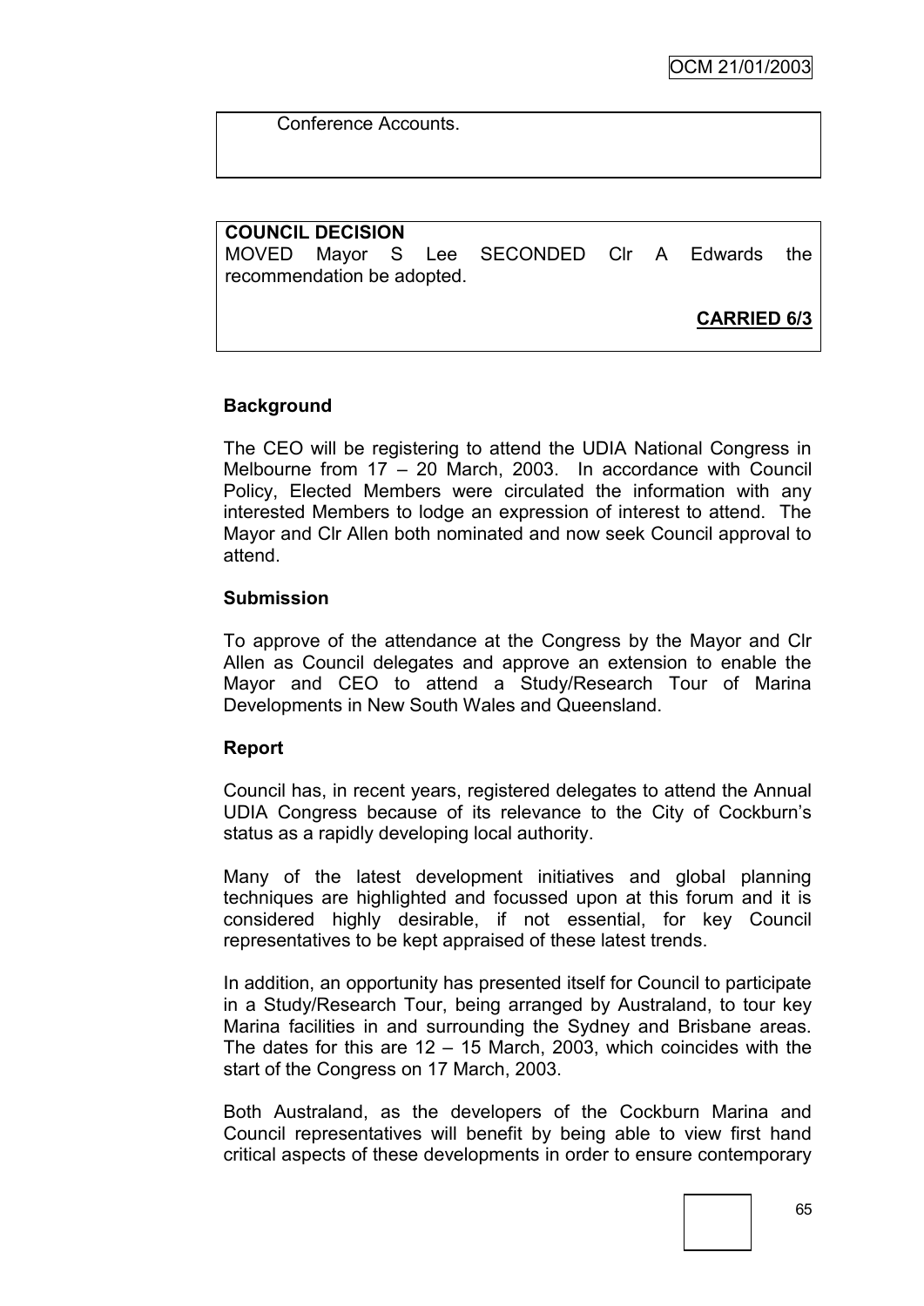Conference Accounts.

**COUNCIL DECISION**
MOVED Mayor S Lee SECONDED Clr A Edwards the recommendation be adopted.

**CARRIED 6/3**

### Background

The CEO will be registering to attend the UDIA National Congress in Melbourne from 17 – 20 March, 2003. In accordance with Council Policy, Elected Members were circulated the information with any interested Members to lodge an expression of interest to attend. The Mayor and Clr Allen both nominated and now seek Council approval to attend.

### Submission

To approve of the attendance at the Congress by the Mayor and Clr Allen as Council delegates and approve an extension to enable the Mayor and CEO to attend a Study/Research Tour of Marina Developments in New South Wales and Queensland.

### Report

Council has, in recent years, registered delegates to attend the Annual UDIA Congress because of its relevance to the City of Cockburn's status as a rapidly developing local authority.

Many of the latest development initiatives and global planning techniques are highlighted and focussed upon at this forum and it is considered highly desirable, if not essential, for key Council representatives to be kept appraised of these latest trends.

In addition, an opportunity has presented itself for Council to participate in a Study/Research Tour, being arranged by Australand, to tour key Marina facilities in and surrounding the Sydney and Brisbane areas. The dates for this are 12 – 15 March, 2003, which coincides with the start of the Congress on 17 March, 2003.

Both Australand, as the developers of the Cockburn Marina and Council representatives will benefit by being able to view first hand critical aspects of these developments in order to ensure contemporary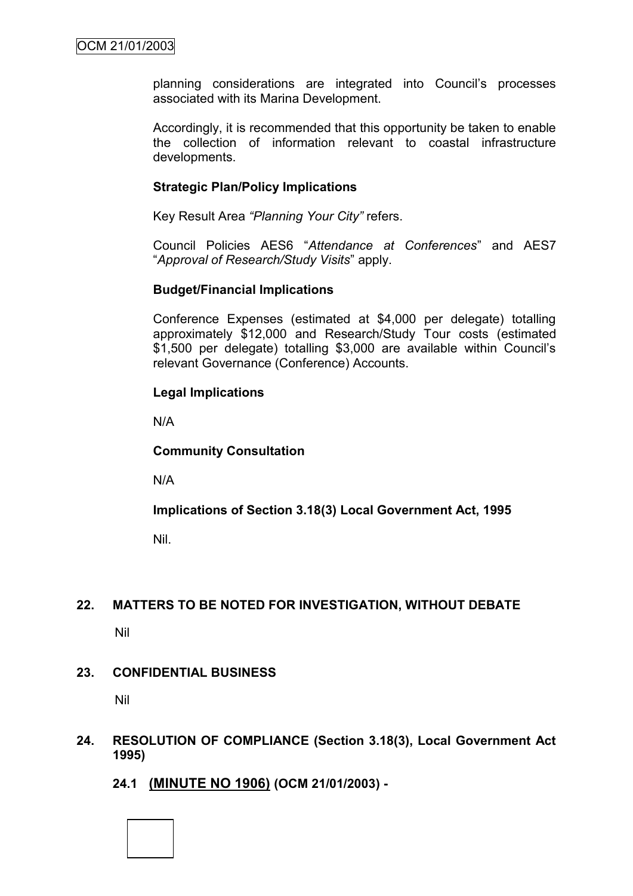planning considerations are integrated into Council's processes associated with its Marina Development.

Accordingly, it is recommended that this opportunity be taken to enable the collection of information relevant to coastal infrastructure developments.

**Strategic Plan/Policy Implications**

Key Result Area *"Planning Your City"* refers.

Council Policies AES6 "*Attendance at Conferences*" and AES7 "*Approval of Research/Study Visits*" apply.

**Budget/Financial Implications**

Conference Expenses (estimated at $4,000 per delegate) totalling approximately $12,000 and Research/Study Tour costs (estimated $1,500 per delegate) totalling $3,000 are available within Council's relevant Governance (Conference) Accounts.

**Legal Implications**

N/A

**Community Consultation**

N/A

**Implications of Section 3.18(3) Local Government Act, 1995**

Nil.

## 22. MATTERS TO BE NOTED FOR INVESTIGATION, WITHOUT DEBATE

Nil

## 23. CONFIDENTIAL BUSINESS

Nil

## 24. RESOLUTION OF COMPLIANCE (Section 3.18(3), Local Government Act 1995)

### 24.1 (MINUTE NO 1906) (OCM 21/01/2003) -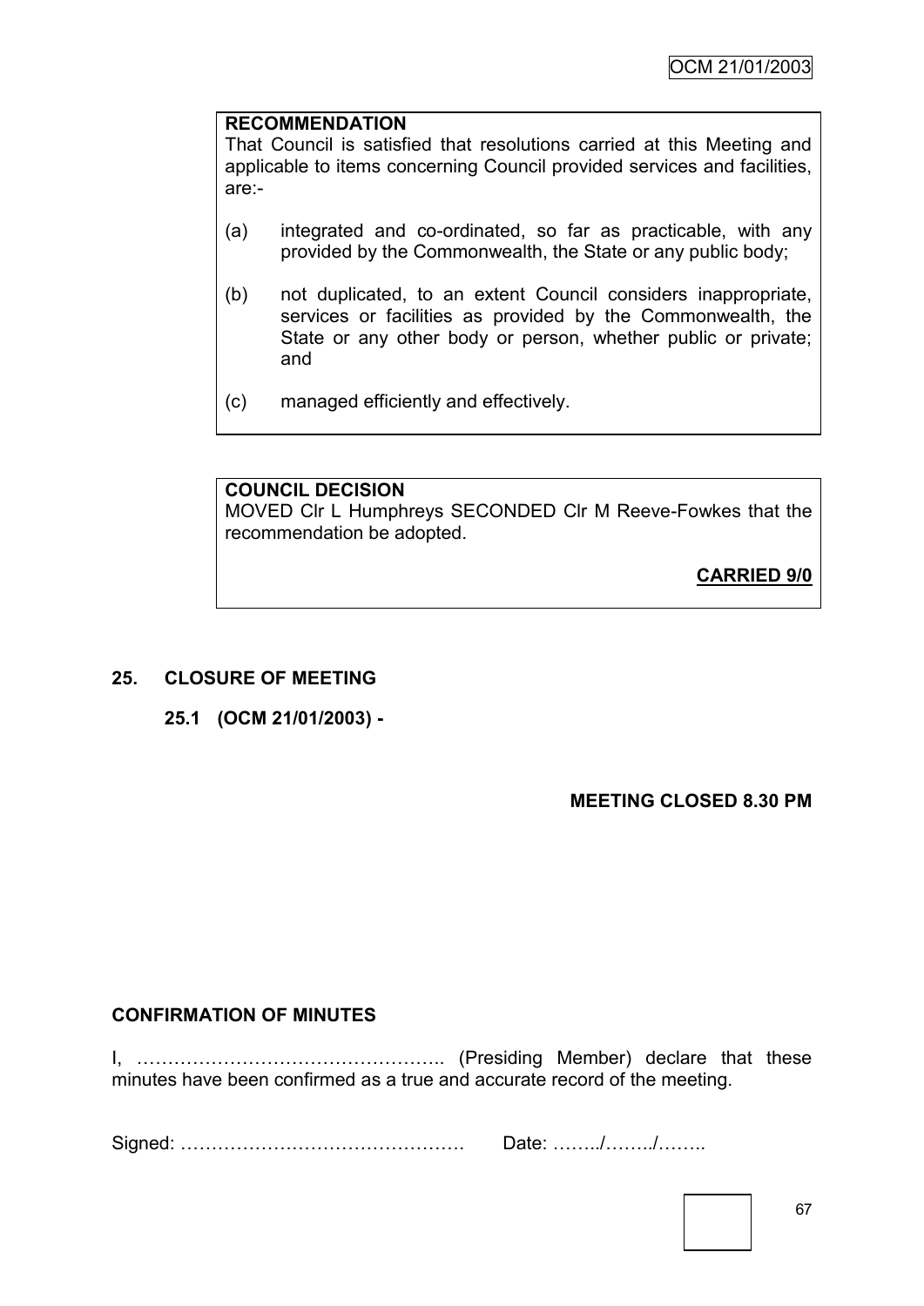**RECOMMENDATION**

That Council is satisfied that resolutions carried at this Meeting and applicable to items concerning Council provided services and facilities, are:-

(a) integrated and co-ordinated, so far as practicable, with any provided by the Commonwealth, the State or any public body;

(b) not duplicated, to an extent Council considers inappropriate, services or facilities as provided by the Commonwealth, the State or any other body or person, whether public or private; and

(c) managed efficiently and effectively.

**COUNCIL DECISION**

MOVED Clr L Humphreys SECONDED Clr M Reeve-Fowkes that the recommendation be adopted.

**CARRIED 9/0**

## 25. CLOSURE OF MEETING

### 25.1 (OCM 21/01/2003) -

**MEETING CLOSED 8.30 PM**

**CONFIRMATION OF MINUTES**

I, ………………………………………….. (Presiding Member) declare that these minutes have been confirmed as a true and accurate record of the meeting.

Signed: ………………………………………. Date: ……../……../……..